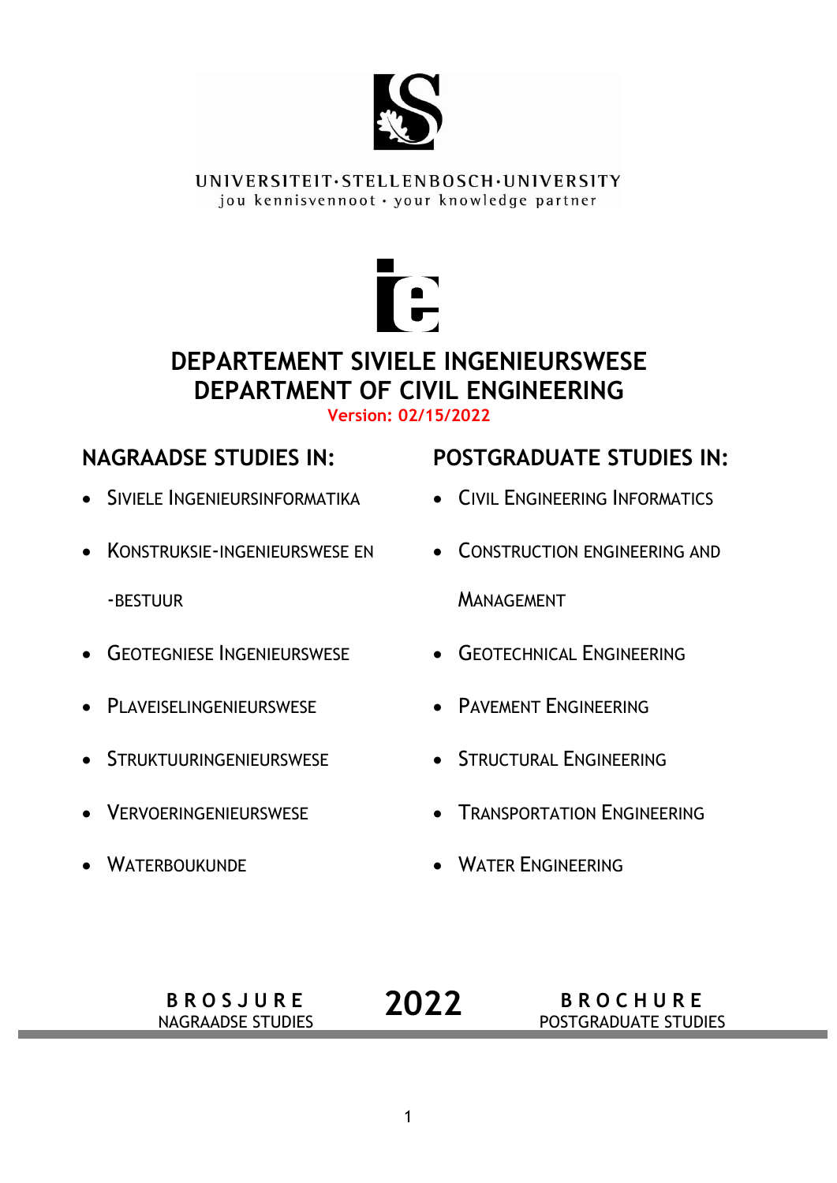UNIVERSITEIT·STELLENBOSCH·UNIVERSITY

jou kennisvennoot · your knowledge partner

# DEPARTEMENT SIVIELE INGENIEURSWESE
# DEPARTMENT OF CIVIL ENGINEERING

**Version: 02/15/2022**

## NAGRAADSE STUDIES IN:

- SIVIELE INGENIEURSINFORMATIKA
- KONSTRUKSIE-INGENIEURSWESE EN -BESTUUR
- GEOTEGNIESE INGENIEURSWESE
- PLAVEISELINGENIEURSWESE
- STRUKTUURINGENIEURSWESE
- VERVOERINGENIEURSWESE
- WATERBOUKUNDE

## POSTGRADUATE STUDIES IN:

- CIVIL ENGINEERING INFORMATICS
- CONSTRUCTION ENGINEERING AND MANAGEMENT
- GEOTECHNICAL ENGINEERING
- PAVEMENT ENGINEERING
- STRUCTURAL ENGINEERING
- TRANSPORTATION ENGINEERING
- WATER ENGINEERING

**BROSJURE**
NAGRAADSE STUDIES

**2022**

**BROCHURE**
POSTGRADUATE STUDIES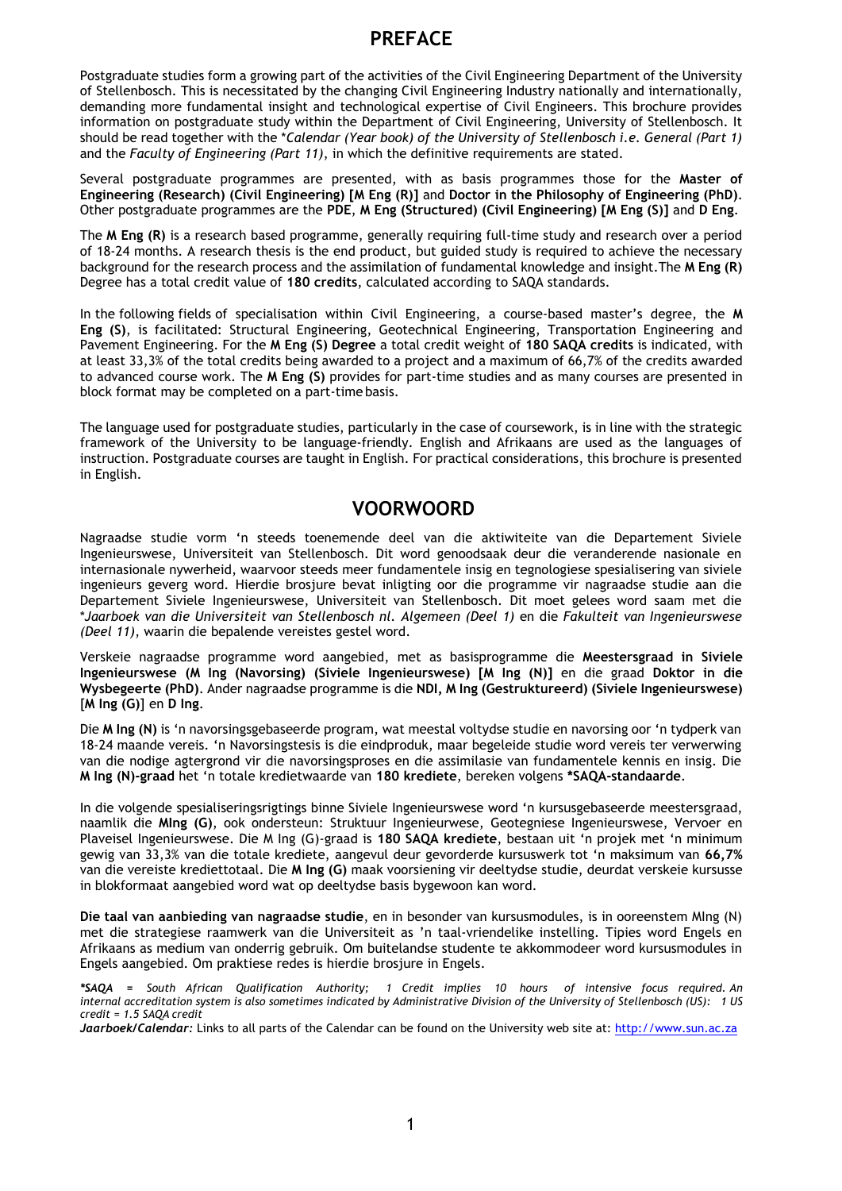# PREFACE

Postgraduate studies form a growing part of the activities of the Civil Engineering Department of the University of Stellenbosch. This is necessitated by the changing Civil Engineering Industry nationally and internationally, demanding more fundamental insight and technological expertise of Civil Engineers. This brochure provides information on postgraduate study within the Department of Civil Engineering, University of Stellenbosch. It should be read together with the \**Calendar (Year book) of the University of Stellenbosch i.e. General (Part 1)* and the *Faculty of Engineering (Part 11)*, in which the definitive requirements are stated.

Several postgraduate programmes are presented, with as basis programmes those for the **Master of Engineering (Research) (Civil Engineering) [M Eng (R)]** and **Doctor in the Philosophy of Engineering (PhD)**. Other postgraduate programmes are the **PDE**, **M Eng (Structured) (Civil Engineering) [M Eng (S)]** and **D Eng**.

The **M Eng (R)** is a research based programme, generally requiring full-time study and research over a period of 18-24 months. A research thesis is the end product, but guided study is required to achieve the necessary background for the research process and the assimilation of fundamental knowledge and insight.The **M Eng (R)** Degree has a total credit value of **180 credits**, calculated according to SAQA standards.

In the following fields of specialisation within Civil Engineering, a course-based master's degree, the **M Eng (S)**, is facilitated: Structural Engineering, Geotechnical Engineering, Transportation Engineering and Pavement Engineering. For the **M Eng (S) Degree** a total credit weight of **180 SAQA credits** is indicated, with at least 33,3% of the total credits being awarded to a project and a maximum of 66,7% of the credits awarded to advanced course work. The **M Eng (S)** provides for part-time studies and as many courses are presented in block format may be completed on a part-time basis.

The language used for postgraduate studies, particularly in the case of coursework, is in line with the strategic framework of the University to be language-friendly. English and Afrikaans are used as the languages of instruction. Postgraduate courses are taught in English. For practical considerations, this brochure is presented in English.

# VOORWOORD

Nagraadse studie vorm 'n steeds toenemende deel van die aktiwiteite van die Departement Siviele Ingenieurswese, Universiteit van Stellenbosch. Dit word genoodsaak deur die veranderende nasionale en internasionale nywerheid, waarvoor steeds meer fundamentele insig en tegnologiese spesialisering van siviele ingenieurs geverg word. Hierdie brosjure bevat inligting oor die programme vir nagraadse studie aan die Departement Siviele Ingenieurswese, Universiteit van Stellenbosch. Dit moet gelees word saam met die \**Jaarboek van die Universiteit van Stellenbosch nl. Algemeen (Deel 1)* en die *Fakulteit van Ingenieurswese (Deel 11)*, waarin die bepalende vereistes gestel word.

Verskeie nagraadse programme word aangebied, met as basisprogramme die **Meestersgraad in Siviele Ingenieurswese (M Ing (Navorsing) (Siviele Ingenieurswese) [M Ing (N)]** en die graad **Doktor in die Wysbegeerte (PhD)**. Ander nagraadse programme is die **NDI, M Ing (Gestruktureerd) (Siviele Ingenieurswese) [M Ing (G)]** en **D Ing**.

Die **M Ing (N)** is 'n navorsingsgebaseerde program, wat meestal voltydse studie en navorsing oor 'n tydperk van 18-24 maande vereis. 'n Navorsingstesis is die eindproduk, maar begeleide studie word vereis ter verwerwing van die nodige agtergrond vir die navorsingsproses en die assimilasie van fundamentele kennis en insig. Die **M Ing (N)-graad** het 'n totale kredietwaarde van **180 krediete**, bereken volgens **\*SAQA-standaarde**.

In die volgende spesialiseringsrigtings binne Siviele Ingenieurswese word 'n kursusgebaseerde meestersgraad, naamlik die **MIng (G)**, ook ondersteun: Struktuur Ingenieurwese, Geotegniese Ingenieurswese, Vervoer en Plaveisel Ingenieurswese. Die M Ing (G)-graad is **180 SAQA krediete**, bestaan uit 'n projek met 'n minimum gewig van 33,3% van die totale krediete, aangevul deur gevorderde kursuswerk tot 'n maksimum van **66,7%** van die vereiste krediettotaal. Die **M Ing (G)** maak voorsiening vir deeltydse studie, deurdat verskeie kursusse in blokformaat aangebied word wat op deeltydse basis bygewoon kan word.

**Die taal van aanbieding van nagraadse studie**, en in besonder van kursusmodules, is in ooreenstem MIng (N) met die strategiese raamwerk van die Universiteit as 'n taal-vriendelike instelling. Tipies word Engels en Afrikaans as medium van onderrig gebruik. Om buitelandse studente te akkommodeer word kursusmodules in Engels aangebied. Om praktiese redes is hierdie brosjure in Engels.

***SAQA** *= South African Qualification Authority; 1 Credit implies 10 hours of intensive focus required. An internal accreditation system is also sometimes indicated by Administrative Division of the University of Stellenbosch (US): 1 US credit = 1.5 SAQA credit*

***Jaarboek/Calendar:*** Links to all parts of the Calendar can be found on the University web site at: http://www.sun.ac.za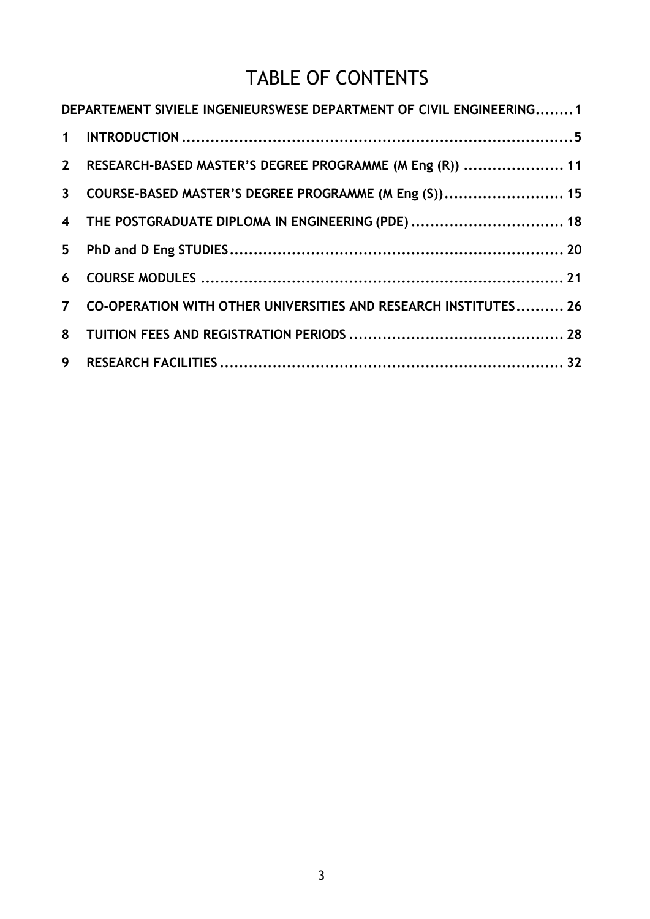# TABLE OF CONTENTS

DEPARTEMENT SIVIELE INGENIEURSWESE DEPARTMENT OF CIVIL ENGINEERING........1

1 INTRODUCTION ....................................................................................5

2 RESEARCH-BASED MASTER'S DEGREE PROGRAMME (M Eng (R)) ..................... 11

3 COURSE-BASED MASTER'S DEGREE PROGRAMME (M Eng (S))......................... 15

4 THE POSTGRADUATE DIPLOMA IN ENGINEERING (PDE) ................................ 18

5 PhD and D Eng STUDIES...................................................................... 20

6 COURSE MODULES ............................................................................ 21

7 CO-OPERATION WITH OTHER UNIVERSITIES AND RESEARCH INSTITUTES.......... 26

8 TUITION FEES AND REGISTRATION PERIODS ............................................. 28

9 RESEARCH FACILITIES ........................................................................ 32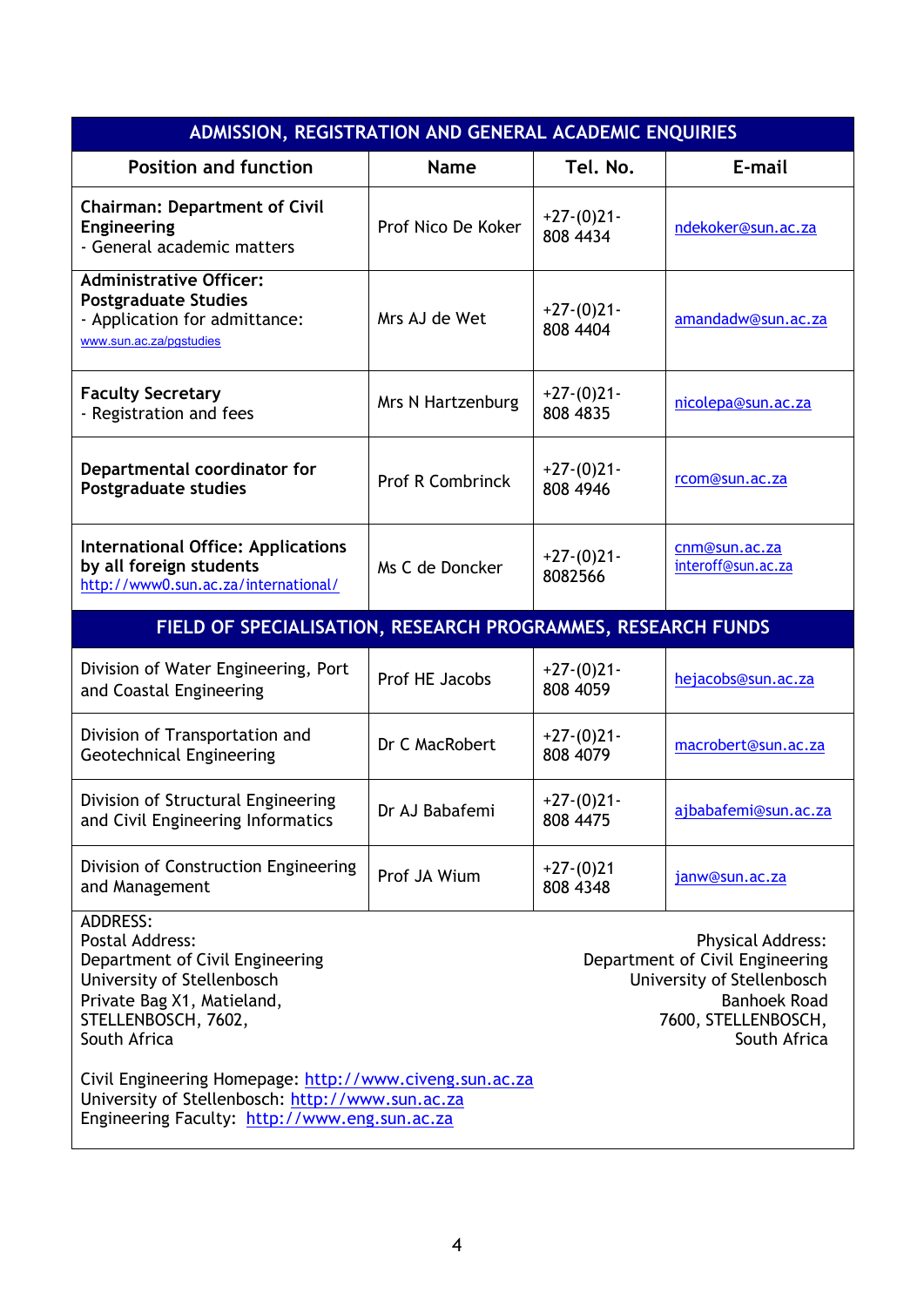| ADMISSION, REGISTRATION AND GENERAL ACADEMIC ENQUIRIES | | | |
|---|---|---|---|
| **Position and function** | **Name** | **Tel. No.** | **E-mail** |
| **Chairman: Department of Civil Engineering** - General academic matters | Prof Nico De Koker | +27-(0)21-808 4434 | ndekoker@sun.ac.za |
| **Administrative Officer: Postgraduate Studies** - Application for admittance: www.sun.ac.za/pgstudies | Mrs AJ de Wet | +27-(0)21-808 4404 | amandadw@sun.ac.za |
| **Faculty Secretary** - Registration and fees | Mrs N Hartzenburg | +27-(0)21-808 4835 | nicolepa@sun.ac.za |
| **Departmental coordinator for Postgraduate studies** | Prof R Combrinck | +27-(0)21-808 4946 | rcom@sun.ac.za |
| **International Office: Applications by all foreign students** http://www0.sun.ac.za/international/ | Ms C de Doncker | +27-(0)21-8082566 | cnm@sun.ac.za interoff@sun.ac.za |
| **FIELD OF SPECIALISATION, RESEARCH PROGRAMMES, RESEARCH FUNDS** | | | |
| Division of Water Engineering, Port and Coastal Engineering | Prof HE Jacobs | +27-(0)21-808 4059 | hejacobs@sun.ac.za |
| Division of Transportation and Geotechnical Engineering | Dr C MacRobert | +27-(0)21-808 4079 | macrobert@sun.ac.za |
| Division of Structural Engineering and Civil Engineering Informatics | Dr AJ Babafemi | +27-(0)21-808 4475 | ajbabafemi@sun.ac.za |
| Division of Construction Engineering and Management | Prof JA Wium | +27-(0)21 808 4348 | janw@sun.ac.za |

ADDRESS:

Postal Address:
Department of Civil Engineering
University of Stellenbosch
Private Bag X1, Matieland,
STELLENBOSCH, 7602,
South Africa

Physical Address:
Department of Civil Engineering
University of Stellenbosch
Banhoek Road
7600, STELLENBOSCH,
South Africa

Civil Engineering Homepage: http://www.civeng.sun.ac.za
University of Stellenbosch: http://www.sun.ac.za
Engineering Faculty: http://www.eng.sun.ac.za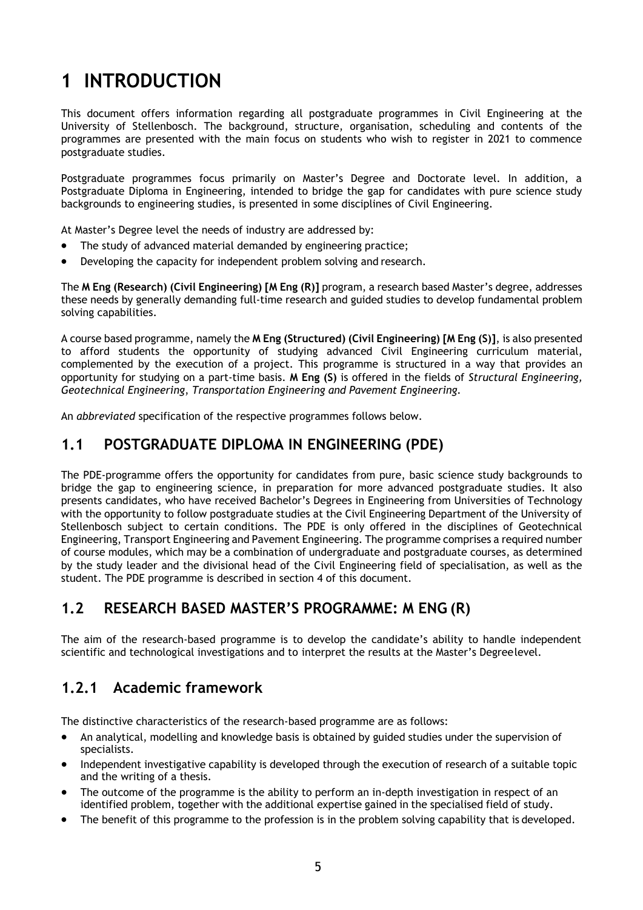# 1 INTRODUCTION

This document offers information regarding all postgraduate programmes in Civil Engineering at the University of Stellenbosch. The background, structure, organisation, scheduling and contents of the programmes are presented with the main focus on students who wish to register in 2021 to commence postgraduate studies.

Postgraduate programmes focus primarily on Master's Degree and Doctorate level. In addition, a Postgraduate Diploma in Engineering, intended to bridge the gap for candidates with pure science study backgrounds to engineering studies, is presented in some disciplines of Civil Engineering.

At Master's Degree level the needs of industry are addressed by:

- The study of advanced material demanded by engineering practice;
- Developing the capacity for independent problem solving and research.

The **M Eng (Research) (Civil Engineering) [M Eng (R)]** program, a research based Master's degree, addresses these needs by generally demanding full-time research and guided studies to develop fundamental problem solving capabilities.

A course based programme, namely the **M Eng (Structured) (Civil Engineering) [M Eng (S)]**, is also presented to afford students the opportunity of studying advanced Civil Engineering curriculum material, complemented by the execution of a project. This programme is structured in a way that provides an opportunity for studying on a part-time basis. **M Eng (S)** is offered in the fields of *Structural Engineering, Geotechnical Engineering, Transportation Engineering and Pavement Engineering.*

An *abbreviated* specification of the respective programmes follows below.

## 1.1 POSTGRADUATE DIPLOMA IN ENGINEERING (PDE)

The PDE-programme offers the opportunity for candidates from pure, basic science study backgrounds to bridge the gap to engineering science, in preparation for more advanced postgraduate studies. It also presents candidates, who have received Bachelor's Degrees in Engineering from Universities of Technology with the opportunity to follow postgraduate studies at the Civil Engineering Department of the University of Stellenbosch subject to certain conditions. The PDE is only offered in the disciplines of Geotechnical Engineering, Transport Engineering and Pavement Engineering. The programme comprises a required number of course modules, which may be a combination of undergraduate and postgraduate courses, as determined by the study leader and the divisional head of the Civil Engineering field of specialisation, as well as the student. The PDE programme is described in section 4 of this document.

## 1.2 RESEARCH BASED MASTER'S PROGRAMME: M ENG (R)

The aim of the research-based programme is to develop the candidate's ability to handle independent scientific and technological investigations and to interpret the results at the Master's Degree level.

### 1.2.1 Academic framework

The distinctive characteristics of the research-based programme are as follows:

- An analytical, modelling and knowledge basis is obtained by guided studies under the supervision of specialists.
- Independent investigative capability is developed through the execution of research of a suitable topic and the writing of a thesis.
- The outcome of the programme is the ability to perform an in-depth investigation in respect of an identified problem, together with the additional expertise gained in the specialised field of study.
- The benefit of this programme to the profession is in the problem solving capability that is developed.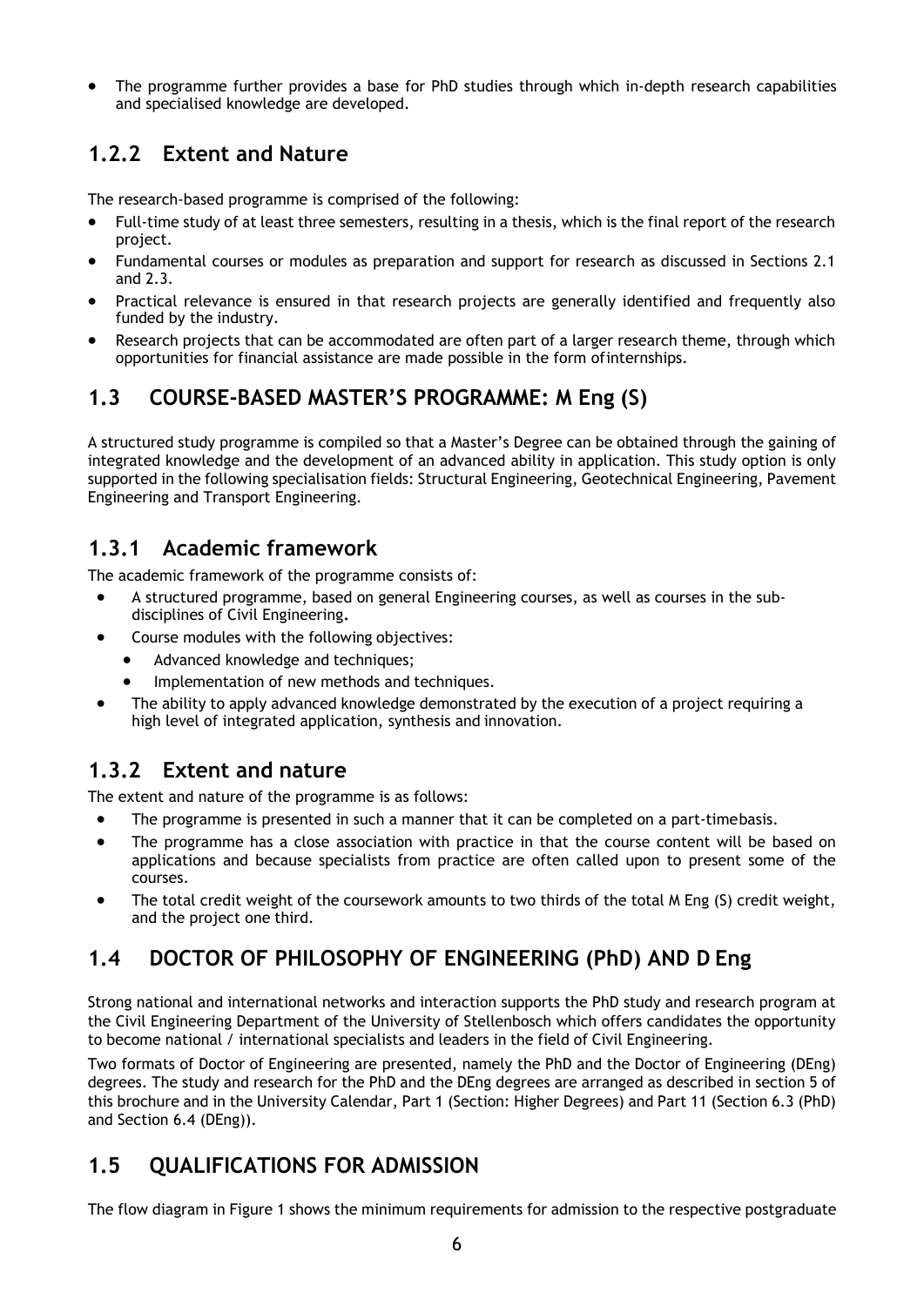- The programme further provides a base for PhD studies through which in-depth research capabilities and specialised knowledge are developed.

### 1.2.2 Extent and Nature

The research-based programme is comprised of the following:

- Full-time study of at least three semesters, resulting in a thesis, which is the final report of the research project.
- Fundamental courses or modules as preparation and support for research as discussed in Sections 2.1 and 2.3.
- Practical relevance is ensured in that research projects are generally identified and frequently also funded by the industry.
- Research projects that can be accommodated are often part of a larger research theme, through which opportunities for financial assistance are made possible in the form of internships.

## 1.3 COURSE-BASED MASTER'S PROGRAMME: M Eng (S)

A structured study programme is compiled so that a Master's Degree can be obtained through the gaining of integrated knowledge and the development of an advanced ability in application. This study option is only supported in the following specialisation fields: Structural Engineering, Geotechnical Engineering, Pavement Engineering and Transport Engineering.

### 1.3.1 Academic framework

The academic framework of the programme consists of:

- A structured programme, based on general Engineering courses, as well as courses in the sub-disciplines of Civil Engineering.
- Course modules with the following objectives:
  - Advanced knowledge and techniques;
  - Implementation of new methods and techniques.
- The ability to apply advanced knowledge demonstrated by the execution of a project requiring a high level of integrated application, synthesis and innovation.

### 1.3.2 Extent and nature

The extent and nature of the programme is as follows:

- The programme is presented in such a manner that it can be completed on a part-time basis.
- The programme has a close association with practice in that the course content will be based on applications and because specialists from practice are often called upon to present some of the courses.
- The total credit weight of the coursework amounts to two thirds of the total M Eng (S) credit weight, and the project one third.

## 1.4 DOCTOR OF PHILOSOPHY OF ENGINEERING (PhD) AND D Eng

Strong national and international networks and interaction supports the PhD study and research program at the Civil Engineering Department of the University of Stellenbosch which offers candidates the opportunity to become national / international specialists and leaders in the field of Civil Engineering.

Two formats of Doctor of Engineering are presented, namely the PhD and the Doctor of Engineering (DEng) degrees. The study and research for the PhD and the DEng degrees are arranged as described in section 5 of this brochure and in the University Calendar, Part 1 (Section: Higher Degrees) and Part 11 (Section 6.3 (PhD) and Section 6.4 (DEng)).

## 1.5 QUALIFICATIONS FOR ADMISSION

The flow diagram in Figure 1 shows the minimum requirements for admission to the respective postgraduate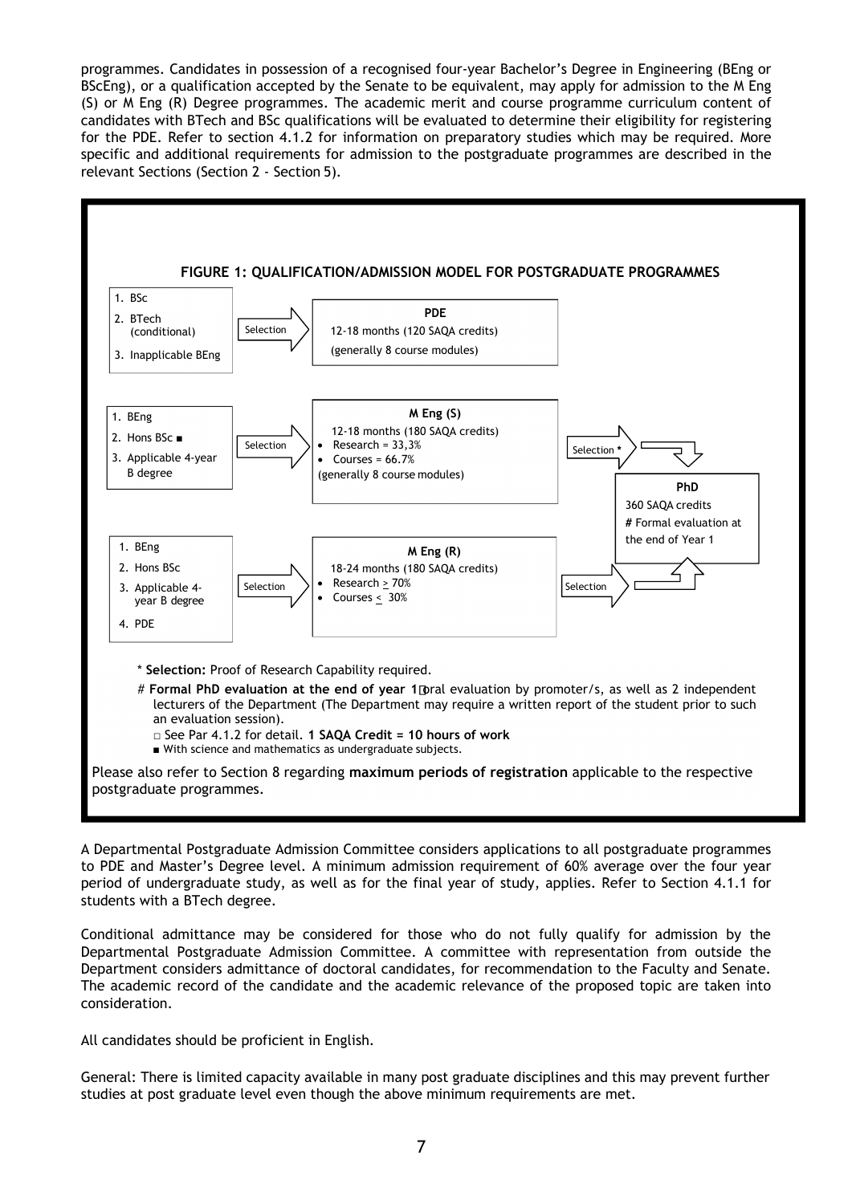programmes. Candidates in possession of a recognised four-year Bachelor's Degree in Engineering (BEng or BScEng), or a qualification accepted by the Senate to be equivalent, may apply for admission to the M Eng (S) or M Eng (R) Degree programmes. The academic merit and course programme curriculum content of candidates with BTech and BSc qualifications will be evaluated to determine their eligibility for registering for the PDE. Refer to section 4.1.2 for information on preparatory studies which may be required. More specific and additional requirements for admission to the postgraduate programmes are described in the relevant Sections (Section 2 - Section 5).

**FIGURE 1: QUALIFICATION/ADMISSION MODEL FOR POSTGRADUATE PROGRAMMES**

| Admission qualifications | | Programme | | Further study |
|---|---|---|---|---|
| 1. BSc<br>2. BTech (conditional)<br>3. Inapplicable BEng | Selection → | **PDE**<br>12-18 months (120 SAQA credits)<br>(generally 8 course modules) | | |
| 1. BEng<br>2. Hons BSc ■<br>3. Applicable 4-year B degree | Selection → | **M Eng (S)**<br>12-18 months (180 SAQA credits)<br>• Research = 33,3%<br>• Courses = 66.7%<br>(generally 8 course modules) | Selection * → | **PhD**<br>360 SAQA credits<br>**#** Formal evaluation at the end of Year 1 |
| 1. BEng<br>2. Hons BSc<br>3. Applicable 4-year B degree<br>4. PDE | Selection → | **M Eng (R)**<br>18-24 months (180 SAQA credits)<br>• Research ≥ 70%<br>• Courses ≤ 30% | Selection → | **PhD** |

\* **Selection:** Proof of Research Capability required.

\# **Formal PhD evaluation at the end of year 1** oral evaluation by promoter/s, as well as 2 independent lecturers of the Department (The Department may require a written report of the student prior to such an evaluation session).

□ See Par 4.1.2 for detail. **1 SAQA Credit = 10 hours of work**

■ With science and mathematics as undergraduate subjects.

Please also refer to Section 8 regarding **maximum periods of registration** applicable to the respective postgraduate programmes.

A Departmental Postgraduate Admission Committee considers applications to all postgraduate programmes to PDE and Master's Degree level. A minimum admission requirement of 60% average over the four year period of undergraduate study, as well as for the final year of study, applies. Refer to Section 4.1.1 for students with a BTech degree.

Conditional admittance may be considered for those who do not fully qualify for admission by the Departmental Postgraduate Admission Committee. A committee with representation from outside the Department considers admittance of doctoral candidates, for recommendation to the Faculty and Senate. The academic record of the candidate and the academic relevance of the proposed topic are taken into consideration.

All candidates should be proficient in English.

General: There is limited capacity available in many post graduate disciplines and this may prevent further studies at post graduate level even though the above minimum requirements are met.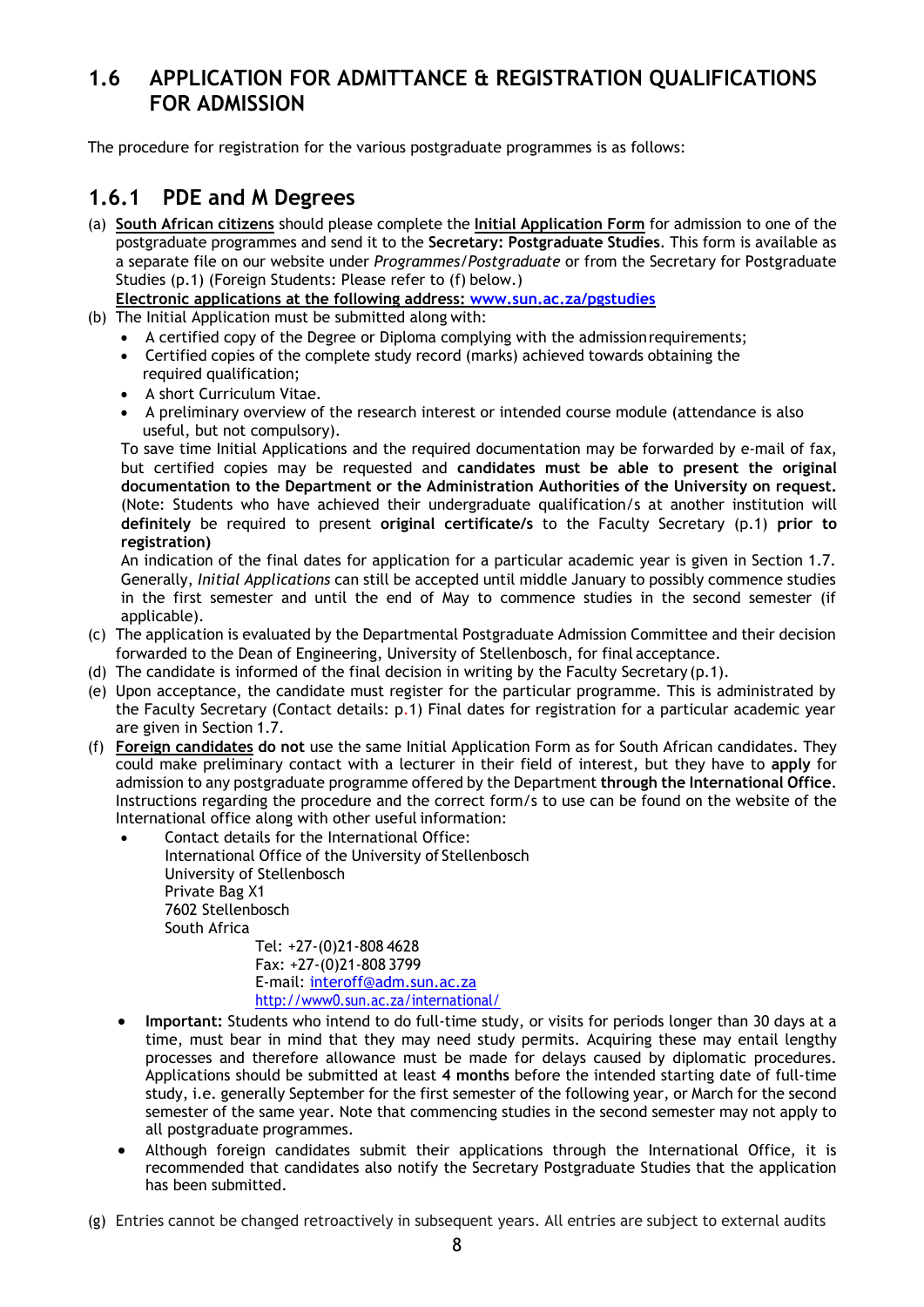## 1.6 APPLICATION FOR ADMITTANCE & REGISTRATION QUALIFICATIONS FOR ADMISSION

The procedure for registration for the various postgraduate programmes is as follows:

### 1.6.1 PDE and M Degrees

(a) **South African citizens** should please complete the **Initial Application Form** for admission to one of the postgraduate programmes and send it to the **Secretary: Postgraduate Studies**. This form is available as a separate file on our website under *Programmes/Postgraduate* or from the Secretary for Postgraduate Studies (p.1) (Foreign Students: Please refer to (f) below.)
**Electronic applications at the following address: www.sun.ac.za/pgstudies**

(b) The Initial Application must be submitted along with:
- A certified copy of the Degree or Diploma complying with the admission requirements;
- Certified copies of the complete study record (marks) achieved towards obtaining the required qualification;
- A short Curriculum Vitae.
- A preliminary overview of the research interest or intended course module (attendance is also useful, but not compulsory).

To save time Initial Applications and the required documentation may be forwarded by e-mail of fax, but certified copies may be requested and **candidates must be able to present the original documentation to the Department or the Administration Authorities of the University on request.** (Note: Students who have achieved their undergraduate qualification/s at another institution will **definitely** be required to present **original certificate/s** to the Faculty Secretary (p.1) **prior to registration)**

An indication of the final dates for application for a particular academic year is given in Section 1.7. Generally, *Initial Applications* can still be accepted until middle January to possibly commence studies in the first semester and until the end of May to commence studies in the second semester (if applicable).

(c) The application is evaluated by the Departmental Postgraduate Admission Committee and their decision forwarded to the Dean of Engineering, University of Stellenbosch, for final acceptance.

(d) The candidate is informed of the final decision in writing by the Faculty Secretary (p.1).

(e) Upon acceptance, the candidate must register for the particular programme. This is administrated by the Faculty Secretary (Contact details: p.1) Final dates for registration for a particular academic year are given in Section 1.7.

(f) **Foreign candidates do not** use the same Initial Application Form as for South African candidates. They could make preliminary contact with a lecturer in their field of interest, but they have to **apply** for admission to any postgraduate programme offered by the Department **through the International Office**. Instructions regarding the procedure and the correct form/s to use can be found on the website of the International office along with other useful information:

- Contact details for the International Office:
  International Office of the University of Stellenbosch
  University of Stellenbosch
  Private Bag X1
  7602 Stellenbosch
  South Africa
  Tel: +27-(0)21-808 4628
  Fax: +27-(0)21-808 3799
  E-mail: interoff@adm.sun.ac.za
  http://www0.sun.ac.za/international/

- **Important:** Students who intend to do full-time study, or visits for periods longer than 30 days at a time, must bear in mind that they may need study permits. Acquiring these may entail lengthy processes and therefore allowance must be made for delays caused by diplomatic procedures. Applications should be submitted at least **4 months** before the intended starting date of full-time study, i.e. generally September for the first semester of the following year, or March for the second semester of the same year. Note that commencing studies in the second semester may not apply to all postgraduate programmes.

- Although foreign candidates submit their applications through the International Office, it is recommended that candidates also notify the Secretary Postgraduate Studies that the application has been submitted.

(g) Entries cannot be changed retroactively in subsequent years. All entries are subject to external audits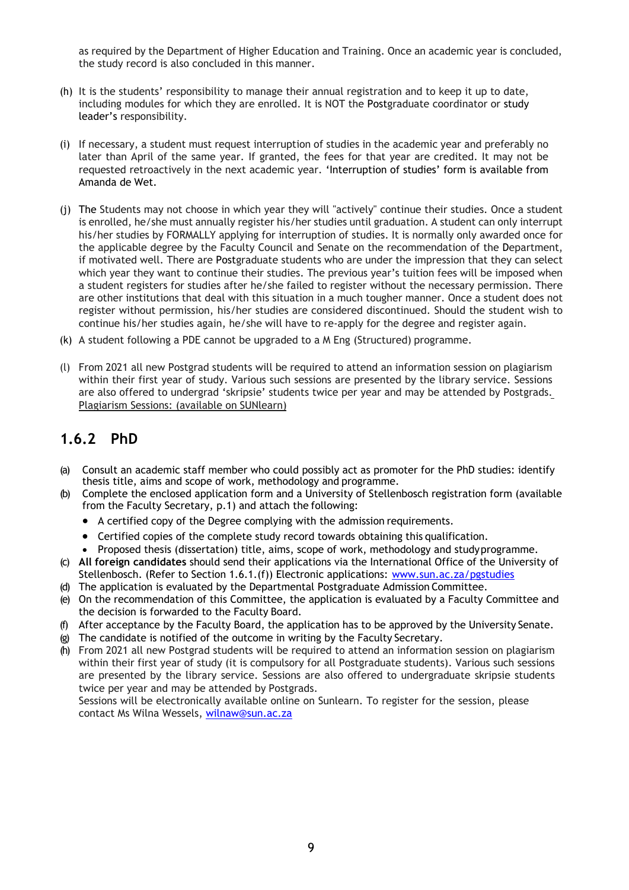as required by the Department of Higher Education and Training. Once an academic year is concluded, the study record is also concluded in this manner.

(h) It is the students' responsibility to manage their annual registration and to keep it up to date, including modules for which they are enrolled. It is NOT the Postgraduate coordinator or study leader's responsibility.

(i) If necessary, a student must request interruption of studies in the academic year and preferably no later than April of the same year. If granted, the fees for that year are credited. It may not be requested retroactively in the next academic year. 'Interruption of studies' form is available from Amanda de Wet.

(j) The Students may not choose in which year they will "actively" continue their studies. Once a student is enrolled, he/she must annually register his/her studies until graduation. A student can only interrupt his/her studies by FORMALLY applying for interruption of studies. It is normally only awarded once for the applicable degree by the Faculty Council and Senate on the recommendation of the Department, if motivated well. There are Postgraduate students who are under the impression that they can select which year they want to continue their studies. The previous year's tuition fees will be imposed when a student registers for studies after he/she failed to register without the necessary permission. There are other institutions that deal with this situation in a much tougher manner. Once a student does not register without permission, his/her studies are considered discontinued. Should the student wish to continue his/her studies again, he/she will have to re-apply for the degree and register again.

(k) A student following a PDE cannot be upgraded to a M Eng (Structured) programme.

(l) From 2021 all new Postgrad students will be required to attend an information session on plagiarism within their first year of study. Various such sessions are presented by the library service. Sessions are also offered to undergrad 'skripsie' students twice per year and may be attended by Postgrads. Plagiarism Sessions: (available on SUNlearn)

## 1.6.2 PhD

(a) Consult an academic staff member who could possibly act as promoter for the PhD studies: identify thesis title, aims and scope of work, methodology and programme.
(b) Complete the enclosed application form and a University of Stellenbosch registration form (available from the Faculty Secretary, p.1) and attach the following:
   - A certified copy of the Degree complying with the admission requirements.
   - Certified copies of the complete study record towards obtaining this qualification.
   - Proposed thesis (dissertation) title, aims, scope of work, methodology and study programme.
(c) **All foreign candidates** should send their applications via the International Office of the University of Stellenbosch. (Refer to Section 1.6.1.(f)) Electronic applications: www.sun.ac.za/pgstudies
(d) The application is evaluated by the Departmental Postgraduate Admission Committee.
(e) On the recommendation of this Committee, the application is evaluated by a Faculty Committee and the decision is forwarded to the Faculty Board.
(f) After acceptance by the Faculty Board, the application has to be approved by the University Senate.
(g) The candidate is notified of the outcome in writing by the Faculty Secretary.
(h) From 2021 all new Postgrad students will be required to attend an information session on plagiarism within their first year of study (it is compulsory for all Postgraduate students). Various such sessions are presented by the library service. Sessions are also offered to undergraduate skripsie students twice per year and may be attended by Postgrads.
   Sessions will be electronically available online on Sunlearn. To register for the session, please contact Ms Wilna Wessels, wilnaw@sun.ac.za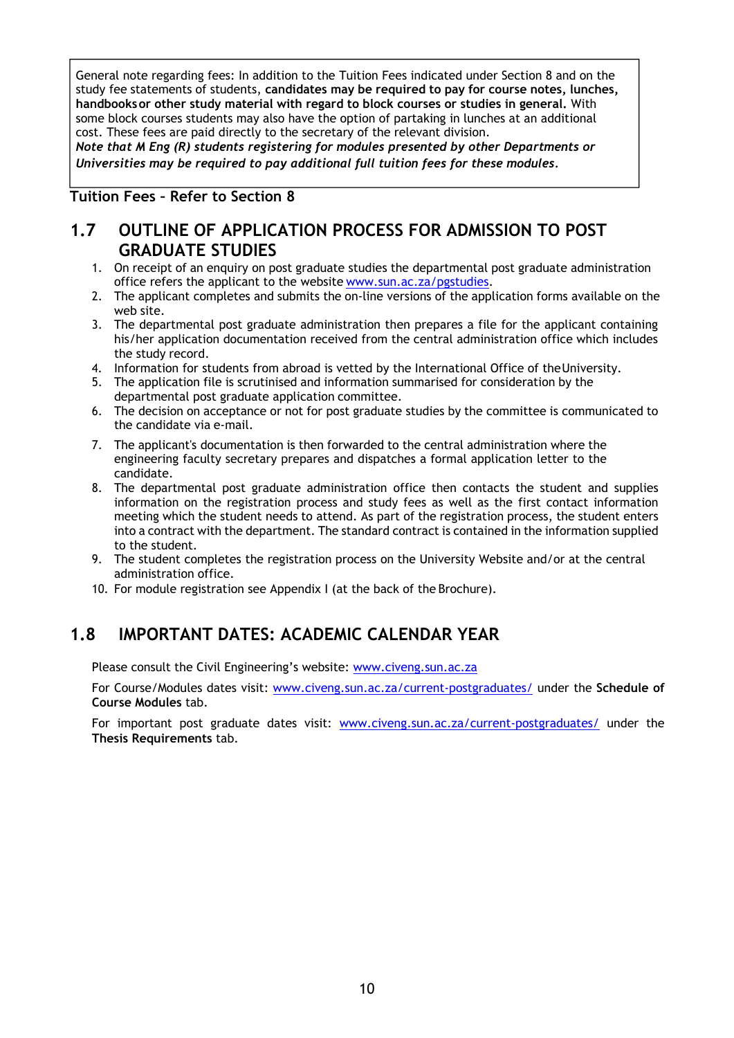General note regarding fees: In addition to the Tuition Fees indicated under Section 8 and on the study fee statements of students, **candidates may be required to pay for course notes, lunches, handbooks or other study material with regard to block courses or studies in general.** With some block courses students may also have the option of partaking in lunches at an additional cost. These fees are paid directly to the secretary of the relevant division.
***Note that M Eng (R) students registering for modules presented by other Departments or Universities may be required to pay additional full tuition fees for these modules.***

**Tuition Fees – Refer to Section 8**

## 1.7 OUTLINE OF APPLICATION PROCESS FOR ADMISSION TO POST GRADUATE STUDIES

1. On receipt of an enquiry on post graduate studies the departmental post graduate administration office refers the applicant to the website www.sun.ac.za/pgstudies.
2. The applicant completes and submits the on-line versions of the application forms available on the web site.
3. The departmental post graduate administration then prepares a file for the applicant containing his/her application documentation received from the central administration office which includes the study record.
4. Information for students from abroad is vetted by the International Office of the University.
5. The application file is scrutinised and information summarised for consideration by the departmental post graduate application committee.
6. The decision on acceptance or not for post graduate studies by the committee is communicated to the candidate via e-mail.
7. The applicant's documentation is then forwarded to the central administration where the engineering faculty secretary prepares and dispatches a formal application letter to the candidate.
8. The departmental post graduate administration office then contacts the student and supplies information on the registration process and study fees as well as the first contact information meeting which the student needs to attend. As part of the registration process, the student enters into a contract with the department. The standard contract is contained in the information supplied to the student.
9. The student completes the registration process on the University Website and/or at the central administration office.
10. For module registration see Appendix I (at the back of the Brochure).

## 1.8 IMPORTANT DATES: ACADEMIC CALENDAR YEAR

Please consult the Civil Engineering's website: www.civeng.sun.ac.za

For Course/Modules dates visit: www.civeng.sun.ac.za/current-postgraduates/ under the **Schedule of Course Modules** tab.

For important post graduate dates visit: www.civeng.sun.ac.za/current-postgraduates/ under the **Thesis Requirements** tab.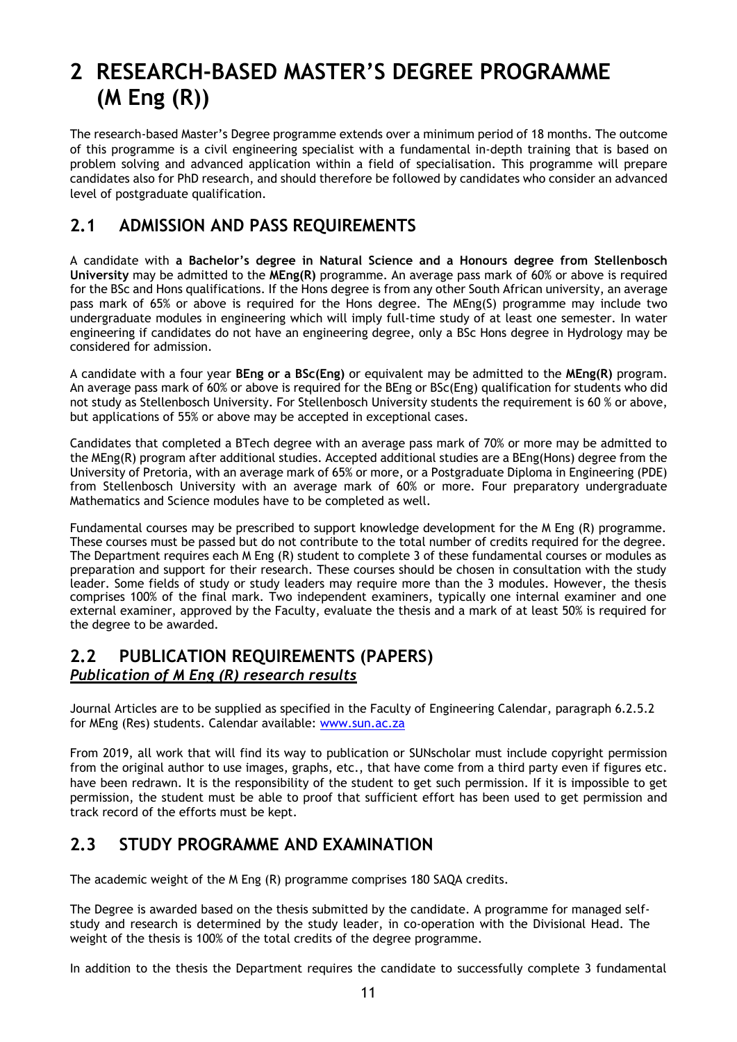# 2 RESEARCH-BASED MASTER'S DEGREE PROGRAMME (M Eng (R))

The research-based Master's Degree programme extends over a minimum period of 18 months. The outcome of this programme is a civil engineering specialist with a fundamental in-depth training that is based on problem solving and advanced application within a field of specialisation. This programme will prepare candidates also for PhD research, and should therefore be followed by candidates who consider an advanced level of postgraduate qualification.

## 2.1 ADMISSION AND PASS REQUIREMENTS

A candidate with **a Bachelor's degree in Natural Science and a Honours degree from Stellenbosch University** may be admitted to the **MEng(R)** programme. An average pass mark of 60% or above is required for the BSc and Hons qualifications. If the Hons degree is from any other South African university, an average pass mark of 65% or above is required for the Hons degree. The MEng(S) programme may include two undergraduate modules in engineering which will imply full-time study of at least one semester. In water engineering if candidates do not have an engineering degree, only a BSc Hons degree in Hydrology may be considered for admission.

A candidate with a four year **BEng or a BSc(Eng)** or equivalent may be admitted to the **MEng(R)** program. An average pass mark of 60% or above is required for the BEng or BSc(Eng) qualification for students who did not study as Stellenbosch University. For Stellenbosch University students the requirement is 60 % or above, but applications of 55% or above may be accepted in exceptional cases.

Candidates that completed a BTech degree with an average pass mark of 70% or more may be admitted to the MEng(R) program after additional studies. Accepted additional studies are a BEng(Hons) degree from the University of Pretoria, with an average mark of 65% or more, or a Postgraduate Diploma in Engineering (PDE) from Stellenbosch University with an average mark of 60% or more. Four preparatory undergraduate Mathematics and Science modules have to be completed as well.

Fundamental courses may be prescribed to support knowledge development for the M Eng (R) programme. These courses must be passed but do not contribute to the total number of credits required for the degree. The Department requires each M Eng (R) student to complete 3 of these fundamental courses or modules as preparation and support for their research. These courses should be chosen in consultation with the study leader. Some fields of study or study leaders may require more than the 3 modules. However, the thesis comprises 100% of the final mark. Two independent examiners, typically one internal examiner and one external examiner, approved by the Faculty, evaluate the thesis and a mark of at least 50% is required for the degree to be awarded.

## 2.2 PUBLICATION REQUIREMENTS (PAPERS)

***Publication of M Eng (R) research results***

Journal Articles are to be supplied as specified in the Faculty of Engineering Calendar, paragraph 6.2.5.2 for MEng (Res) students. Calendar available: www.sun.ac.za

From 2019, all work that will find its way to publication or SUNscholar must include copyright permission from the original author to use images, graphs, etc., that have come from a third party even if figures etc. have been redrawn. It is the responsibility of the student to get such permission. If it is impossible to get permission, the student must be able to proof that sufficient effort has been used to get permission and track record of the efforts must be kept.

## 2.3 STUDY PROGRAMME AND EXAMINATION

The academic weight of the M Eng (R) programme comprises 180 SAQA credits.

The Degree is awarded based on the thesis submitted by the candidate. A programme for managed self-study and research is determined by the study leader, in co-operation with the Divisional Head. The weight of the thesis is 100% of the total credits of the degree programme.

In addition to the thesis the Department requires the candidate to successfully complete 3 fundamental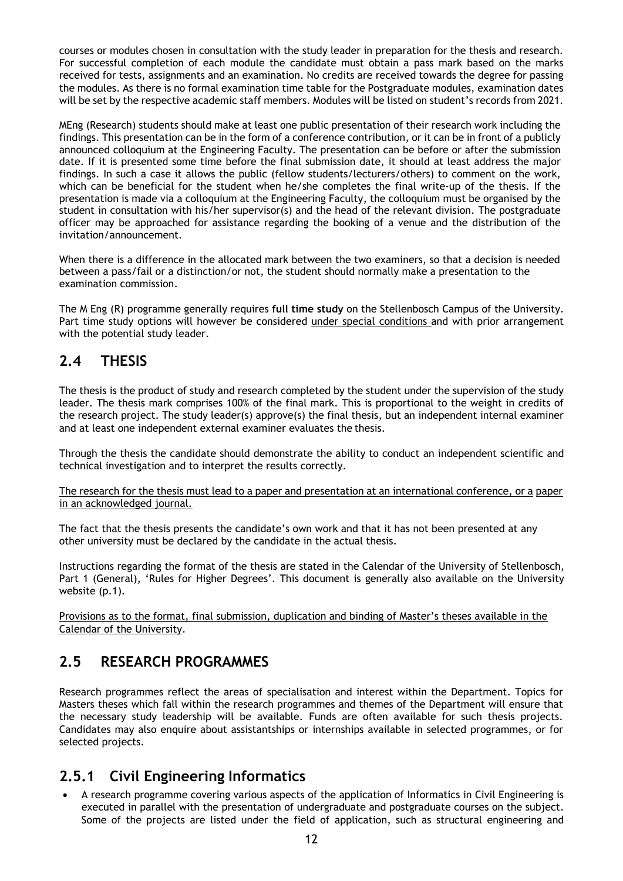courses or modules chosen in consultation with the study leader in preparation for the thesis and research. For successful completion of each module the candidate must obtain a pass mark based on the marks received for tests, assignments and an examination. No credits are received towards the degree for passing the modules. As there is no formal examination time table for the Postgraduate modules, examination dates will be set by the respective academic staff members. Modules will be listed on student's records from 2021.

MEng (Research) students should make at least one public presentation of their research work including the findings. This presentation can be in the form of a conference contribution, or it can be in front of a publicly announced colloquium at the Engineering Faculty. The presentation can be before or after the submission date. If it is presented some time before the final submission date, it should at least address the major findings. In such a case it allows the public (fellow students/lecturers/others) to comment on the work, which can be beneficial for the student when he/she completes the final write-up of the thesis. If the presentation is made via a colloquium at the Engineering Faculty, the colloquium must be organised by the student in consultation with his/her supervisor(s) and the head of the relevant division. The postgraduate officer may be approached for assistance regarding the booking of a venue and the distribution of the invitation/announcement.

When there is a difference in the allocated mark between the two examiners, so that a decision is needed between a pass/fail or a distinction/or not, the student should normally make a presentation to the examination commission.

The M Eng (R) programme generally requires **full time study** on the Stellenbosch Campus of the University. Part time study options will however be considered under special conditions and with prior arrangement with the potential study leader.

## 2.4 THESIS

The thesis is the product of study and research completed by the student under the supervision of the study leader. The thesis mark comprises 100% of the final mark. This is proportional to the weight in credits of the research project. The study leader(s) approve(s) the final thesis, but an independent internal examiner and at least one independent external examiner evaluates the thesis.

Through the thesis the candidate should demonstrate the ability to conduct an independent scientific and technical investigation and to interpret the results correctly.

The research for the thesis must lead to a paper and presentation at an international conference, or a paper in an acknowledged journal.

The fact that the thesis presents the candidate's own work and that it has not been presented at any other university must be declared by the candidate in the actual thesis.

Instructions regarding the format of the thesis are stated in the Calendar of the University of Stellenbosch, Part 1 (General), 'Rules for Higher Degrees'. This document is generally also available on the University website (p.1).

Provisions as to the format, final submission, duplication and binding of Master's theses available in the Calendar of the University.

## 2.5 RESEARCH PROGRAMMES

Research programmes reflect the areas of specialisation and interest within the Department. Topics for Masters theses which fall within the research programmes and themes of the Department will ensure that the necessary study leadership will be available. Funds are often available for such thesis projects. Candidates may also enquire about assistantships or internships available in selected programmes, or for selected projects.

### 2.5.1 Civil Engineering Informatics

- A research programme covering various aspects of the application of Informatics in Civil Engineering is executed in parallel with the presentation of undergraduate and postgraduate courses on the subject. Some of the projects are listed under the field of application, such as structural engineering and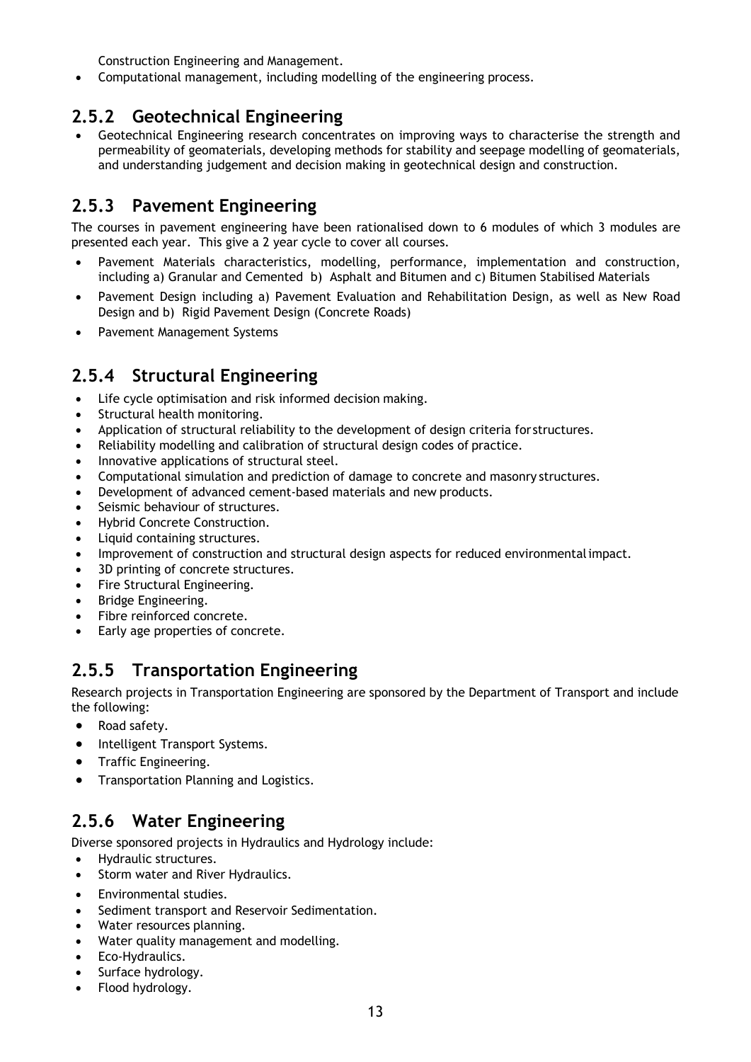Construction Engineering and Management.

- Computational management, including modelling of the engineering process.

### 2.5.2 Geotechnical Engineering

- Geotechnical Engineering research concentrates on improving ways to characterise the strength and permeability of geomaterials, developing methods for stability and seepage modelling of geomaterials, and understanding judgement and decision making in geotechnical design and construction.

### 2.5.3 Pavement Engineering

The courses in pavement engineering have been rationalised down to 6 modules of which 3 modules are presented each year. This give a 2 year cycle to cover all courses.

- Pavement Materials characteristics, modelling, performance, implementation and construction, including a) Granular and Cemented b) Asphalt and Bitumen and c) Bitumen Stabilised Materials
- Pavement Design including a) Pavement Evaluation and Rehabilitation Design, as well as New Road Design and b) Rigid Pavement Design (Concrete Roads)
- Pavement Management Systems

### 2.5.4 Structural Engineering

- Life cycle optimisation and risk informed decision making.
- Structural health monitoring.
- Application of structural reliability to the development of design criteria for structures.
- Reliability modelling and calibration of structural design codes of practice.
- Innovative applications of structural steel.
- Computational simulation and prediction of damage to concrete and masonry structures.
- Development of advanced cement-based materials and new products.
- Seismic behaviour of structures.
- Hybrid Concrete Construction.
- Liquid containing structures.
- Improvement of construction and structural design aspects for reduced environmental impact.
- 3D printing of concrete structures.
- Fire Structural Engineering.
- Bridge Engineering.
- Fibre reinforced concrete.
- Early age properties of concrete.

### 2.5.5 Transportation Engineering

Research projects in Transportation Engineering are sponsored by the Department of Transport and include the following:

- Road safety.
- Intelligent Transport Systems.
- Traffic Engineering.
- Transportation Planning and Logistics.

### 2.5.6 Water Engineering

Diverse sponsored projects in Hydraulics and Hydrology include:

- Hydraulic structures.
- Storm water and River Hydraulics.
- Environmental studies.
- Sediment transport and Reservoir Sedimentation.
- Water resources planning.
- Water quality management and modelling.
- Eco-Hydraulics.
- Surface hydrology.
- Flood hydrology.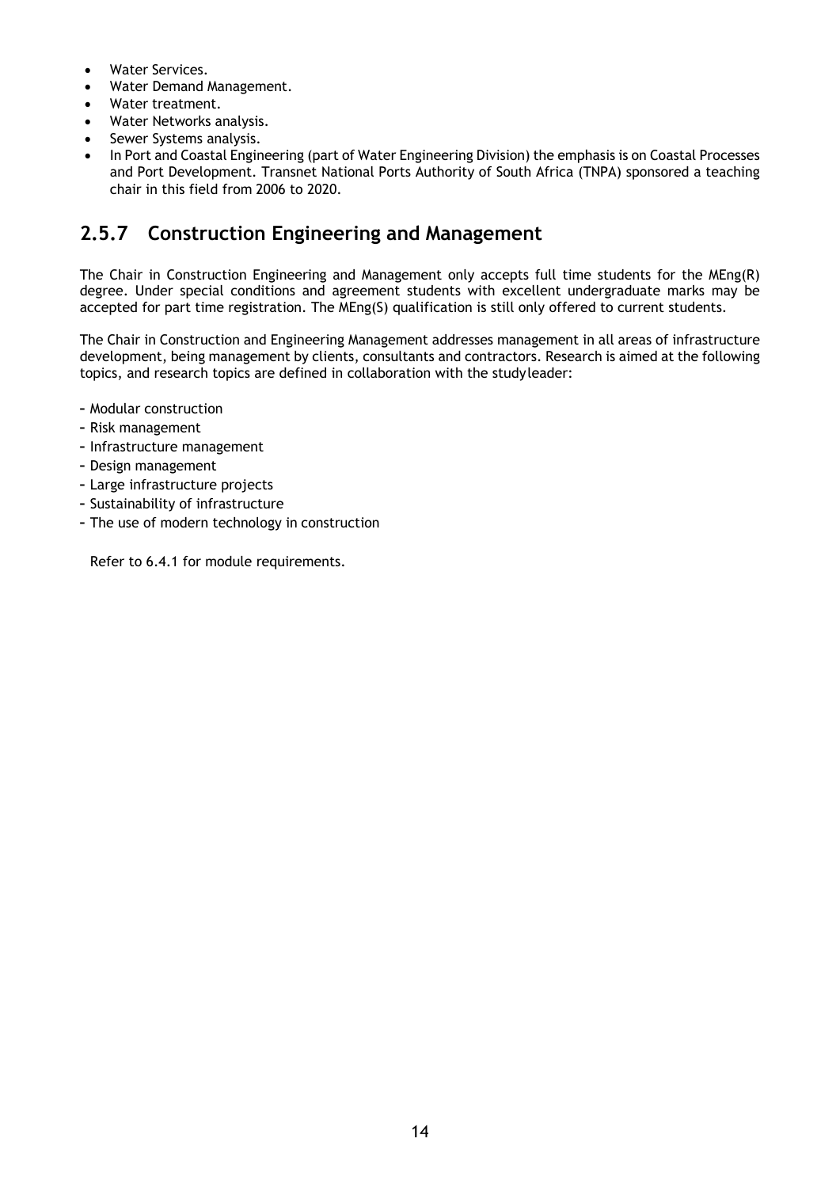- Water Services.
- Water Demand Management.
- Water treatment.
- Water Networks analysis.
- Sewer Systems analysis.
- In Port and Coastal Engineering (part of Water Engineering Division) the emphasis is on Coastal Processes and Port Development. Transnet National Ports Authority of South Africa (TNPA) sponsored a teaching chair in this field from 2006 to 2020.

## 2.5.7 Construction Engineering and Management

The Chair in Construction Engineering and Management only accepts full time students for the MEng(R) degree. Under special conditions and agreement students with excellent undergraduate marks may be accepted for part time registration. The MEng(S) qualification is still only offered to current students.

The Chair in Construction and Engineering Management addresses management in all areas of infrastructure development, being management by clients, consultants and contractors. Research is aimed at the following topics, and research topics are defined in collaboration with the studyleader:

- Modular construction
- Risk management
- Infrastructure management
- Design management
- Large infrastructure projects
- Sustainability of infrastructure
- The use of modern technology in construction

Refer to 6.4.1 for module requirements.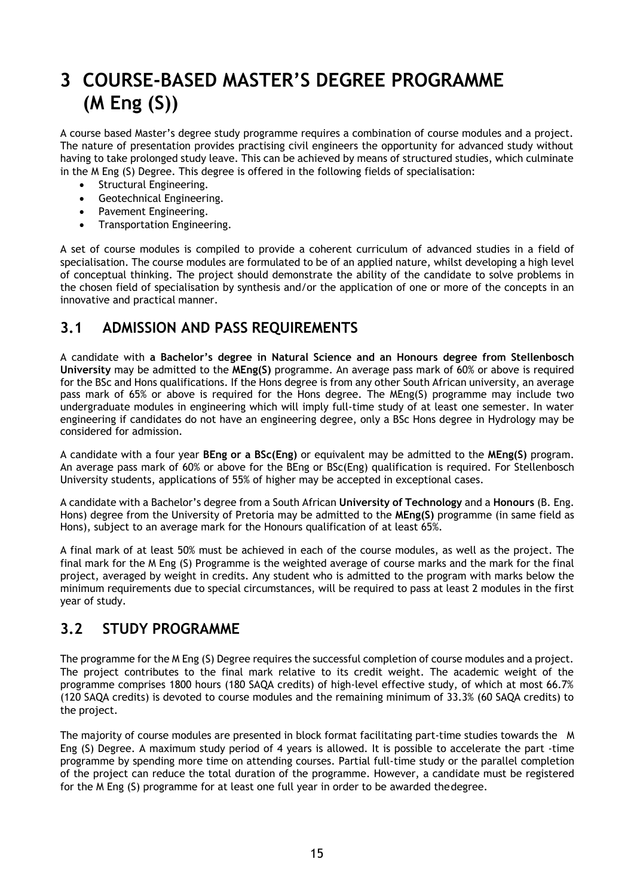# 3 COURSE-BASED MASTER'S DEGREE PROGRAMME (M Eng (S))

A course based Master's degree study programme requires a combination of course modules and a project. The nature of presentation provides practising civil engineers the opportunity for advanced study without having to take prolonged study leave. This can be achieved by means of structured studies, which culminate in the M Eng (S) Degree. This degree is offered in the following fields of specialisation:

- Structural Engineering.
- Geotechnical Engineering.
- Pavement Engineering.
- Transportation Engineering.

A set of course modules is compiled to provide a coherent curriculum of advanced studies in a field of specialisation. The course modules are formulated to be of an applied nature, whilst developing a high level of conceptual thinking. The project should demonstrate the ability of the candidate to solve problems in the chosen field of specialisation by synthesis and/or the application of one or more of the concepts in an innovative and practical manner.

## 3.1 ADMISSION AND PASS REQUIREMENTS

A candidate with **a Bachelor's degree in Natural Science and an Honours degree from Stellenbosch University** may be admitted to the **MEng(S)** programme. An average pass mark of 60% or above is required for the BSc and Hons qualifications. If the Hons degree is from any other South African university, an average pass mark of 65% or above is required for the Hons degree. The MEng(S) programme may include two undergraduate modules in engineering which will imply full-time study of at least one semester. In water engineering if candidates do not have an engineering degree, only a BSc Hons degree in Hydrology may be considered for admission.

A candidate with a four year **BEng or a BSc(Eng)** or equivalent may be admitted to the **MEng(S)** program. An average pass mark of 60% or above for the BEng or BSc(Eng) qualification is required. For Stellenbosch University students, applications of 55% of higher may be accepted in exceptional cases.

A candidate with a Bachelor's degree from a South African **University of Technology** and a **Honours** (B. Eng. Hons) degree from the University of Pretoria may be admitted to the **MEng(S)** programme (in same field as Hons), subject to an average mark for the Honours qualification of at least 65%.

A final mark of at least 50% must be achieved in each of the course modules, as well as the project. The final mark for the M Eng (S) Programme is the weighted average of course marks and the mark for the final project, averaged by weight in credits. Any student who is admitted to the program with marks below the minimum requirements due to special circumstances, will be required to pass at least 2 modules in the first year of study.

## 3.2 STUDY PROGRAMME

The programme for the M Eng (S) Degree requires the successful completion of course modules and a project. The project contributes to the final mark relative to its credit weight. The academic weight of the programme comprises 1800 hours (180 SAQA credits) of high-level effective study, of which at most 66.7% (120 SAQA credits) is devoted to course modules and the remaining minimum of 33.3% (60 SAQA credits) to the project.

The majority of course modules are presented in block format facilitating part-time studies towards the M Eng (S) Degree. A maximum study period of 4 years is allowed. It is possible to accelerate the part -time programme by spending more time on attending courses. Partial full-time study or the parallel completion of the project can reduce the total duration of the programme. However, a candidate must be registered for the M Eng (S) programme for at least one full year in order to be awarded the degree.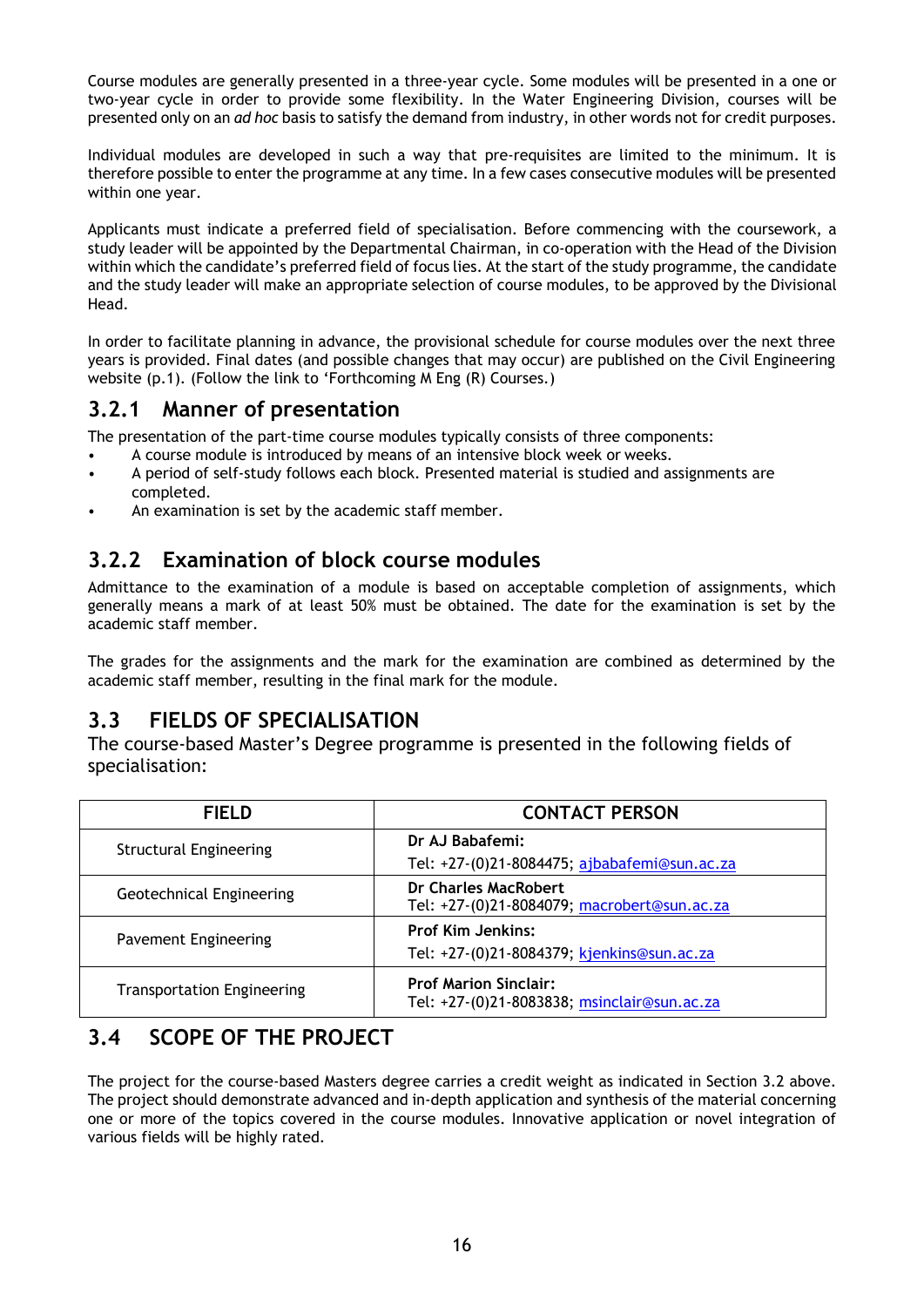Course modules are generally presented in a three-year cycle. Some modules will be presented in a one or two-year cycle in order to provide some flexibility. In the Water Engineering Division, courses will be presented only on an *ad hoc* basis to satisfy the demand from industry, in other words not for credit purposes.

Individual modules are developed in such a way that pre-requisites are limited to the minimum. It is therefore possible to enter the programme at any time. In a few cases consecutive modules will be presented within one year.

Applicants must indicate a preferred field of specialisation. Before commencing with the coursework, a study leader will be appointed by the Departmental Chairman, in co-operation with the Head of the Division within which the candidate's preferred field of focus lies. At the start of the study programme, the candidate and the study leader will make an appropriate selection of course modules, to be approved by the Divisional Head.

In order to facilitate planning in advance, the provisional schedule for course modules over the next three years is provided. Final dates (and possible changes that may occur) are published on the Civil Engineering website (p.1). (Follow the link to 'Forthcoming M Eng (R) Courses.)

### 3.2.1 Manner of presentation

The presentation of the part-time course modules typically consists of three components:

- A course module is introduced by means of an intensive block week or weeks.
- A period of self-study follows each block. Presented material is studied and assignments are completed.
- An examination is set by the academic staff member.

### 3.2.2 Examination of block course modules

Admittance to the examination of a module is based on acceptable completion of assignments, which generally means a mark of at least 50% must be obtained. The date for the examination is set by the academic staff member.

The grades for the assignments and the mark for the examination are combined as determined by the academic staff member, resulting in the final mark for the module.

## 3.3 FIELDS OF SPECIALISATION

The course-based Master's Degree programme is presented in the following fields of specialisation:

| FIELD | CONTACT PERSON |
|---|---|
| Structural Engineering | **Dr AJ Babafemi:** Tel: +27-(0)21-8084475; ajbabafemi@sun.ac.za |
| Geotechnical Engineering | **Dr Charles MacRobert** Tel: +27-(0)21-8084079; macrobert@sun.ac.za |
| Pavement Engineering | **Prof Kim Jenkins:** Tel: +27-(0)21-8084379; kjenkins@sun.ac.za |
| Transportation Engineering | **Prof Marion Sinclair:** Tel: +27-(0)21-8083838; msinclair@sun.ac.za |

## 3.4 SCOPE OF THE PROJECT

The project for the course-based Masters degree carries a credit weight as indicated in Section 3.2 above. The project should demonstrate advanced and in-depth application and synthesis of the material concerning one or more of the topics covered in the course modules. Innovative application or novel integration of various fields will be highly rated.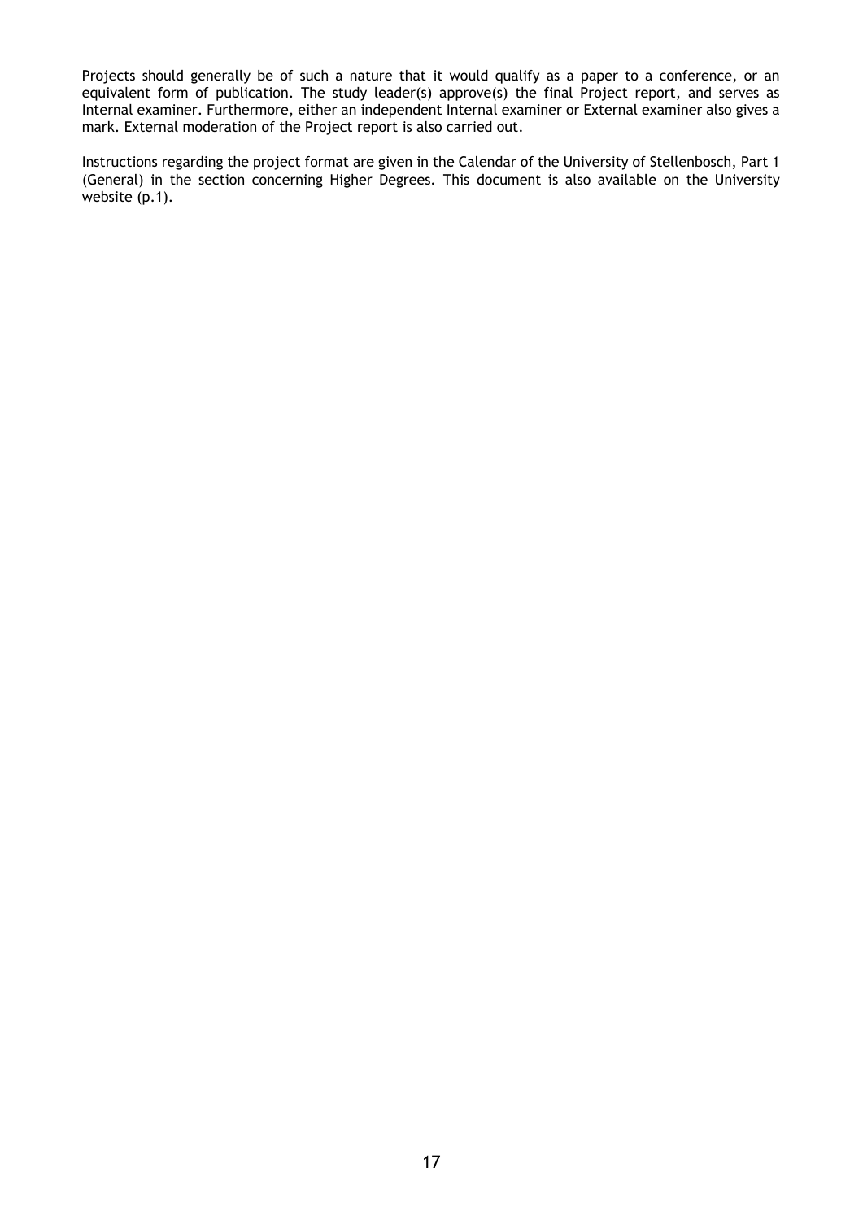Projects should generally be of such a nature that it would qualify as a paper to a conference, or an equivalent form of publication. The study leader(s) approve(s) the final Project report, and serves as Internal examiner. Furthermore, either an independent Internal examiner or External examiner also gives a mark. External moderation of the Project report is also carried out.

Instructions regarding the project format are given in the Calendar of the University of Stellenbosch, Part 1 (General) in the section concerning Higher Degrees. This document is also available on the University website (p.1).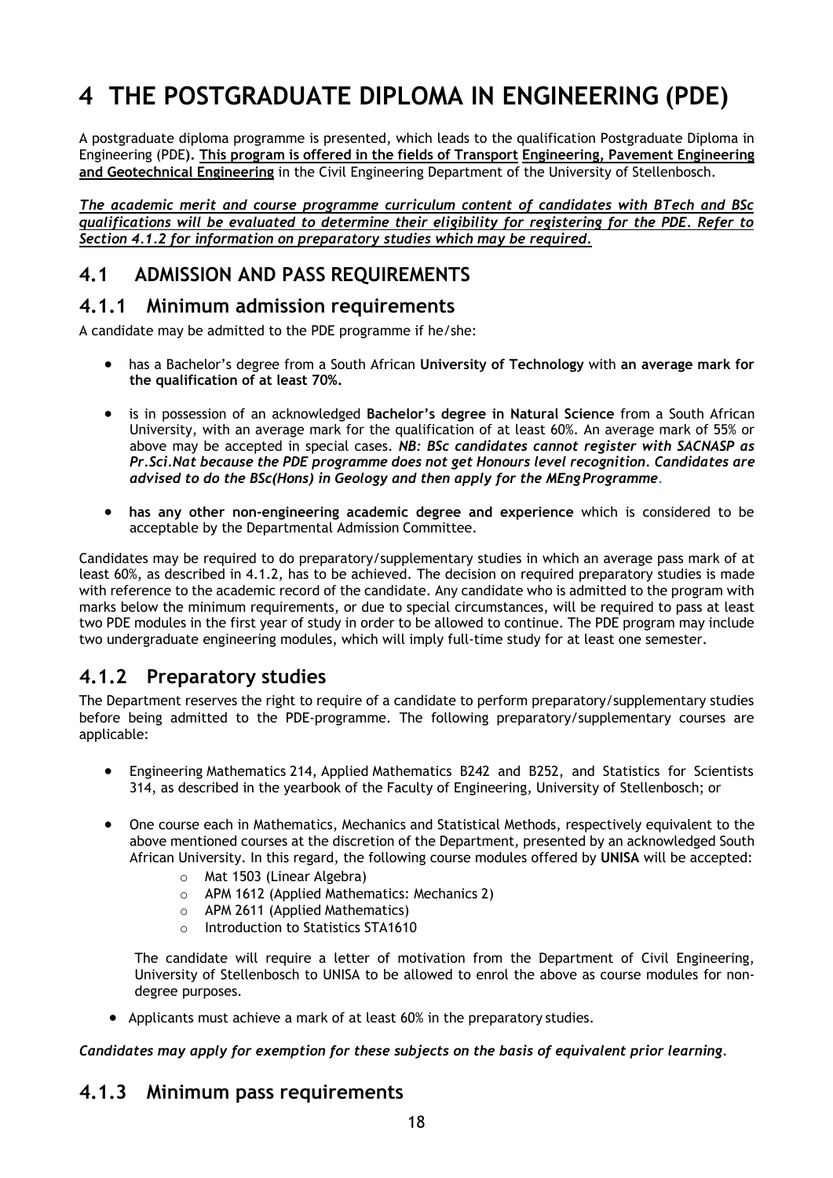# 4 THE POSTGRADUATE DIPLOMA IN ENGINEERING (PDE)

A postgraduate diploma programme is presented, which leads to the qualification Postgraduate Diploma in Engineering (PDE). **This program is offered in the fields of Transport Engineering, Pavement Engineering and Geotechnical Engineering** in the Civil Engineering Department of the University of Stellenbosch.

***The academic merit and course programme curriculum content of candidates with BTech and BSc qualifications will be evaluated to determine their eligibility for registering for the PDE. Refer to Section 4.1.2 for information on preparatory studies which may be required.***

## 4.1 ADMISSION AND PASS REQUIREMENTS

### 4.1.1 Minimum admission requirements

A candidate may be admitted to the PDE programme if he/she:

- has a Bachelor's degree from a South African **University of Technology** with **an average mark for the qualification of at least 70%.**
- is in possession of an acknowledged **Bachelor's degree in Natural Science** from a South African University, with an average mark for the qualification of at least 60%. An average mark of 55% or above may be accepted in special cases. ***NB: BSc candidates cannot register with SACNASP as Pr.Sci.Nat because the PDE programme does not get Honours level recognition. Candidates are advised to do the BSc(Hons) in Geology and then apply for the MEng Programme.***
- **has any other non-engineering academic degree and experience** which is considered to be acceptable by the Departmental Admission Committee.

Candidates may be required to do preparatory/supplementary studies in which an average pass mark of at least 60%, as described in 4.1.2, has to be achieved. The decision on required preparatory studies is made with reference to the academic record of the candidate. Any candidate who is admitted to the program with marks below the minimum requirements, or due to special circumstances, will be required to pass at least two PDE modules in the first year of study in order to be allowed to continue. The PDE program may include two undergraduate engineering modules, which will imply full-time study for at least one semester.

### 4.1.2 Preparatory studies

The Department reserves the right to require of a candidate to perform preparatory/supplementary studies before being admitted to the PDE-programme. The following preparatory/supplementary courses are applicable:

- Engineering Mathematics 214, Applied Mathematics B242 and B252, and Statistics for Scientists 314, as described in the yearbook of the Faculty of Engineering, University of Stellenbosch; or
- One course each in Mathematics, Mechanics and Statistical Methods, respectively equivalent to the above mentioned courses at the discretion of the Department, presented by an acknowledged South African University. In this regard, the following course modules offered by **UNISA** will be accepted:
  - Mat 1503 (Linear Algebra)
  - APM 1612 (Applied Mathematics: Mechanics 2)
  - APM 2611 (Applied Mathematics)
  - Introduction to Statistics STA1610

  The candidate will require a letter of motivation from the Department of Civil Engineering, University of Stellenbosch to UNISA to be allowed to enrol the above as course modules for non-degree purposes.
- Applicants must achieve a mark of at least 60% in the preparatory studies.

***Candidates may apply for exemption for these subjects on the basis of equivalent prior learning.***

### 4.1.3 Minimum pass requirements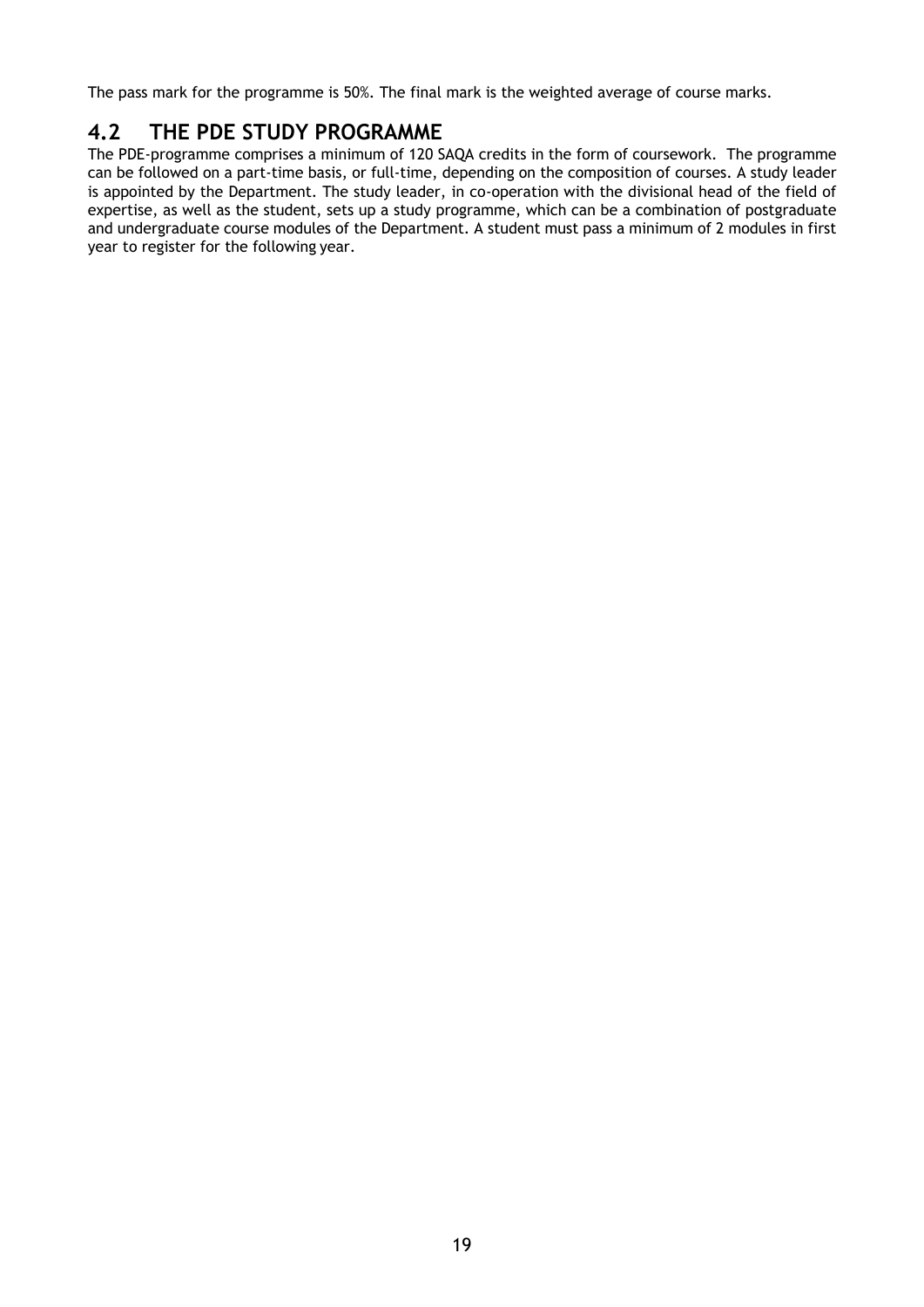The pass mark for the programme is 50%. The final mark is the weighted average of course marks.

## 4.2 THE PDE STUDY PROGRAMME

The PDE-programme comprises a minimum of 120 SAQA credits in the form of coursework. The programme can be followed on a part-time basis, or full-time, depending on the composition of courses. A study leader is appointed by the Department. The study leader, in co-operation with the divisional head of the field of expertise, as well as the student, sets up a study programme, which can be a combination of postgraduate and undergraduate course modules of the Department. A student must pass a minimum of 2 modules in first year to register for the following year.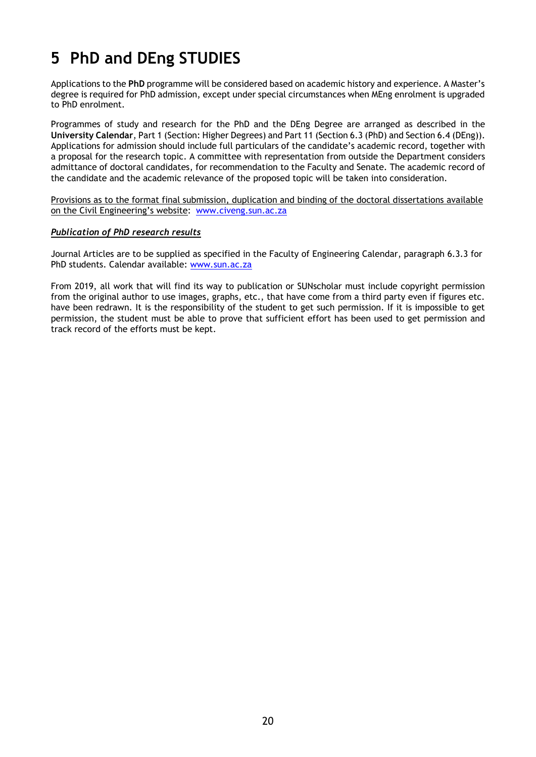# 5 PhD and DEng STUDIES

Applications to the **PhD** programme will be considered based on academic history and experience. A Master's degree is required for PhD admission, except under special circumstances when MEng enrolment is upgraded to PhD enrolment.

Programmes of study and research for the PhD and the DEng Degree are arranged as described in the **University Calendar**, Part 1 (Section: Higher Degrees) and Part 11 (Section 6.3 (PhD) and Section 6.4 (DEng)). Applications for admission should include full particulars of the candidate's academic record, together with a proposal for the research topic. A committee with representation from outside the Department considers admittance of doctoral candidates, for recommendation to the Faculty and Senate. The academic record of the candidate and the academic relevance of the proposed topic will be taken into consideration.

Provisions as to the format final submission, duplication and binding of the doctoral dissertations available on the Civil Engineering's website: www.civeng.sun.ac.za

***Publication of PhD research results***

Journal Articles are to be supplied as specified in the Faculty of Engineering Calendar, paragraph 6.3.3 for PhD students. Calendar available: www.sun.ac.za

From 2019, all work that will find its way to publication or SUNscholar must include copyright permission from the original author to use images, graphs, etc., that have come from a third party even if figures etc. have been redrawn. It is the responsibility of the student to get such permission. If it is impossible to get permission, the student must be able to prove that sufficient effort has been used to get permission and track record of the efforts must be kept.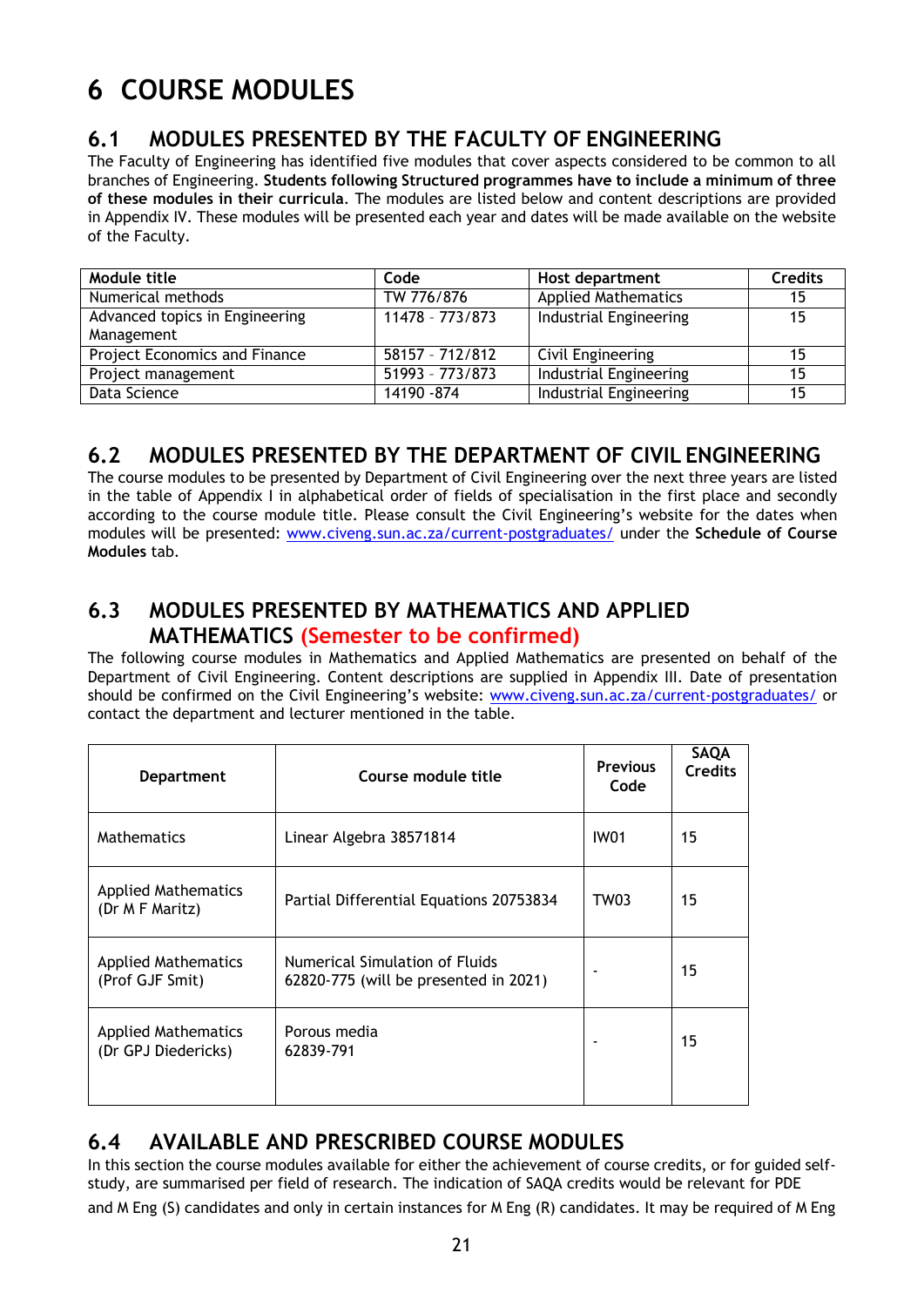# 6 COURSE MODULES

## 6.1 MODULES PRESENTED BY THE FACULTY OF ENGINEERING

The Faculty of Engineering has identified five modules that cover aspects considered to be common to all branches of Engineering. **Students following Structured programmes have to include a minimum of three of these modules in their curricula**. The modules are listed below and content descriptions are provided in Appendix IV. These modules will be presented each year and dates will be made available on the website of the Faculty.

| Module title | Code | Host department | Credits |
|---|---|---|---|
| Numerical methods | TW 776/876 | Applied Mathematics | 15 |
| Advanced topics in Engineering Management | 11478 - 773/873 | Industrial Engineering | 15 |
| Project Economics and Finance | 58157 - 712/812 | Civil Engineering | 15 |
| Project management | 51993 - 773/873 | Industrial Engineering | 15 |
| Data Science | 14190 -874 | Industrial Engineering | 15 |

## 6.2 MODULES PRESENTED BY THE DEPARTMENT OF CIVIL ENGINEERING

The course modules to be presented by Department of Civil Engineering over the next three years are listed in the table of Appendix I in alphabetical order of fields of specialisation in the first place and secondly according to the course module title. Please consult the Civil Engineering's website for the dates when modules will be presented: www.civeng.sun.ac.za/current-postgraduates/ under the **Schedule of Course Modules** tab.

## 6.3 MODULES PRESENTED BY MATHEMATICS AND APPLIED MATHEMATICS (Semester to be confirmed)

The following course modules in Mathematics and Applied Mathematics are presented on behalf of the Department of Civil Engineering. Content descriptions are supplied in Appendix III. Date of presentation should be confirmed on the Civil Engineering's website: www.civeng.sun.ac.za/current-postgraduates/ or contact the department and lecturer mentioned in the table.

| Department | Course module title | Previous Code | SAQA Credits |
|---|---|---|---|
| Mathematics | Linear Algebra 38571814 | IW01 | 15 |
| Applied Mathematics (Dr M F Maritz) | Partial Differential Equations 20753834 | TW03 | 15 |
| Applied Mathematics (Prof GJF Smit) | Numerical Simulation of Fluids 62820-775 (will be presented in 2021) | - | 15 |
| Applied Mathematics (Dr GPJ Diedericks) | Porous media 62839-791 | - | 15 |

## 6.4 AVAILABLE AND PRESCRIBED COURSE MODULES

In this section the course modules available for either the achievement of course credits, or for guided self-study, are summarised per field of research. The indication of SAQA credits would be relevant for PDE and M Eng (S) candidates and only in certain instances for M Eng (R) candidates. It may be required of M Eng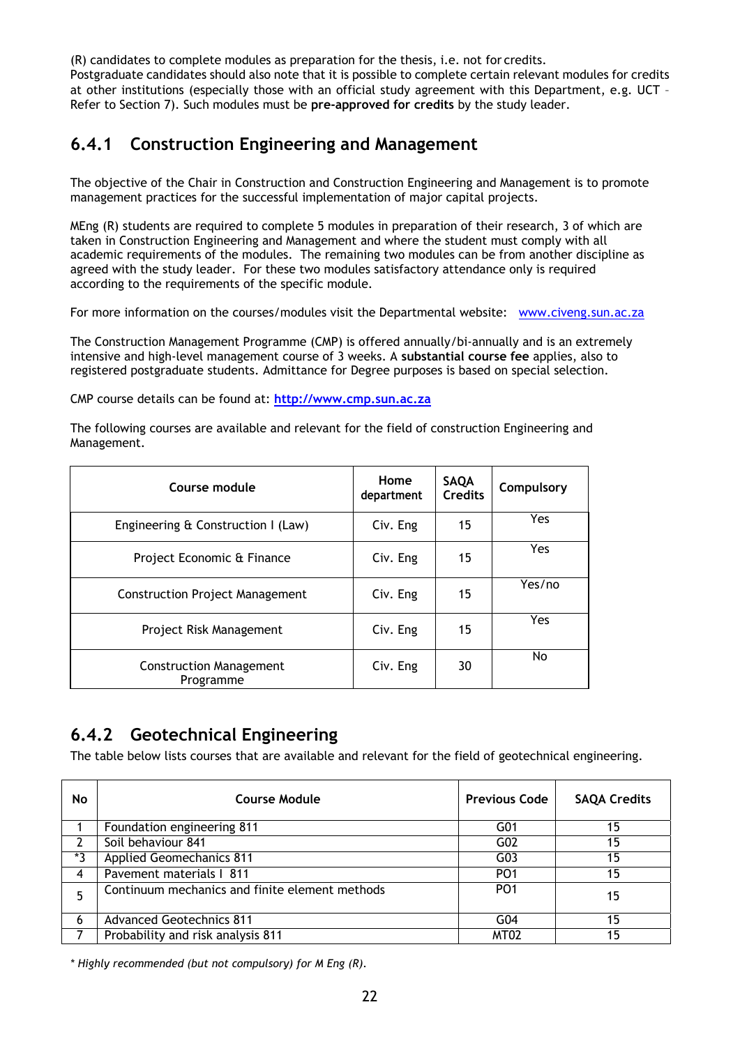(R) candidates to complete modules as preparation for the thesis, i.e. not for credits.
Postgraduate candidates should also note that it is possible to complete certain relevant modules for credits at other institutions (especially those with an official study agreement with this Department, e.g. UCT – Refer to Section 7). Such modules must be **pre-approved for credits** by the study leader.

### 6.4.1 Construction Engineering and Management

The objective of the Chair in Construction and Construction Engineering and Management is to promote management practices for the successful implementation of major capital projects.

MEng (R) students are required to complete 5 modules in preparation of their research, 3 of which are taken in Construction Engineering and Management and where the student must comply with all academic requirements of the modules. The remaining two modules can be from another discipline as agreed with the study leader. For these two modules satisfactory attendance only is required according to the requirements of the specific module.

For more information on the courses/modules visit the Departmental website: www.civeng.sun.ac.za

The Construction Management Programme (CMP) is offered annually/bi-annually and is an extremely intensive and high-level management course of 3 weeks. A **substantial course fee** applies, also to registered postgraduate students. Admittance for Degree purposes is based on special selection.

CMP course details can be found at: **http://www.cmp.sun.ac.za**

The following courses are available and relevant for the field of construction Engineering and Management.

| Course module | Home department | SAQA Credits | Compulsory |
|---|---|---|---|
| Engineering & Construction I (Law) | Civ. Eng | 15 | Yes |
| Project Economic & Finance | Civ. Eng | 15 | Yes |
| Construction Project Management | Civ. Eng | 15 | Yes/no |
| Project Risk Management | Civ. Eng | 15 | Yes |
| Construction Management Programme | Civ. Eng | 30 | No |

### 6.4.2 Geotechnical Engineering

The table below lists courses that are available and relevant for the field of geotechnical engineering.

| No | Course Module | Previous Code | SAQA Credits |
|---|---|---|---|
| 1 | Foundation engineering 811 | G01 | 15 |
| 2 | Soil behaviour 841 | G02 | 15 |
| *3 | Applied Geomechanics 811 | G03 | 15 |
| 4 | Pavement materials I 811 | PO1 | 15 |
| 5 | Continuum mechanics and finite element methods | PO1 | 15 |
| 6 | Advanced Geotechnics 811 | G04 | 15 |
| 7 | Probability and risk analysis 811 | MT02 | 15 |

*\* Highly recommended (but not compulsory) for M Eng (R).*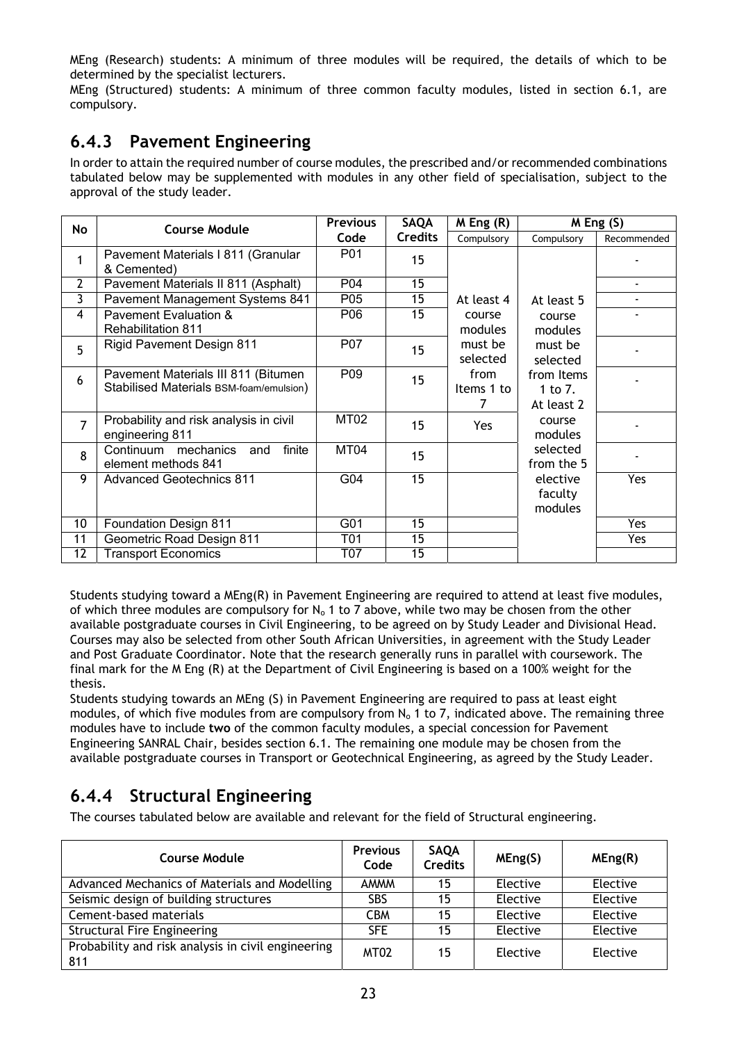MEng (Research) students: A minimum of three modules will be required, the details of which to be determined by the specialist lecturers.

MEng (Structured) students: A minimum of three common faculty modules, listed in section 6.1, are compulsory.

### 6.4.3 Pavement Engineering

In order to attain the required number of course modules, the prescribed and/or recommended combinations tabulated below may be supplemented with modules in any other field of specialisation, subject to the approval of the study leader.

| No | Course Module | Previous Code | SAQA Credits | M Eng (R) | M Eng (S) | |
|---|---|---|---|---|---|---|
| | | | | Compulsory | Compulsory | Recommended |
| 1 | Pavement Materials I 811 (Granular & Cemented) | P01 | 15 | At least 4 course modules must be selected from Items 1 to 7 | At least 5 course modules must be selected from Items 1 to 7. At least 2 course modules selected from the 5 elective faculty modules | - |
| 2 | Pavement Materials II 811 (Asphalt) | P04 | 15 | | | - |
| 3 | Pavement Management Systems 841 | P05 | 15 | | | - |
| 4 | Pavement Evaluation & Rehabilitation 811 | P06 | 15 | | | - |
| 5 | Rigid Pavement Design 811 | P07 | 15 | | | - |
| 6 | Pavement Materials III 811 (Bitumen Stabilised Materials BSM-foam/emulsion) | P09 | 15 | | | - |
| 7 | Probability and risk analysis in civil engineering 811 | MT02 | 15 | Yes | | - |
| 8 | Continuum mechanics and finite element methods 841 | MT04 | 15 | | | - |
| 9 | Advanced Geotechnics 811 | G04 | 15 | | | Yes |
| 10 | Foundation Design 811 | G01 | 15 | | | Yes |
| 11 | Geometric Road Design 811 | T01 | 15 | | | Yes |
| 12 | Transport Economics | T07 | 15 | | | |

Students studying toward a MEng(R) in Pavement Engineering are required to attend at least five modules, of which three modules are compulsory for $N_o$ 1 to 7 above, while two may be chosen from the other available postgraduate courses in Civil Engineering, to be agreed on by Study Leader and Divisional Head. Courses may also be selected from other South African Universities, in agreement with the Study Leader and Post Graduate Coordinator. Note that the research generally runs in parallel with coursework. The final mark for the M Eng (R) at the Department of Civil Engineering is based on a 100% weight for the thesis.

Students studying towards an MEng (S) in Pavement Engineering are required to pass at least eight modules, of which five modules from are compulsory from $N_o$ 1 to 7, indicated above. The remaining three modules have to include **two** of the common faculty modules, a special concession for Pavement Engineering SANRAL Chair, besides section 6.1. The remaining one module may be chosen from the available postgraduate courses in Transport or Geotechnical Engineering, as agreed by the Study Leader.

### 6.4.4 Structural Engineering

The courses tabulated below are available and relevant for the field of Structural engineering.

| Course Module | Previous Code | SAQA Credits | MEng(S) | MEng(R) |
|---|---|---|---|---|
| Advanced Mechanics of Materials and Modelling | AMMM | 15 | Elective | Elective |
| Seismic design of building structures | SBS | 15 | Elective | Elective |
| Cement-based materials | CBM | 15 | Elective | Elective |
| Structural Fire Engineering | SFE | 15 | Elective | Elective |
| Probability and risk analysis in civil engineering 811 | MT02 | 15 | Elective | Elective |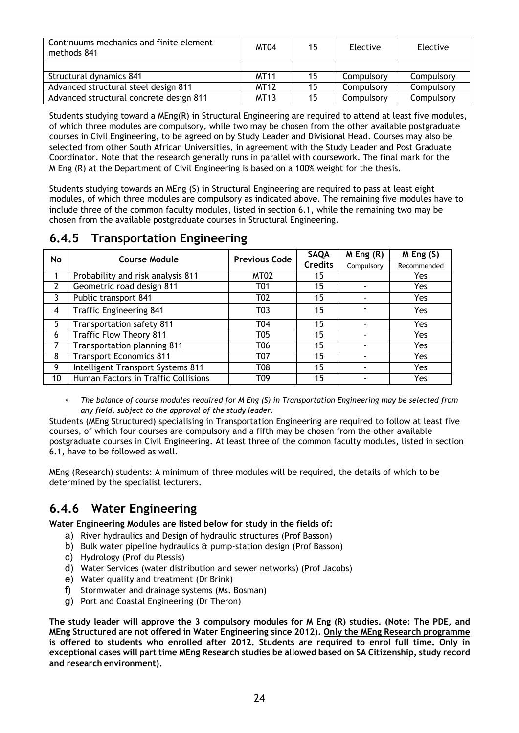| Continuums mechanics and finite element methods 841 | MT04 | 15 | Elective | Elective |
|---|---|---|---|---|
| | | | | |
| Structural dynamics 841 | MT11 | 15 | Compulsory | Compulsory |
| Advanced structural steel design 811 | MT12 | 15 | Compulsory | Compulsory |
| Advanced structural concrete design 811 | MT13 | 15 | Compulsory | Compulsory |

Students studying toward a MEng(R) in Structural Engineering are required to attend at least five modules, of which three modules are compulsory, while two may be chosen from the other available postgraduate courses in Civil Engineering, to be agreed on by Study Leader and Divisional Head. Courses may also be selected from other South African Universities, in agreement with the Study Leader and Post Graduate Coordinator. Note that the research generally runs in parallel with coursework. The final mark for the M Eng (R) at the Department of Civil Engineering is based on a 100% weight for the thesis.

Students studying towards an MEng (S) in Structural Engineering are required to pass at least eight modules, of which three modules are compulsory as indicated above. The remaining five modules have to include three of the common faculty modules, listed in section 6.1, while the remaining two may be chosen from the available postgraduate courses in Structural Engineering.

## 6.4.5 Transportation Engineering

| No | Course Module | Previous Code | SAQA Credits | M Eng (R) | M Eng (S) |
|---|---|---|---|---|---|
| | | | | Compulsory | Recommended |
| 1 | Probability and risk analysis 811 | MT02 | 15 | | Yes |
| 2 | Geometric road design 811 | T01 | 15 | - | Yes |
| 3 | Public transport 841 | T02 | 15 | - | Yes |
| 4 | Traffic Engineering 841 | T03 | 15 | - | Yes |
| 5 | Transportation safety 811 | T04 | 15 | - | Yes |
| 6 | Traffic Flow Theory 811 | T05 | 15 | - | Yes |
| 7 | Transportation planning 811 | T06 | 15 | - | Yes |
| 8 | Transport Economics 811 | T07 | 15 | - | Yes |
| 9 | Intelligent Transport Systems 811 | T08 | 15 | - | Yes |
| 10 | Human Factors in Traffic Collisions | T09 | 15 | - | Yes |

- *The balance of course modules required for M Eng (S) in Transportation Engineering may be selected from any field, subject to the approval of the study leader.*

Students (MEng Structured) specialising in Transportation Engineering are required to follow at least five courses, of which four courses are compulsory and a fifth may be chosen from the other available postgraduate courses in Civil Engineering. At least three of the common faculty modules, listed in section 6.1, have to be followed as well.

MEng (Research) students: A minimum of three modules will be required, the details of which to be determined by the specialist lecturers.

## 6.4.6 Water Engineering

**Water Engineering Modules are listed below for study in the fields of:**

a) River hydraulics and Design of hydraulic structures (Prof Basson)
b) Bulk water pipeline hydraulics & pump-station design (Prof Basson)
c) Hydrology (Prof du Plessis)
d) Water Services (water distribution and sewer networks) (Prof Jacobs)
e) Water quality and treatment (Dr Brink)
f) Stormwater and drainage systems (Ms. Bosman)
g) Port and Coastal Engineering (Dr Theron)

**The study leader will approve the 3 compulsory modules for M Eng (R) studies. (Note: The PDE, and MEng Structured are not offered in Water Engineering since 2012). Only the MEng Research programme is offered to students who enrolled after 2012. Students are required to enrol full time. Only in exceptional cases will part time MEng Research studies be allowed based on SA Citizenship, study record and research environment).**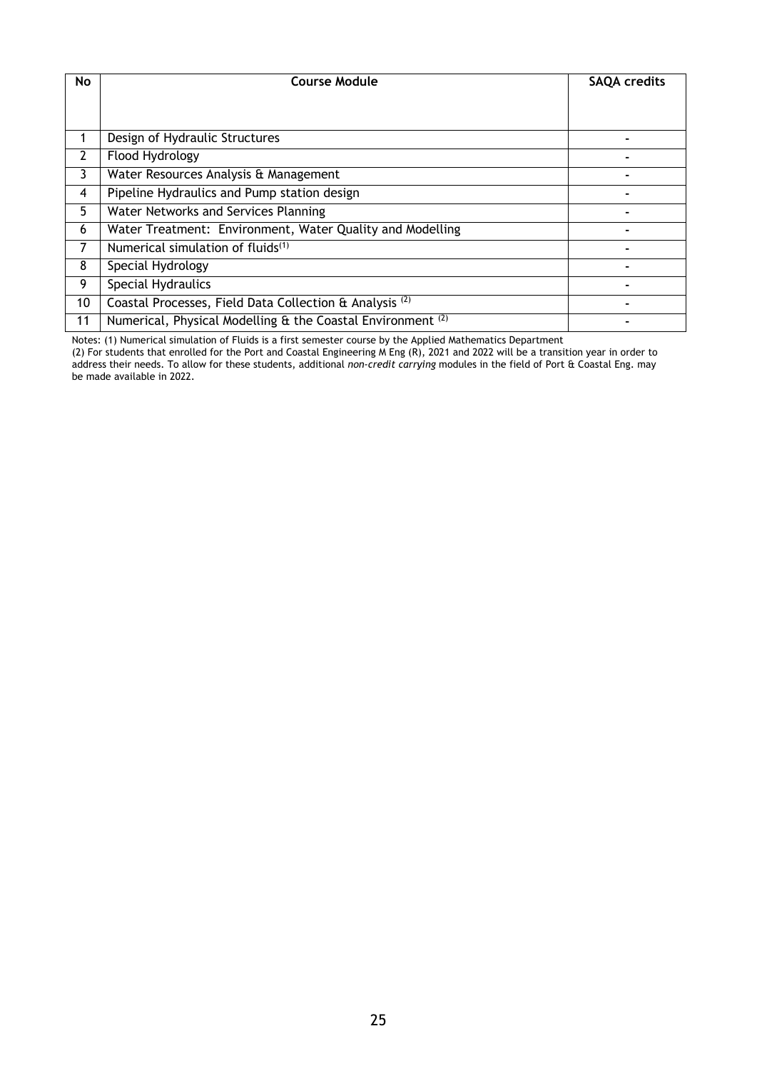| No | Course Module | SAQA credits |
|---|---|---|
| 1 | Design of Hydraulic Structures | - |
| 2 | Flood Hydrology | - |
| 3 | Water Resources Analysis & Management | - |
| 4 | Pipeline Hydraulics and Pump station design | - |
| 5 | Water Networks and Services Planning | - |
| 6 | Water Treatment: Environment, Water Quality and Modelling | - |
| 7 | Numerical simulation of fluids(1) | - |
| 8 | Special Hydrology | - |
| 9 | Special Hydraulics | - |
| 10 | Coastal Processes, Field Data Collection & Analysis (2) | - |
| 11 | Numerical, Physical Modelling & the Coastal Environment (2) | - |

Notes: (1) Numerical simulation of Fluids is a first semester course by the Applied Mathematics Department

(2) For students that enrolled for the Port and Coastal Engineering M Eng (R), 2021 and 2022 will be a transition year in order to address their needs. To allow for these students, additional *non-credit carrying* modules in the field of Port & Coastal Eng. may be made available in 2022.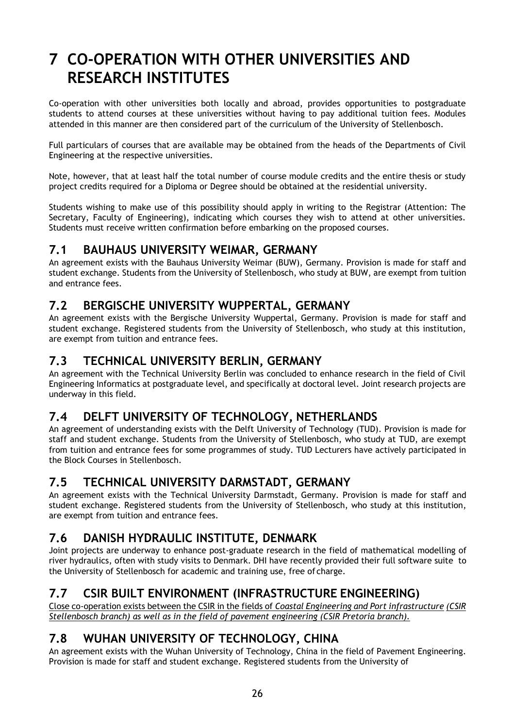# 7 CO-OPERATION WITH OTHER UNIVERSITIES AND RESEARCH INSTITUTES

Co-operation with other universities both locally and abroad, provides opportunities to postgraduate students to attend courses at these universities without having to pay additional tuition fees. Modules attended in this manner are then considered part of the curriculum of the University of Stellenbosch.

Full particulars of courses that are available may be obtained from the heads of the Departments of Civil Engineering at the respective universities.

Note, however, that at least half the total number of course module credits and the entire thesis or study project credits required for a Diploma or Degree should be obtained at the residential university.

Students wishing to make use of this possibility should apply in writing to the Registrar (Attention: The Secretary, Faculty of Engineering), indicating which courses they wish to attend at other universities. Students must receive written confirmation before embarking on the proposed courses.

## 7.1 BAUHAUS UNIVERSITY WEIMAR, GERMANY

An agreement exists with the Bauhaus University Weimar (BUW), Germany. Provision is made for staff and student exchange. Students from the University of Stellenbosch, who study at BUW, are exempt from tuition and entrance fees.

## 7.2 BERGISCHE UNIVERSITY WUPPERTAL, GERMANY

An agreement exists with the Bergische University Wuppertal, Germany. Provision is made for staff and student exchange. Registered students from the University of Stellenbosch, who study at this institution, are exempt from tuition and entrance fees.

## 7.3 TECHNICAL UNIVERSITY BERLIN, GERMANY

An agreement with the Technical University Berlin was concluded to enhance research in the field of Civil Engineering Informatics at postgraduate level, and specifically at doctoral level. Joint research projects are underway in this field.

## 7.4 DELFT UNIVERSITY OF TECHNOLOGY, NETHERLANDS

An agreement of understanding exists with the Delft University of Technology (TUD). Provision is made for staff and student exchange. Students from the University of Stellenbosch, who study at TUD, are exempt from tuition and entrance fees for some programmes of study. TUD Lecturers have actively participated in the Block Courses in Stellenbosch.

## 7.5 TECHNICAL UNIVERSITY DARMSTADT, GERMANY

An agreement exists with the Technical University Darmstadt, Germany. Provision is made for staff and student exchange. Registered students from the University of Stellenbosch, who study at this institution, are exempt from tuition and entrance fees.

## 7.6 DANISH HYDRAULIC INSTITUTE, DENMARK

Joint projects are underway to enhance post-graduate research in the field of mathematical modelling of river hydraulics, often with study visits to Denmark. DHI have recently provided their full software suite to the University of Stellenbosch for academic and training use, free of charge.

## 7.7 CSIR BUILT ENVIRONMENT (INFRASTRUCTURE ENGINEERING)

Close co-operation exists between the CSIR in the fields of *Coastal Engineering and Port infrastructure (CSIR Stellenbosch branch) as well as in the field of pavement engineering (CSIR Pretoria branch).*

## 7.8 WUHAN UNIVERSITY OF TECHNOLOGY, CHINA

An agreement exists with the Wuhan University of Technology, China in the field of Pavement Engineering. Provision is made for staff and student exchange. Registered students from the University of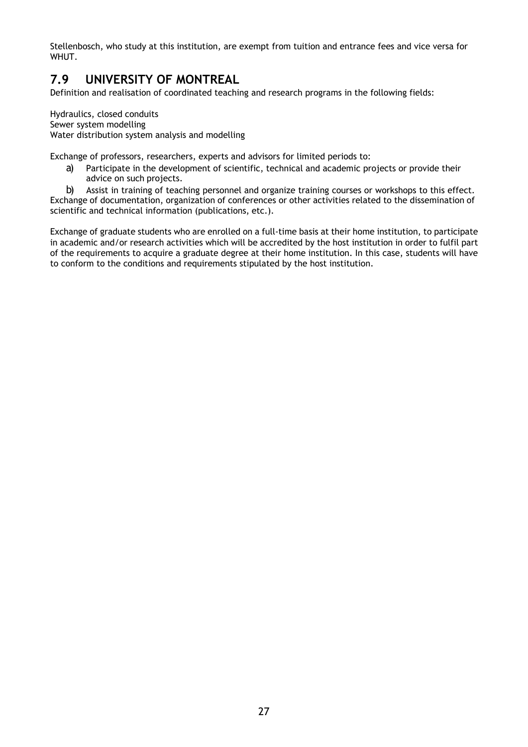Stellenbosch, who study at this institution, are exempt from tuition and entrance fees and vice versa for WHUT.

## 7.9 UNIVERSITY OF MONTREAL

Definition and realisation of coordinated teaching and research programs in the following fields:

Hydraulics, closed conduits
Sewer system modelling
Water distribution system analysis and modelling

Exchange of professors, researchers, experts and advisors for limited periods to:

a) Participate in the development of scientific, technical and academic projects or provide their advice on such projects.
b) Assist in training of teaching personnel and organize training courses or workshops to this effect.

Exchange of documentation, organization of conferences or other activities related to the dissemination of scientific and technical information (publications, etc.).

Exchange of graduate students who are enrolled on a full-time basis at their home institution, to participate in academic and/or research activities which will be accredited by the host institution in order to fulfil part of the requirements to acquire a graduate degree at their home institution. In this case, students will have to conform to the conditions and requirements stipulated by the host institution.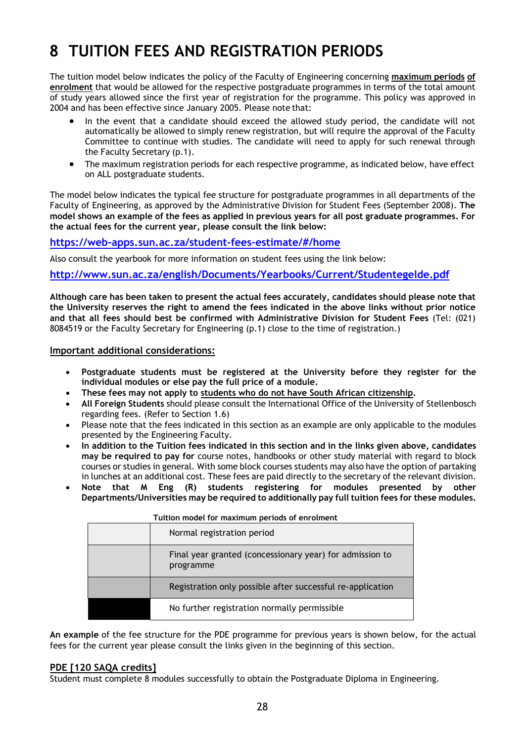# 8 TUITION FEES AND REGISTRATION PERIODS

The tuition model below indicates the policy of the Faculty of Engineering concerning **maximum periods of enrolment** that would be allowed for the respective postgraduate programmes in terms of the total amount of study years allowed since the first year of registration for the programme. This policy was approved in 2004 and has been effective since January 2005. Please note that:

- In the event that a candidate should exceed the allowed study period, the candidate will not automatically be allowed to simply renew registration, but will require the approval of the Faculty Committee to continue with studies. The candidate will need to apply for such renewal through the Faculty Secretary (p.1).
- The maximum registration periods for each respective programme, as indicated below, have effect on ALL postgraduate students.

The model below indicates the typical fee structure for postgraduate programmes in all departments of the Faculty of Engineering, as approved by the Administrative Division for Student Fees (September 2008). **The model shows an example of the fees as applied in previous years for all post graduate programmes. For the actual fees for the current year, please consult the link below:**

https://web-apps.sun.ac.za/student-fees-estimate/#/home

Also consult the yearbook for more information on student fees using the link below:

http://www.sun.ac.za/english/Documents/Yearbooks/Current/Studentegelde.pdf

**Although care has been taken to present the actual fees accurately, candidates should please note that the University reserves the right to amend the fees indicated in the above links without prior notice and that all fees should best be confirmed with Administrative Division for Student Fees** (Tel: (021) 8084519 or the Faculty Secretary for Engineering (p.1) close to the time of registration.)

**Important additional considerations:**

- **Postgraduate students must be registered at the University before they register for the individual modules or else pay the full price of a module.**
- **These fees may not apply to students who do not have South African citizenship.**
- **All Foreign Students** should please consult the International Office of the University of Stellenbosch regarding fees. (Refer to Section 1.6)
- Please note that the fees indicated in this section as an example are only applicable to the modules presented by the Engineering Faculty.
- **In addition to the Tuition fees indicated in this section and in the links given above, candidates may be required to pay for** course notes, handbooks or other study material with regard to block courses or studies in general. With some block courses students may also have the option of partaking in lunches at an additional cost. These fees are paid directly to the secretary of the relevant division.
- **Note that M Eng (R) students registering for modules presented by other Departments/Universities may be required to additionally pay full tuition fees for these modules.**

**Tuition model for maximum periods of enrolment**

| | |
|---|---|
| | Normal registration period |
| | Final year granted (concessionary year) for admission to programme |
| | Registration only possible after successful re-application |
| | No further registration normally permissible |

**An example** of the fee structure for the PDE programme for previous years is shown below, for the actual fees for the current year please consult the links given in the beginning of this section.

**PDE [120 SAQA credits]**

Student must complete 8 modules successfully to obtain the Postgraduate Diploma in Engineering.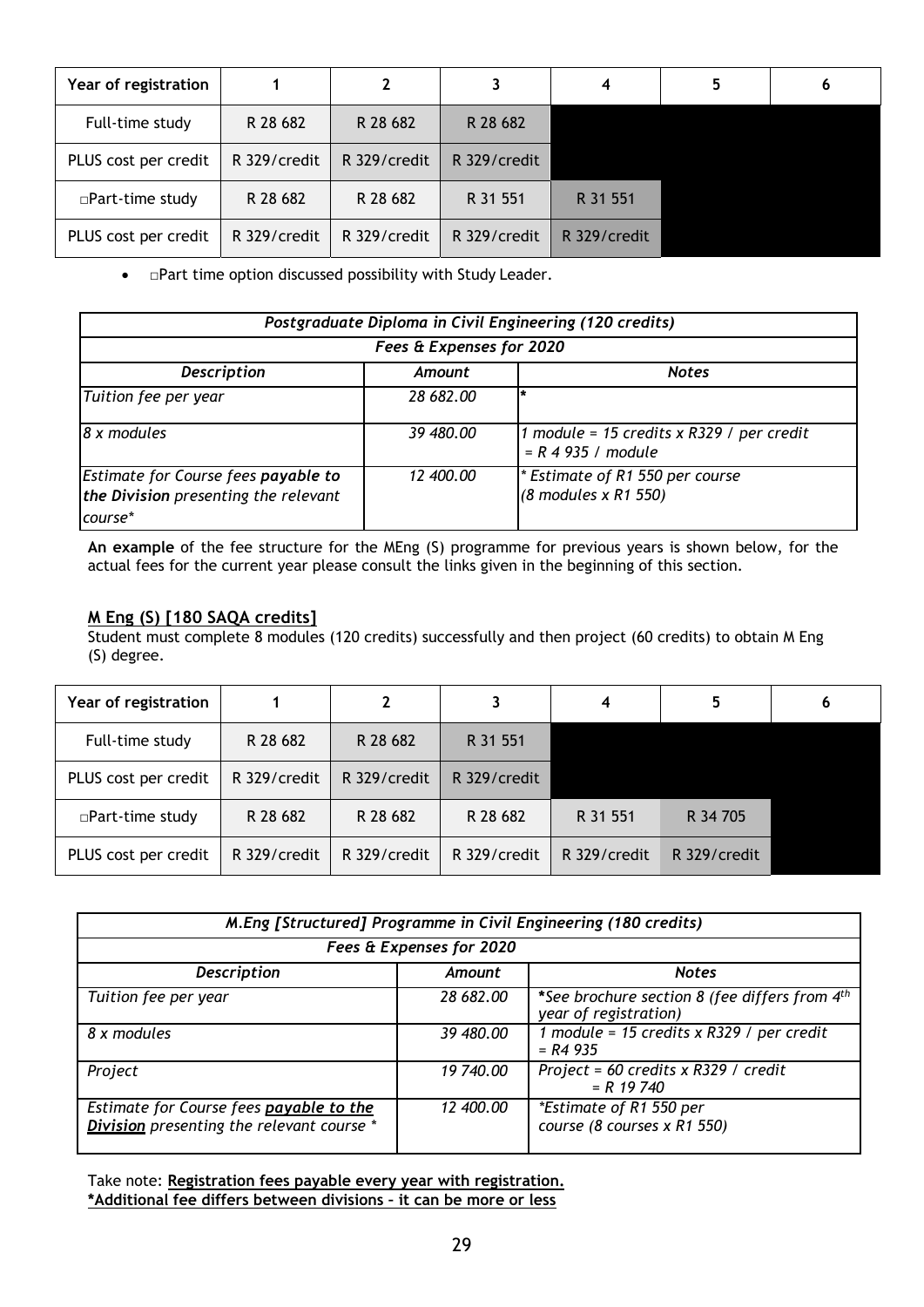| Year of registration | 1 | 2 | 3 | 4 | 5 | 6 |
|---|---|---|---|---|---|---|
| Full-time study | R 28 682 | R 28 682 | R 28 682 | | | |
| PLUS cost per credit | R 329/credit | R 329/credit | R 329/credit | | | |
| □Part-time study | R 28 682 | R 28 682 | R 31 551 | R 31 551 | | |
| PLUS cost per credit | R 329/credit | R 329/credit | R 329/credit | R 329/credit | | |

- □Part time option discussed possibility with Study Leader.

| *Postgraduate Diploma in Civil Engineering (120 credits)* | | |
|---|---|---|
| ***Fees & Expenses for 2020*** | | |
| ***Description*** | ***Amount*** | ***Notes*** |
| *Tuition fee per year* | *28 682.00* | * |
| *8 x modules* | *39 480.00* | *1 module = 15 credits x R329 / per credit = R 4 935 / module* |
| *Estimate for Course fees **payable to the Division** presenting the relevant course** | *12 400.00* | ** Estimate of R1 550 per course (8 modules x R1 550)* |

**An example** of the fee structure for the MEng (S) programme for previous years is shown below, for the actual fees for the current year please consult the links given in the beginning of this section.

## M Eng (S) [180 SAQA credits]

Student must complete 8 modules (120 credits) successfully and then project (60 credits) to obtain M Eng (S) degree.

| Year of registration | 1 | 2 | 3 | 4 | 5 | 6 |
|---|---|---|---|---|---|---|
| Full-time study | R 28 682 | R 28 682 | R 31 551 | | | |
| PLUS cost per credit | R 329/credit | R 329/credit | R 329/credit | | | |
| □Part-time study | R 28 682 | R 28 682 | R 28 682 | R 31 551 | R 34 705 | |
| PLUS cost per credit | R 329/credit | R 329/credit | R 329/credit | R 329/credit | R 329/credit | |

| *M.Eng [Structured] Programme in Civil Engineering (180 credits)* | | |
|---|---|---|
| ***Fees & Expenses for 2020*** | | |
| ***Description*** | ***Amount*** | ***Notes*** |
| *Tuition fee per year* | *28 682.00* | ****See brochure section 8 (fee differs from 4th year of registration)*** |
| *8 x modules* | *39 480.00* | *1 module = 15 credits x R329 / per credit = R4 935* |
| *Project* | *19 740.00* | *Project = 60 credits x R329 / credit = R 19 740* |
| *Estimate for Course fees **payable to the Division** presenting the relevant course ** | *12 400.00* | **Estimate of R1 550 per course (8 courses x R1 550)* |

Take note: **Registration fees payable every year with registration.**
**\*Additional fee differs between divisions – it can be more or less**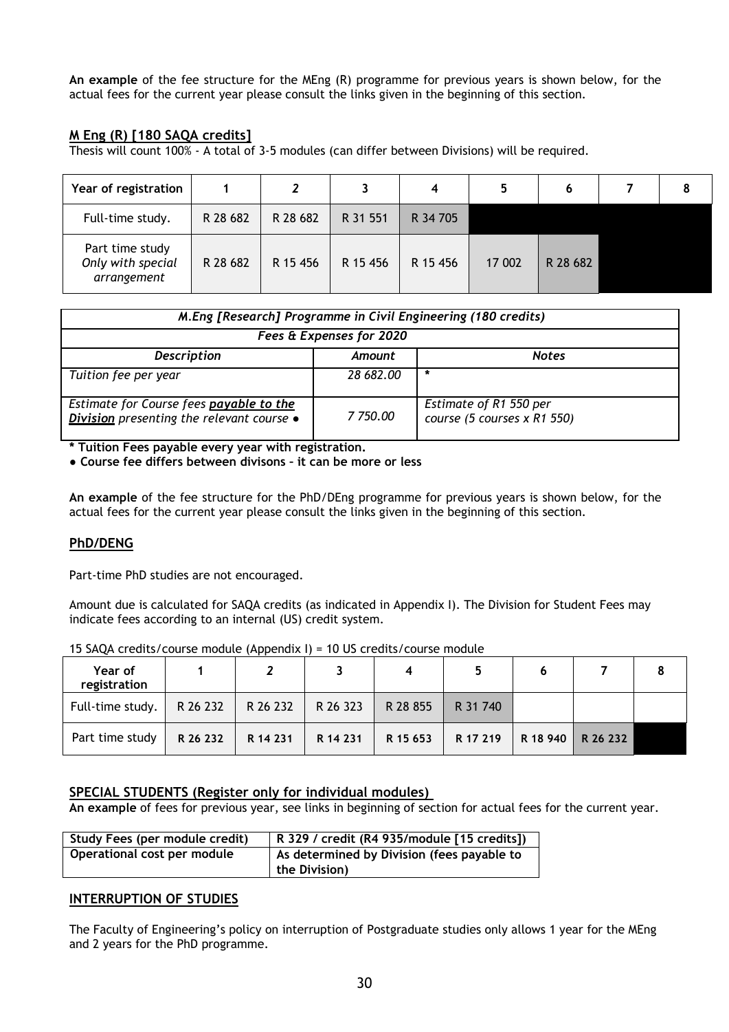**An example** of the fee structure for the MEng (R) programme for previous years is shown below, for the actual fees for the current year please consult the links given in the beginning of this section.

## M Eng (R) [180 SAQA credits]

Thesis will count 100% - A total of 3-5 modules (can differ between Divisions) will be required.

| Year of registration | 1 | *2* | 3 | 4 | 5 | 6 | 7 | 8 |
|---|---|---|---|---|---|---|---|---|
| Full-time study. | R 28 682 | R 28 682 | R 31 551 | R 34 705 | | | | |
| Part time study *Only with special arrangement* | R 28 682 | R 15 456 | R 15 456 | R 15 456 | 17 002 | R 28 682 | | |

| *M.Eng [Research] Programme in Civil Engineering (180 credits)* | | |
|---|---|---|
| ***Fees & Expenses for 2020*** | | |
| ***Description*** | ***Amount*** | ***Notes*** |
| *Tuition fee per year* | *28 682.00* | * |
| *Estimate for Course fees **payable to the Division** presenting the relevant course ●* | *7 750.00* | *Estimate of R1 550 per course (5 courses x R1 550)* |

**\* Tuition Fees payable every year with registration.**

**● Course fee differs between divisons – it can be more or less**

**An example** of the fee structure for the PhD/DEng programme for previous years is shown below, for the actual fees for the current year please consult the links given in the beginning of this section.

## PhD/DENG

Part-time PhD studies are not encouraged.

Amount due is calculated for SAQA credits (as indicated in Appendix I). The Division for Student Fees may indicate fees according to an internal (US) credit system.

15 SAQA credits/course module (Appendix I) = 10 US credits/course module

| Year of registration | 1 | *2* | 3 | 4 | 5 | 6 | 7 | 8 |
|---|---|---|---|---|---|---|---|---|
| Full-time study. | R 26 232 | R 26 232 | R 26 323 | R 28 855 | R 31 740 | | | |
| Part time study | **R 26 232** | **R 14 231** | **R 14 231** | **R 15 653** | **R 17 219** | **R 18 940** | **R 26 232** | |

## SPECIAL STUDENTS (Register only for individual modules)

**An example** of fees for previous year, see links in beginning of section for actual fees for the current year.

| Study Fees (per module credit) | R 329 / credit (R4 935/module [15 credits]) |
|---|---|
| **Operational cost per module** | **As determined by Division (fees payable to the Division)** |

## INTERRUPTION OF STUDIES

The Faculty of Engineering's policy on interruption of Postgraduate studies only allows 1 year for the MEng and 2 years for the PhD programme.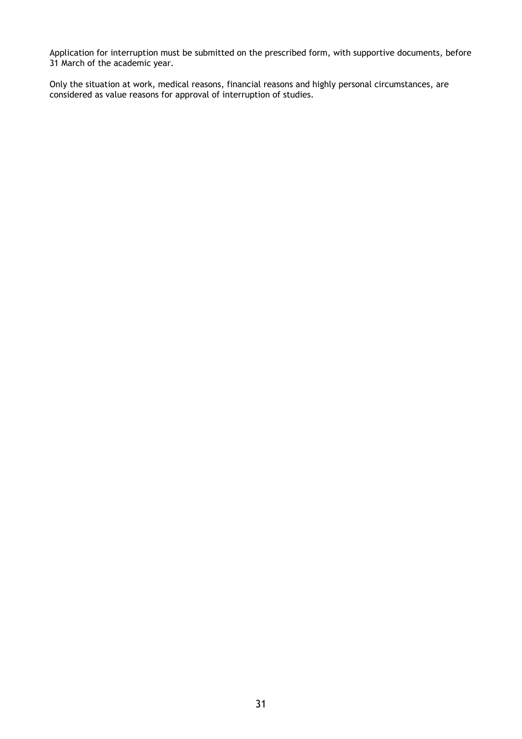Application for interruption must be submitted on the prescribed form, with supportive documents, before 31 March of the academic year.

Only the situation at work, medical reasons, financial reasons and highly personal circumstances, are considered as value reasons for approval of interruption of studies.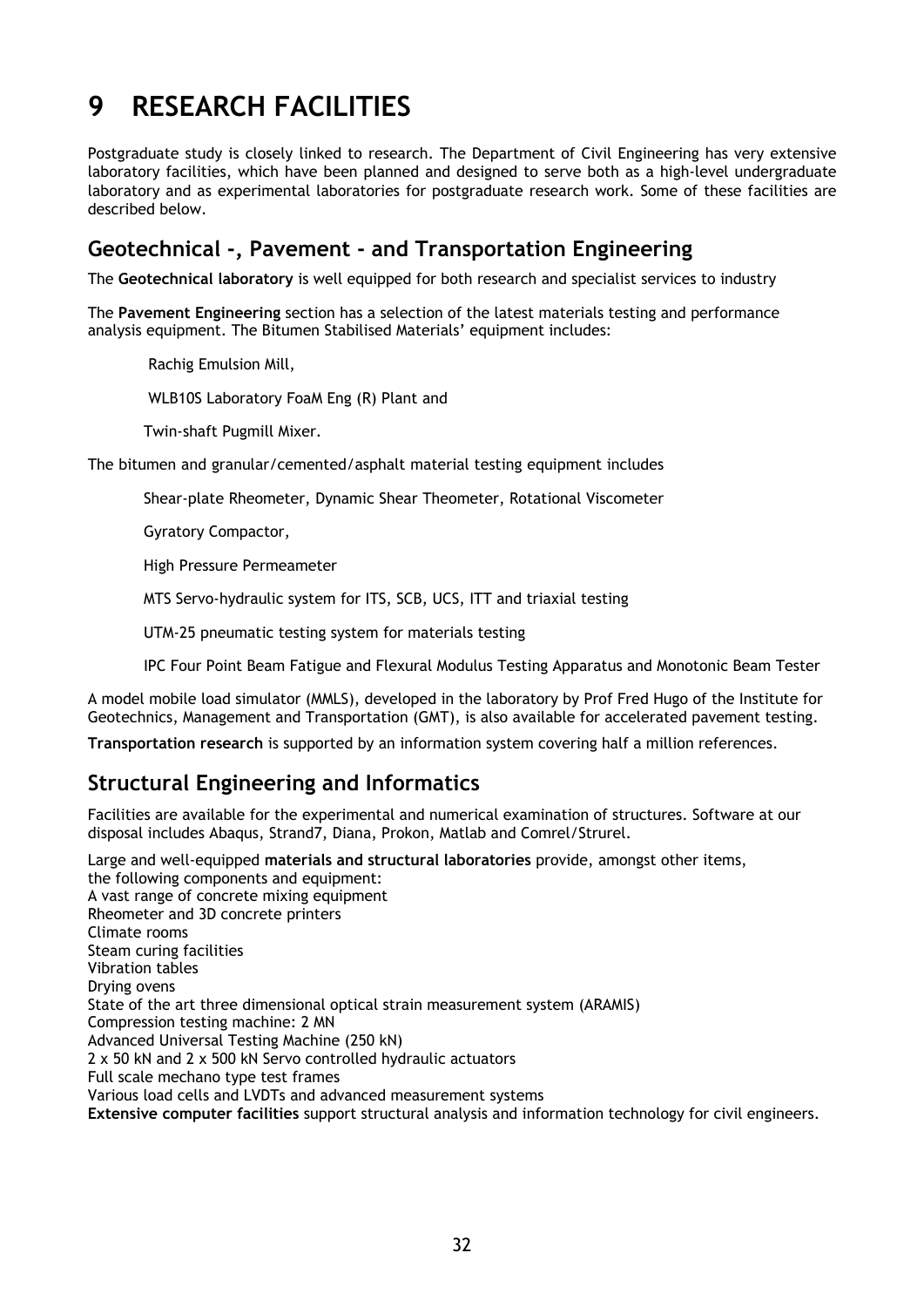# 9 RESEARCH FACILITIES

Postgraduate study is closely linked to research. The Department of Civil Engineering has very extensive laboratory facilities, which have been planned and designed to serve both as a high-level undergraduate laboratory and as experimental laboratories for postgraduate research work. Some of these facilities are described below.

## Geotechnical -, Pavement - and Transportation Engineering

The **Geotechnical laboratory** is well equipped for both research and specialist services to industry

The **Pavement Engineering** section has a selection of the latest materials testing and performance analysis equipment. The Bitumen Stabilised Materials' equipment includes:

- Rachig Emulsion Mill,
- WLB10S Laboratory FoaM Eng (R) Plant and
- Twin-shaft Pugmill Mixer.

The bitumen and granular/cemented/asphalt material testing equipment includes

- Shear-plate Rheometer, Dynamic Shear Theometer, Rotational Viscometer
- Gyratory Compactor,
- High Pressure Permeameter
- MTS Servo-hydraulic system for ITS, SCB, UCS, ITT and triaxial testing
- UTM-25 pneumatic testing system for materials testing
- IPC Four Point Beam Fatigue and Flexural Modulus Testing Apparatus and Monotonic Beam Tester

A model mobile load simulator (MMLS), developed in the laboratory by Prof Fred Hugo of the Institute for Geotechnics, Management and Transportation (GMT), is also available for accelerated pavement testing.

**Transportation research** is supported by an information system covering half a million references.

## Structural Engineering and Informatics

Facilities are available for the experimental and numerical examination of structures. Software at our disposal includes Abaqus, Strand7, Diana, Prokon, Matlab and Comrel/Strurel.

Large and well-equipped **materials and structural laboratories** provide, amongst other items, the following components and equipment:

- A vast range of concrete mixing equipment
- Rheometer and 3D concrete printers
- Climate rooms
- Steam curing facilities
- Vibration tables
- Drying ovens
- State of the art three dimensional optical strain measurement system (ARAMIS)
- Compression testing machine: 2 MN
- Advanced Universal Testing Machine (250 kN)
- 2 x 50 kN and 2 x 500 kN Servo controlled hydraulic actuators
- Full scale mechano type test frames
- Various load cells and LVDTs and advanced measurement systems

**Extensive computer facilities** support structural analysis and information technology for civil engineers.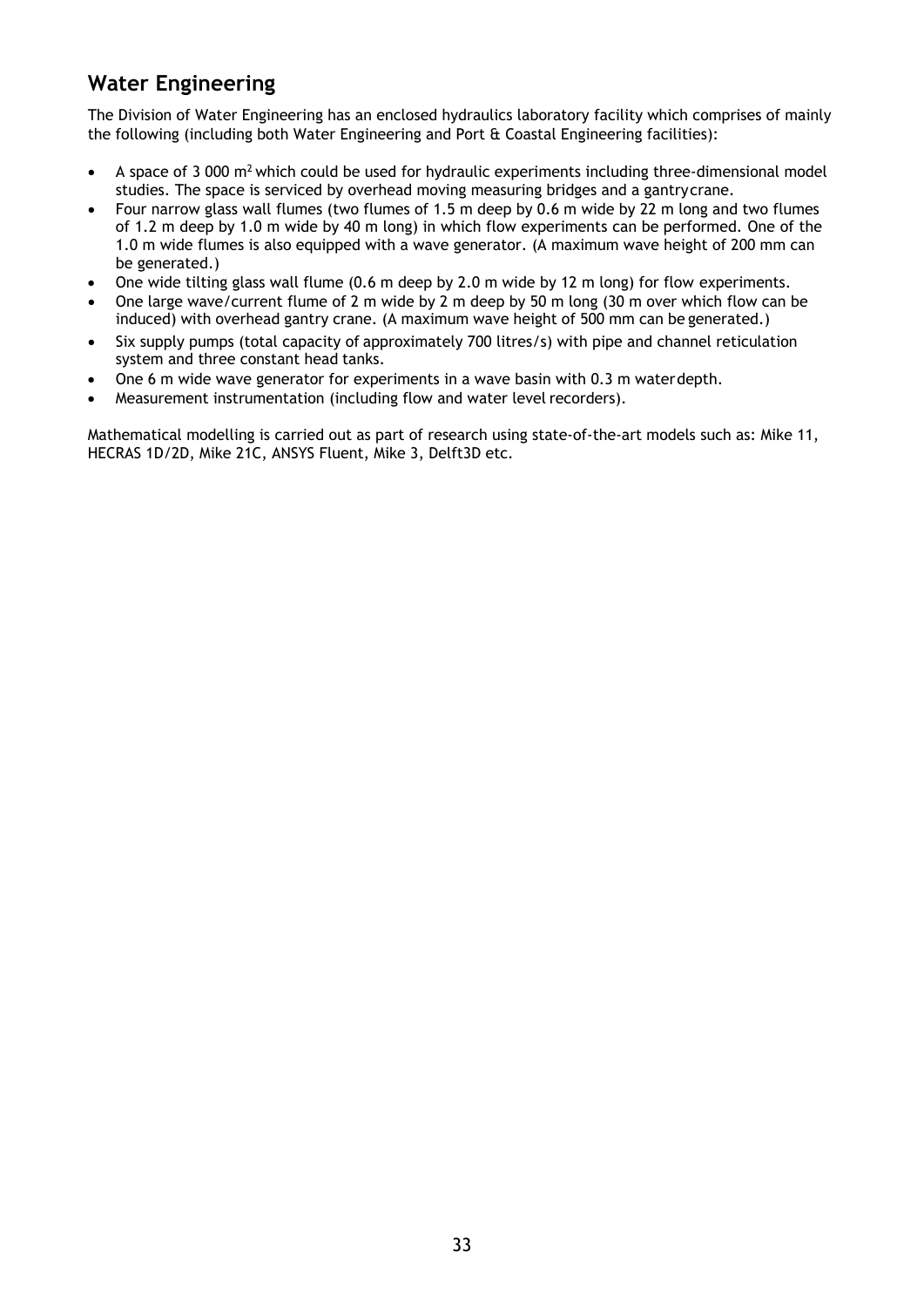## Water Engineering

The Division of Water Engineering has an enclosed hydraulics laboratory facility which comprises of mainly the following (including both Water Engineering and Port & Coastal Engineering facilities):

- A space of 3 000 $m^2$ which could be used for hydraulic experiments including three-dimensional model studies. The space is serviced by overhead moving measuring bridges and a gantry crane.
- Four narrow glass wall flumes (two flumes of 1.5 m deep by 0.6 m wide by 22 m long and two flumes of 1.2 m deep by 1.0 m wide by 40 m long) in which flow experiments can be performed. One of the 1.0 m wide flumes is also equipped with a wave generator. (A maximum wave height of 200 mm can be generated.)
- One wide tilting glass wall flume (0.6 m deep by 2.0 m wide by 12 m long) for flow experiments.
- One large wave/current flume of 2 m wide by 2 m deep by 50 m long (30 m over which flow can be induced) with overhead gantry crane. (A maximum wave height of 500 mm can be generated.)
- Six supply pumps (total capacity of approximately 700 litres/s) with pipe and channel reticulation system and three constant head tanks.
- One 6 m wide wave generator for experiments in a wave basin with 0.3 m water depth.
- Measurement instrumentation (including flow and water level recorders).

Mathematical modelling is carried out as part of research using state-of-the-art models such as: Mike 11, HECRAS 1D/2D, Mike 21C, ANSYS Fluent, Mike 3, Delft3D etc.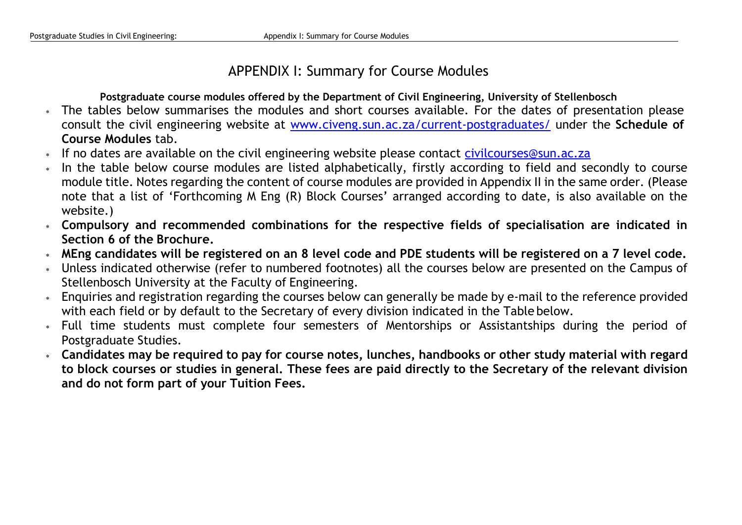# APPENDIX I: Summary for Course Modules

**Postgraduate course modules offered by the Department of Civil Engineering, University of Stellenbosch**

- The tables below summarises the modules and short courses available. For the dates of presentation please consult the civil engineering website at [www.civeng.sun.ac.za/current-postgraduates/](http://www.civeng.sun.ac.za/current-postgraduates/) under the **Schedule of Course Modules** tab.
- If no dates are available on the civil engineering website please contact [civilcourses@sun.ac.za](mailto:civilcourses@sun.ac.za)
- In the table below course modules are listed alphabetically, firstly according to field and secondly to course module title. Notes regarding the content of course modules are provided in Appendix II in the same order. (Please note that a list of 'Forthcoming M Eng (R) Block Courses' arranged according to date, is also available on the website.)
- **Compulsory and recommended combinations for the respective fields of specialisation are indicated in Section 6 of the Brochure.**
- **MEng candidates will be registered on an 8 level code and PDE students will be registered on a 7 level code.**
- Unless indicated otherwise (refer to numbered footnotes) all the courses below are presented on the Campus of Stellenbosch University at the Faculty of Engineering.
- Enquiries and registration regarding the courses below can generally be made by e-mail to the reference provided with each field or by default to the Secretary of every division indicated in the Table below.
- Full time students must complete four semesters of Mentorships or Assistantships during the period of Postgraduate Studies.
- **Candidates may be required to pay for course notes, lunches, handbooks or other study material with regard to block courses or studies in general. These fees are paid directly to the Secretary of the relevant division and do not form part of your Tuition Fees.**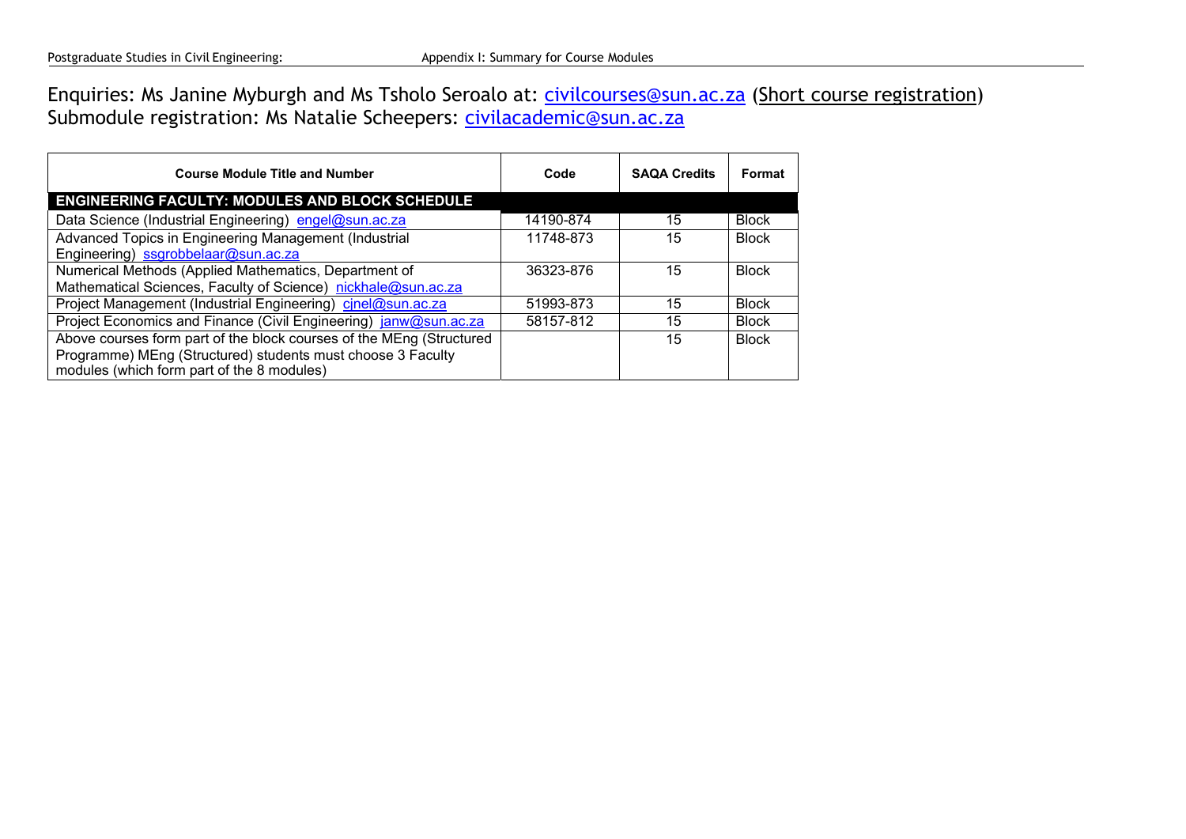Enquiries: Ms Janine Myburgh and Ms Tsholo Seroalo at: civilcourses@sun.ac.za (Short course registration)
Submodule registration: Ms Natalie Scheepers: civilacademic@sun.ac.za

| Course Module Title and Number | Code | SAQA Credits | Format |
|---|---|---|---|
| **ENGINEERING FACULTY: MODULES AND BLOCK SCHEDULE** | | | |
| Data Science (Industrial Engineering) engel@sun.ac.za | 14190-874 | 15 | Block |
| Advanced Topics in Engineering Management (Industrial Engineering) ssgrobbelaar@sun.ac.za | 11748-873 | 15 | Block |
| Numerical Methods (Applied Mathematics, Department of Mathematical Sciences, Faculty of Science) nickhale@sun.ac.za | 36323-876 | 15 | Block |
| Project Management (Industrial Engineering) cjnel@sun.ac.za | 51993-873 | 15 | Block |
| Project Economics and Finance (Civil Engineering) janw@sun.ac.za | 58157-812 | 15 | Block |
| Above courses form part of the block courses of the MEng (Structured Programme) MEng (Structured) students must choose 3 Faculty modules (which form part of the 8 modules) | | 15 | Block |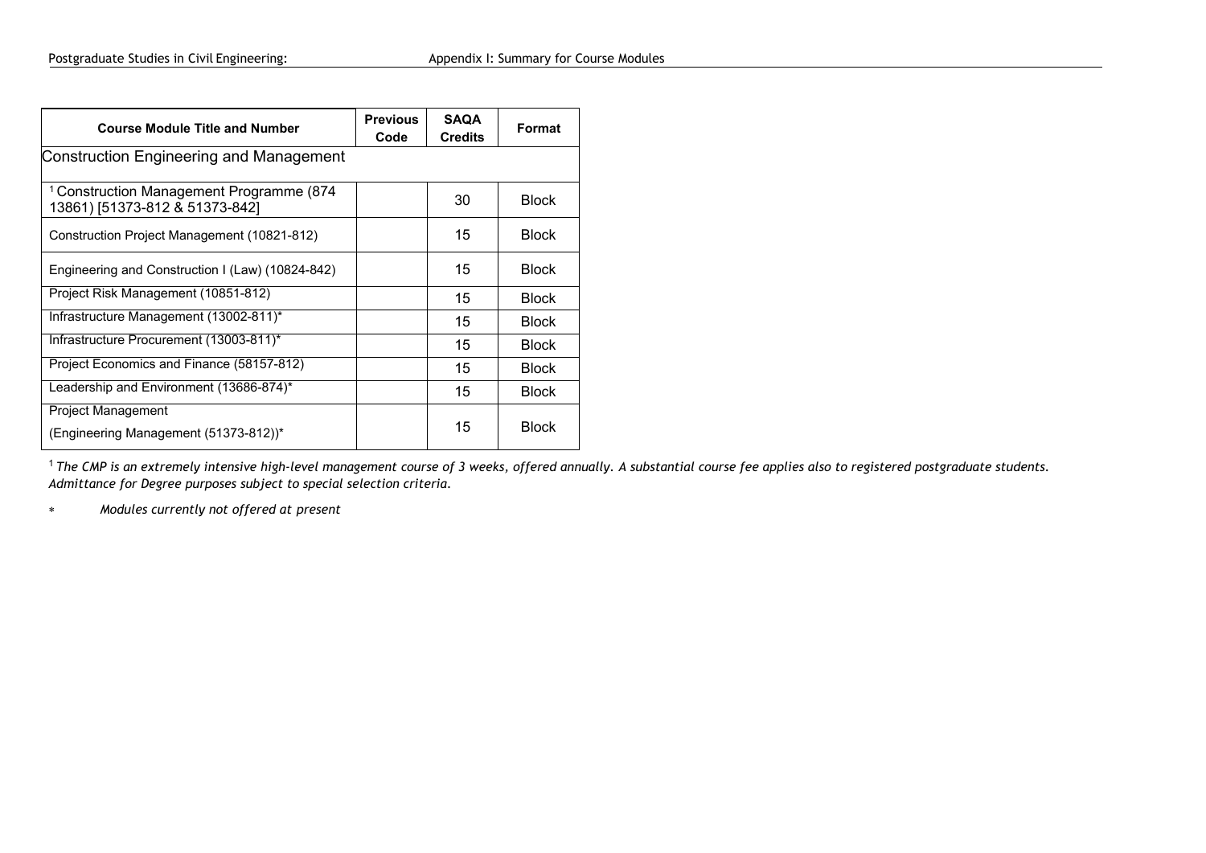| Course Module Title and Number | Previous Code | SAQA Credits | Format |
|---|---|---|---|
| Construction Engineering and Management | | | |
| [1] Construction Management Programme (874 13861) [51373-812 & 51373-842] | | 30 | Block |
| Construction Project Management (10821-812) | | 15 | Block |
| Engineering and Construction I (Law) (10824-842) | | 15 | Block |
| Project Risk Management (10851-812) | | 15 | Block |
| Infrastructure Management (13002-811)* | | 15 | Block |
| Infrastructure Procurement (13003-811)* | | 15 | Block |
| Project Economics and Finance (58157-812) | | 15 | Block |
| Leadership and Environment (13686-874)* | | 15 | Block |
| Project Management (Engineering Management (51373-812))* | | 15 | Block |

[1] *The CMP is an extremely intensive high-level management course of 3 weeks, offered annually. A substantial course fee applies also to registered postgraduate students. Admittance for Degree purposes subject to special selection criteria.*

\* *Modules currently not offered at present*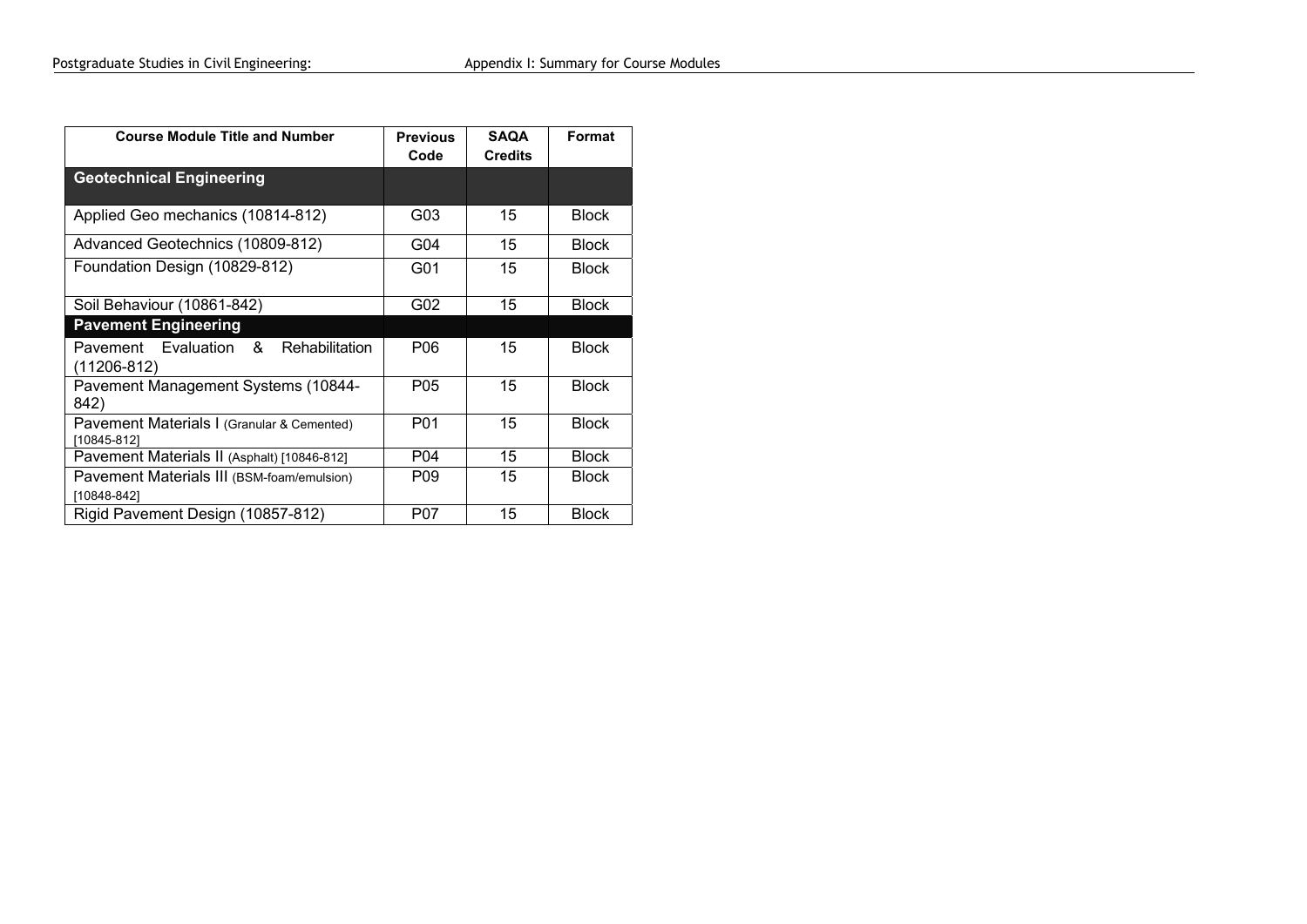| Course Module Title and Number | Previous Code | SAQA Credits | Format |
|---|---|---|---|
| **Geotechnical Engineering** | | | |
| Applied Geo mechanics (10814-812) | G03 | 15 | Block |
| Advanced Geotechnics (10809-812) | G04 | 15 | Block |
| Foundation Design (10829-812) | G01 | 15 | Block |
| Soil Behaviour (10861-842) | G02 | 15 | Block |
| **Pavement Engineering** | | | |
| Pavement Evaluation & Rehabilitation (11206-812) | P06 | 15 | Block |
| Pavement Management Systems (10844-842) | P05 | 15 | Block |
| Pavement Materials I (Granular & Cemented) [10845-812] | P01 | 15 | Block |
| Pavement Materials II (Asphalt) [10846-812] | P04 | 15 | Block |
| Pavement Materials III (BSM-foam/emulsion) [10848-842] | P09 | 15 | Block |
| Rigid Pavement Design (10857-812) | P07 | 15 | Block |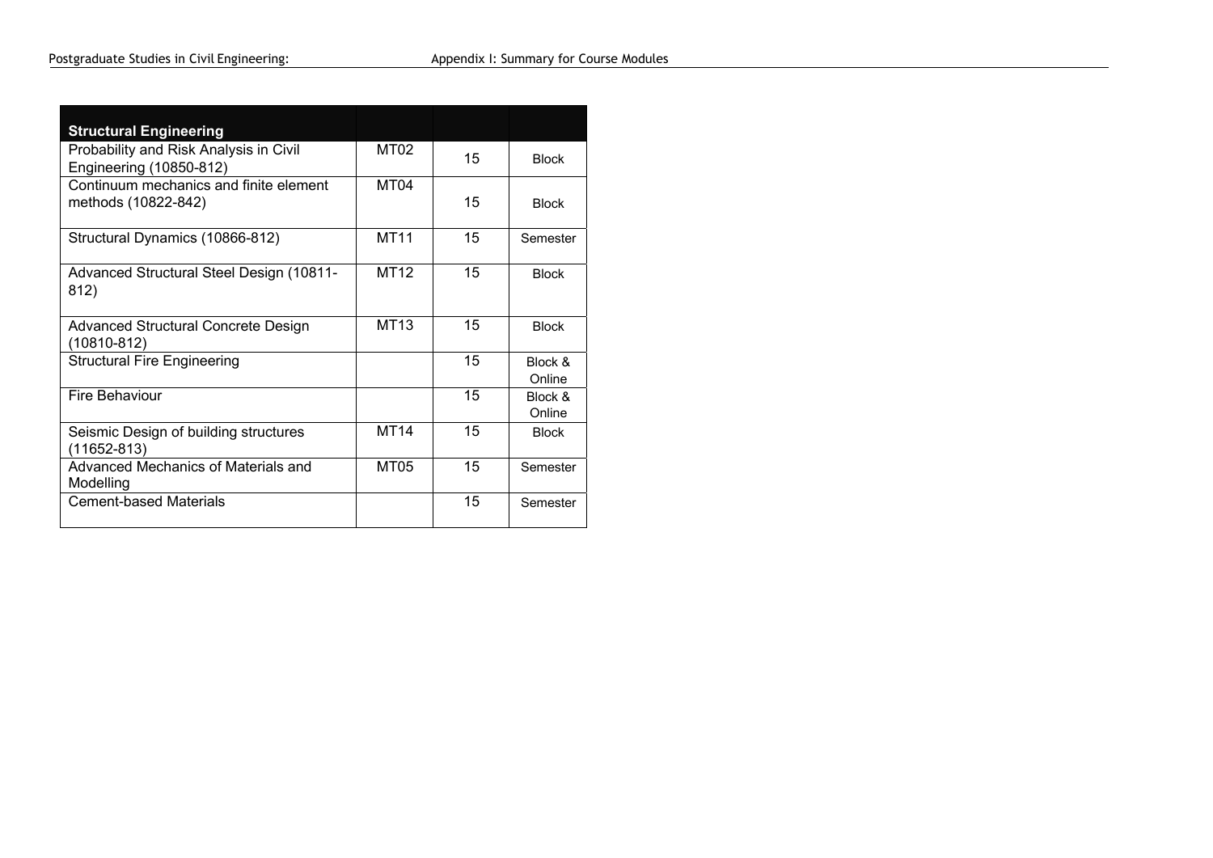| Structural Engineering | | | |
|---|---|---|---|
| Probability and Risk Analysis in Civil Engineering (10850-812) | MT02 | 15 | Block |
| Continuum mechanics and finite element methods (10822-842) | MT04 | 15 | Block |
| Structural Dynamics (10866-812) | MT11 | 15 | Semester |
| Advanced Structural Steel Design (10811-812) | MT12 | 15 | Block |
| Advanced Structural Concrete Design (10810-812) | MT13 | 15 | Block |
| Structural Fire Engineering | | 15 | Block & Online |
| Fire Behaviour | | 15 | Block & Online |
| Seismic Design of building structures (11652-813) | MT14 | 15 | Block |
| Advanced Mechanics of Materials and Modelling | MT05 | 15 | Semester |
| Cement-based Materials | | 15 | Semester |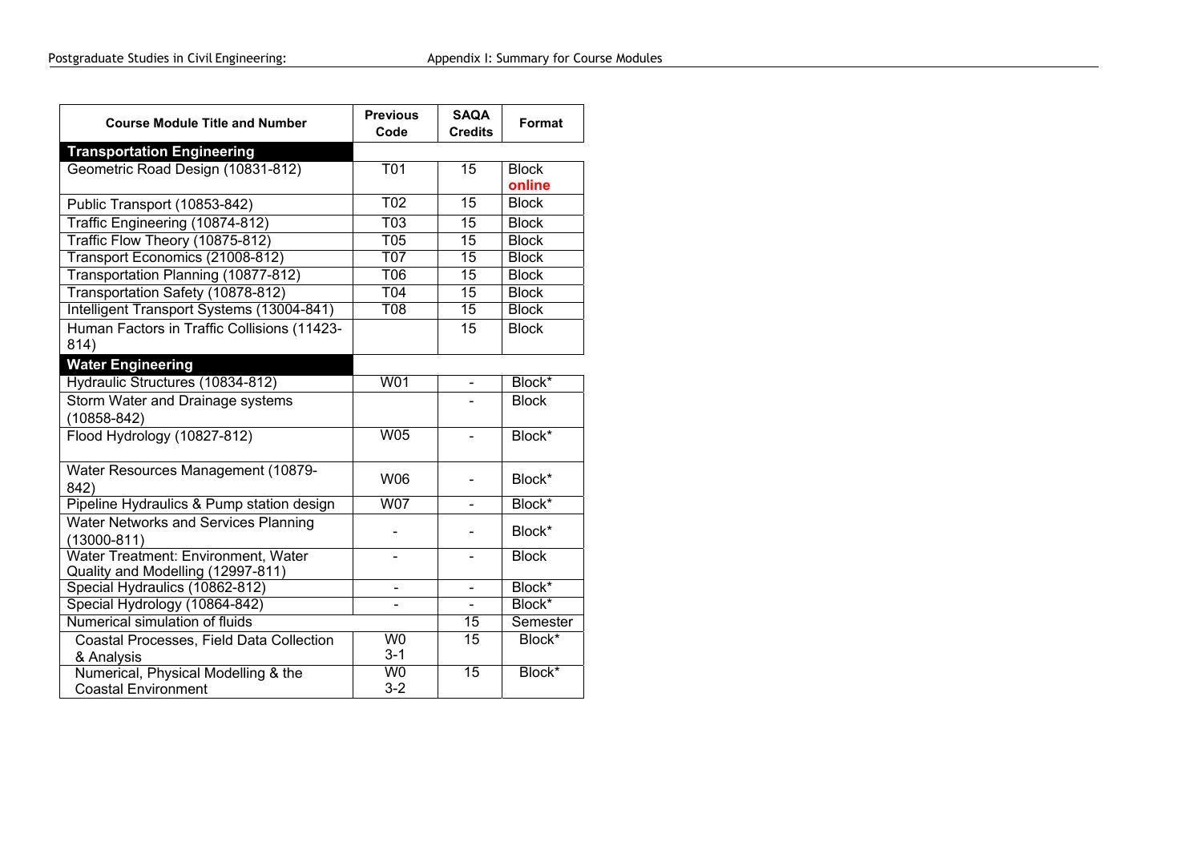| Course Module Title and Number | Previous Code | SAQA Credits | Format |
|---|---|---|---|
| **Transportation Engineering** | | | |
| Geometric Road Design (10831-812) | T01 | 15 | Block **online** |
| Public Transport (10853-842) | T02 | 15 | Block |
| Traffic Engineering (10874-812) | T03 | 15 | Block |
| Traffic Flow Theory (10875-812) | T05 | 15 | Block |
| Transport Economics (21008-812) | T07 | 15 | Block |
| Transportation Planning (10877-812) | T06 | 15 | Block |
| Transportation Safety (10878-812) | T04 | 15 | Block |
| Intelligent Transport Systems (13004-841) | T08 | 15 | Block |
| Human Factors in Traffic Collisions (11423-814) | | 15 | Block |
| **Water Engineering** | | | |
| Hydraulic Structures (10834-812) | W01 | - | Block* |
| Storm Water and Drainage systems (10858-842) | | - | Block |
| Flood Hydrology (10827-812) | W05 | - | Block* |
| Water Resources Management (10879-842) | W06 | - | Block* |
| Pipeline Hydraulics & Pump station design | W07 | - | Block* |
| Water Networks and Services Planning (13000-811) | - | - | Block* |
| Water Treatment: Environment, Water Quality and Modelling (12997-811) | - | - | Block |
| Special Hydraulics (10862-812) | - | - | Block* |
| Special Hydrology (10864-842) | - | - | Block* |
| Numerical simulation of fluids | | 15 | Semester |
| Coastal Processes, Field Data Collection & Analysis | W03-1 | 15 | Block* |
| Numerical, Physical Modelling & the Coastal Environment | W03-2 | 15 | Block* |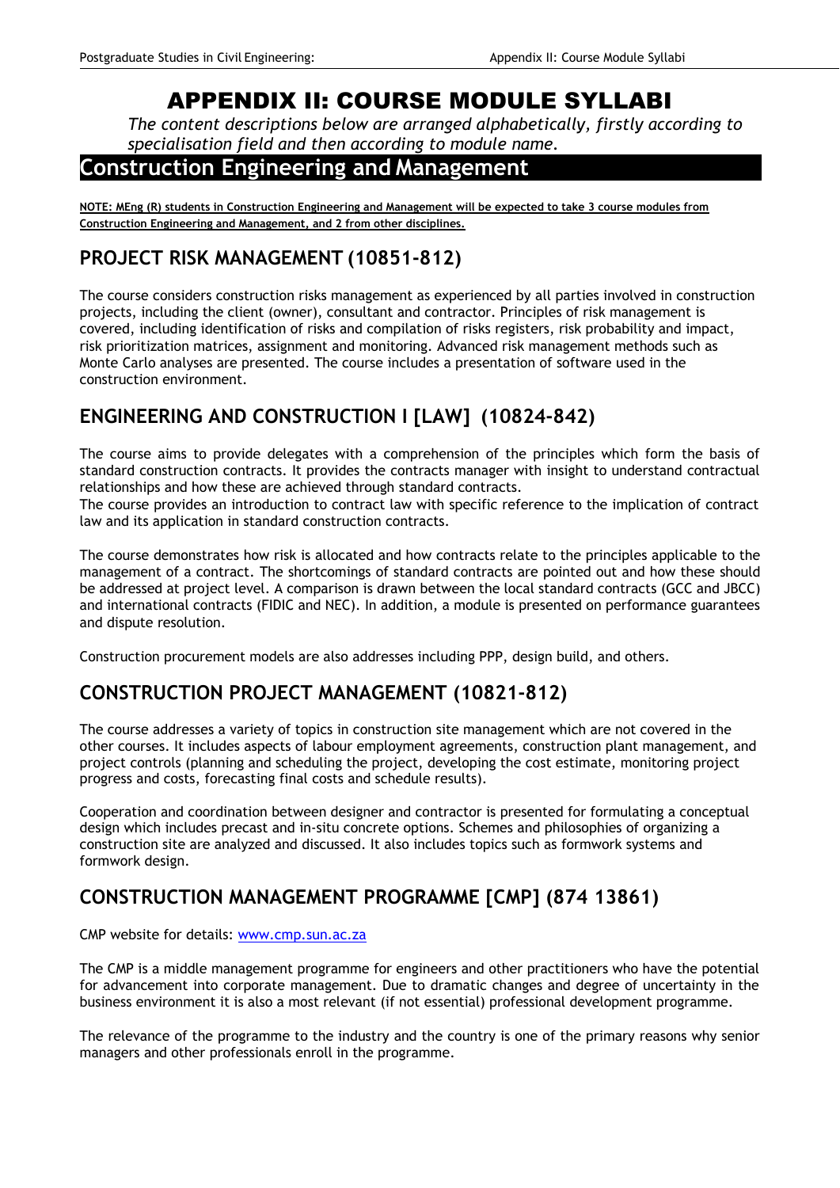# APPENDIX II: COURSE MODULE SYLLABI

*The content descriptions below are arranged alphabetically, firstly according to specialisation field and then according to module name.*

## Construction Engineering and Management

**NOTE: MEng (R) students in Construction Engineering and Management will be expected to take 3 course modules from Construction Engineering and Management, and 2 from other disciplines.**

### PROJECT RISK MANAGEMENT (10851-812)

The course considers construction risks management as experienced by all parties involved in construction projects, including the client (owner), consultant and contractor. Principles of risk management is covered, including identification of risks and compilation of risks registers, risk probability and impact, risk prioritization matrices, assignment and monitoring. Advanced risk management methods such as Monte Carlo analyses are presented. The course includes a presentation of software used in the construction environment.

### ENGINEERING AND CONSTRUCTION I [LAW] (10824-842)

The course aims to provide delegates with a comprehension of the principles which form the basis of standard construction contracts. It provides the contracts manager with insight to understand contractual relationships and how these are achieved through standard contracts.
The course provides an introduction to contract law with specific reference to the implication of contract law and its application in standard construction contracts.

The course demonstrates how risk is allocated and how contracts relate to the principles applicable to the management of a contract. The shortcomings of standard contracts are pointed out and how these should be addressed at project level. A comparison is drawn between the local standard contracts (GCC and JBCC) and international contracts (FIDIC and NEC). In addition, a module is presented on performance guarantees and dispute resolution.

Construction procurement models are also addresses including PPP, design build, and others.

### CONSTRUCTION PROJECT MANAGEMENT (10821-812)

The course addresses a variety of topics in construction site management which are not covered in the other courses. It includes aspects of labour employment agreements, construction plant management, and project controls (planning and scheduling the project, developing the cost estimate, monitoring project progress and costs, forecasting final costs and schedule results).

Cooperation and coordination between designer and contractor is presented for formulating a conceptual design which includes precast and in-situ concrete options. Schemes and philosophies of organizing a construction site are analyzed and discussed. It also includes topics such as formwork systems and formwork design.

### CONSTRUCTION MANAGEMENT PROGRAMME [CMP] (874 13861)

CMP website for details: www.cmp.sun.ac.za

The CMP is a middle management programme for engineers and other practitioners who have the potential for advancement into corporate management. Due to dramatic changes and degree of uncertainty in the business environment it is also a most relevant (if not essential) professional development programme.

The relevance of the programme to the industry and the country is one of the primary reasons why senior managers and other professionals enroll in the programme.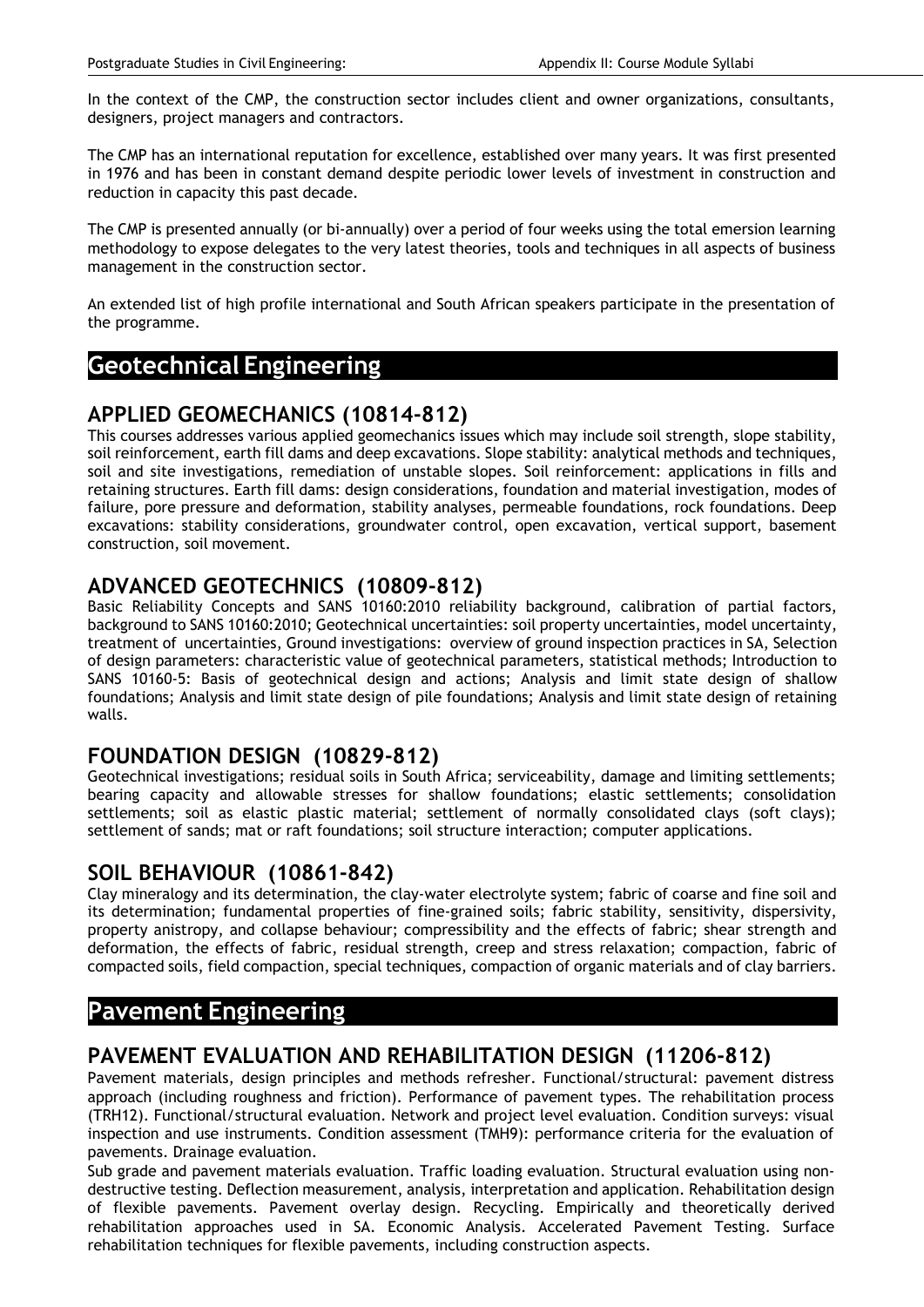In the context of the CMP, the construction sector includes client and owner organizations, consultants, designers, project managers and contractors.

The CMP has an international reputation for excellence, established over many years. It was first presented in 1976 and has been in constant demand despite periodic lower levels of investment in construction and reduction in capacity this past decade.

The CMP is presented annually (or bi-annually) over a period of four weeks using the total emersion learning methodology to expose delegates to the very latest theories, tools and techniques in all aspects of business management in the construction sector.

An extended list of high profile international and South African speakers participate in the presentation of the programme.

# Geotechnical Engineering

## APPLIED GEOMECHANICS (10814-812)

This courses addresses various applied geomechanics issues which may include soil strength, slope stability, soil reinforcement, earth fill dams and deep excavations. Slope stability: analytical methods and techniques, soil and site investigations, remediation of unstable slopes. Soil reinforcement: applications in fills and retaining structures. Earth fill dams: design considerations, foundation and material investigation, modes of failure, pore pressure and deformation, stability analyses, permeable foundations, rock foundations. Deep excavations: stability considerations, groundwater control, open excavation, vertical support, basement construction, soil movement.

## ADVANCED GEOTECHNICS (10809-812)

Basic Reliability Concepts and SANS 10160:2010 reliability background, calibration of partial factors, background to SANS 10160:2010; Geotechnical uncertainties: soil property uncertainties, model uncertainty, treatment of uncertainties, Ground investigations: overview of ground inspection practices in SA, Selection of design parameters: characteristic value of geotechnical parameters, statistical methods; Introduction to SANS 10160-5: Basis of geotechnical design and actions; Analysis and limit state design of shallow foundations; Analysis and limit state design of pile foundations; Analysis and limit state design of retaining walls.

## FOUNDATION DESIGN (10829-812)

Geotechnical investigations; residual soils in South Africa; serviceability, damage and limiting settlements; bearing capacity and allowable stresses for shallow foundations; elastic settlements; consolidation settlements; soil as elastic plastic material; settlement of normally consolidated clays (soft clays); settlement of sands; mat or raft foundations; soil structure interaction; computer applications.

## SOIL BEHAVIOUR (10861-842)

Clay mineralogy and its determination, the clay-water electrolyte system; fabric of coarse and fine soil and its determination; fundamental properties of fine-grained soils; fabric stability, sensitivity, dispersivity, property anistropy, and collapse behaviour; compressibility and the effects of fabric; shear strength and deformation, the effects of fabric, residual strength, creep and stress relaxation; compaction, fabric of compacted soils, field compaction, special techniques, compaction of organic materials and of clay barriers.

# Pavement Engineering

## PAVEMENT EVALUATION AND REHABILITATION DESIGN (11206-812)

Pavement materials, design principles and methods refresher. Functional/structural: pavement distress approach (including roughness and friction). Performance of pavement types. The rehabilitation process (TRH12). Functional/structural evaluation. Network and project level evaluation. Condition surveys: visual inspection and use instruments. Condition assessment (TMH9): performance criteria for the evaluation of pavements. Drainage evaluation.

Sub grade and pavement materials evaluation. Traffic loading evaluation. Structural evaluation using non-destructive testing. Deflection measurement, analysis, interpretation and application. Rehabilitation design of flexible pavements. Pavement overlay design. Recycling. Empirically and theoretically derived rehabilitation approaches used in SA. Economic Analysis. Accelerated Pavement Testing. Surface rehabilitation techniques for flexible pavements, including construction aspects.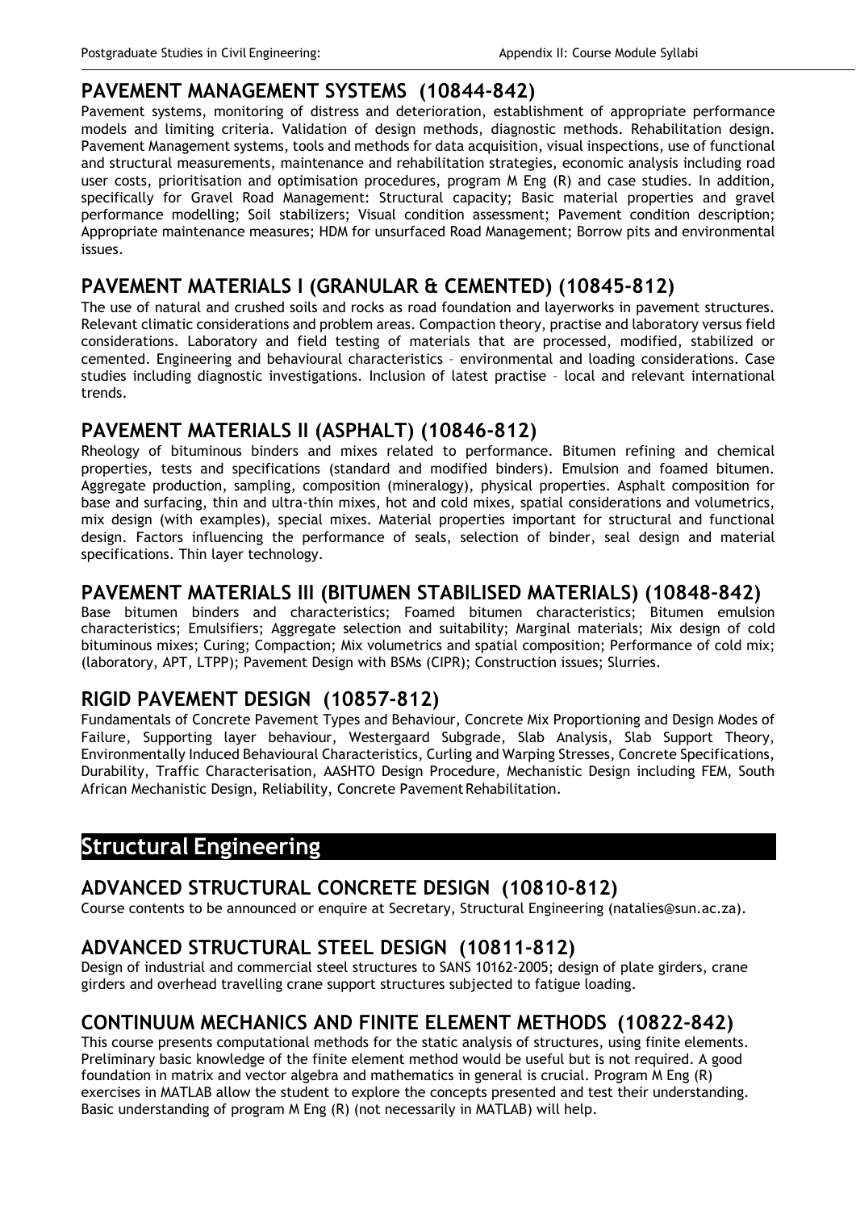## PAVEMENT MANAGEMENT SYSTEMS (10844-842)

Pavement systems, monitoring of distress and deterioration, establishment of appropriate performance models and limiting criteria. Validation of design methods, diagnostic methods. Rehabilitation design. Pavement Management systems, tools and methods for data acquisition, visual inspections, use of functional and structural measurements, maintenance and rehabilitation strategies, economic analysis including road user costs, prioritisation and optimisation procedures, program M Eng (R) and case studies. In addition, specifically for Gravel Road Management: Structural capacity; Basic material properties and gravel performance modelling; Soil stabilizers; Visual condition assessment; Pavement condition description; Appropriate maintenance measures; HDM for unsurfaced Road Management; Borrow pits and environmental issues.

## PAVEMENT MATERIALS I (GRANULAR & CEMENTED) (10845-812)

The use of natural and crushed soils and rocks as road foundation and layerworks in pavement structures. Relevant climatic considerations and problem areas. Compaction theory, practise and laboratory versus field considerations. Laboratory and field testing of materials that are processed, modified, stabilized or cemented. Engineering and behavioural characteristics – environmental and loading considerations. Case studies including diagnostic investigations. Inclusion of latest practise – local and relevant international trends.

## PAVEMENT MATERIALS II (ASPHALT) (10846-812)

Rheology of bituminous binders and mixes related to performance. Bitumen refining and chemical properties, tests and specifications (standard and modified binders). Emulsion and foamed bitumen. Aggregate production, sampling, composition (mineralogy), physical properties. Asphalt composition for base and surfacing, thin and ultra-thin mixes, hot and cold mixes, spatial considerations and volumetrics, mix design (with examples), special mixes. Material properties important for structural and functional design. Factors influencing the performance of seals, selection of binder, seal design and material specifications. Thin layer technology.

## PAVEMENT MATERIALS III (BITUMEN STABILISED MATERIALS) (10848-842)

Base bitumen binders and characteristics; Foamed bitumen characteristics; Bitumen emulsion characteristics; Emulsifiers; Aggregate selection and suitability; Marginal materials; Mix design of cold bituminous mixes; Curing; Compaction; Mix volumetrics and spatial composition; Performance of cold mix; (laboratory, APT, LTPP); Pavement Design with BSMs (CIPR); Construction issues; Slurries.

## RIGID PAVEMENT DESIGN (10857-812)

Fundamentals of Concrete Pavement Types and Behaviour, Concrete Mix Proportioning and Design Modes of Failure, Supporting layer behaviour, Westergaard Subgrade, Slab Analysis, Slab Support Theory, Environmentally Induced Behavioural Characteristics, Curling and Warping Stresses, Concrete Specifications, Durability, Traffic Characterisation, AASHTO Design Procedure, Mechanistic Design including FEM, South African Mechanistic Design, Reliability, Concrete Pavement Rehabilitation.

# Structural Engineering

## ADVANCED STRUCTURAL CONCRETE DESIGN (10810-812)

Course contents to be announced or enquire at Secretary, Structural Engineering (natalies@sun.ac.za).

## ADVANCED STRUCTURAL STEEL DESIGN (10811-812)

Design of industrial and commercial steel structures to SANS 10162-2005; design of plate girders, crane girders and overhead travelling crane support structures subjected to fatigue loading.

## CONTINUUM MECHANICS AND FINITE ELEMENT METHODS (10822-842)

This course presents computational methods for the static analysis of structures, using finite elements. Preliminary basic knowledge of the finite element method would be useful but is not required. A good foundation in matrix and vector algebra and mathematics in general is crucial. Program M Eng (R) exercises in MATLAB allow the student to explore the concepts presented and test their understanding. Basic understanding of program M Eng (R) (not necessarily in MATLAB) will help.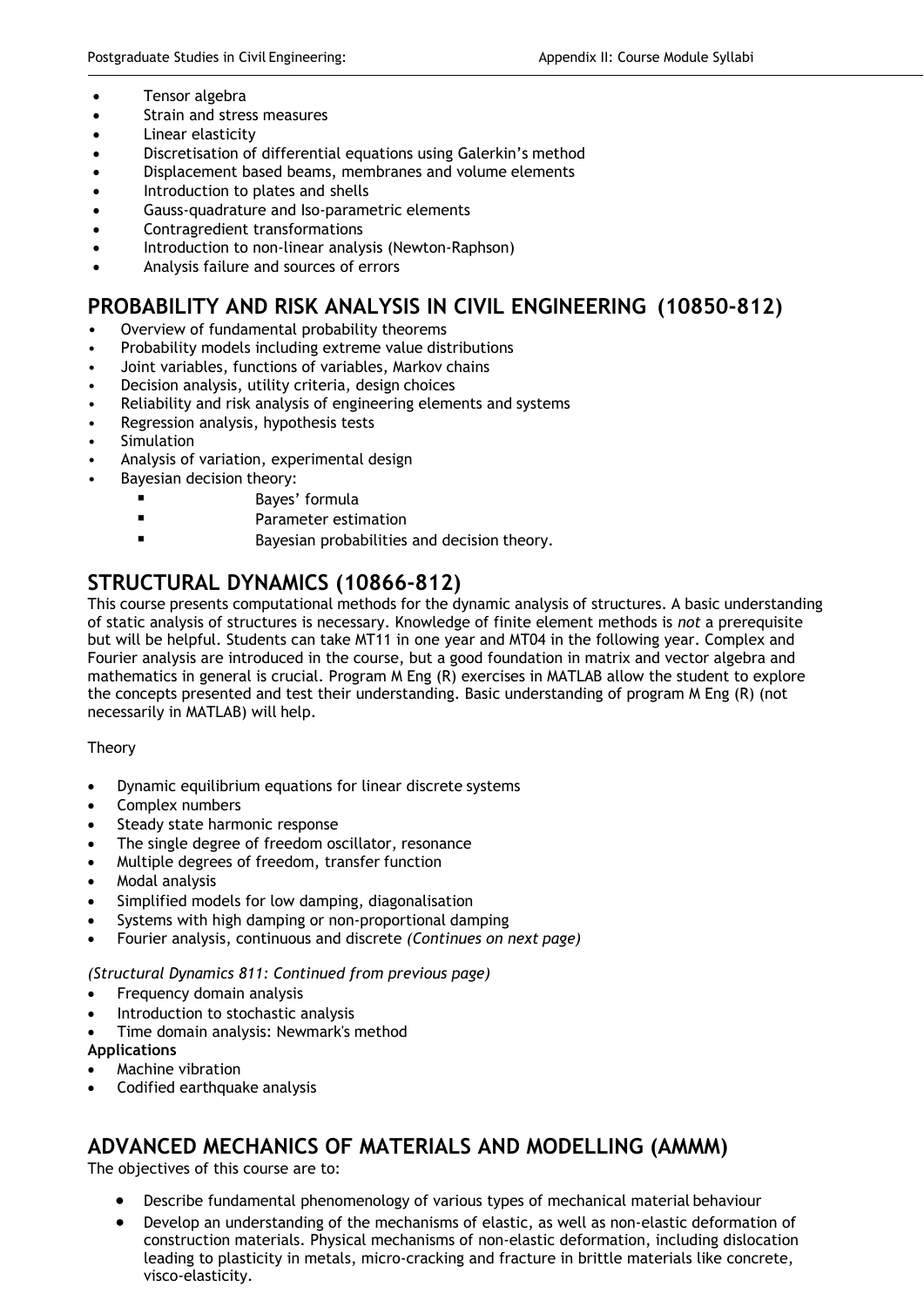- Tensor algebra
- Strain and stress measures
- Linear elasticity
- Discretisation of differential equations using Galerkin's method
- Displacement based beams, membranes and volume elements
- Introduction to plates and shells
- Gauss-quadrature and Iso-parametric elements
- Contragredient transformations
- Introduction to non-linear analysis (Newton-Raphson)
- Analysis failure and sources of errors

## PROBABILITY AND RISK ANALYSIS IN CIVIL ENGINEERING (10850-812)

- Overview of fundamental probability theorems
- Probability models including extreme value distributions
- Joint variables, functions of variables, Markov chains
- Decision analysis, utility criteria, design choices
- Reliability and risk analysis of engineering elements and systems
- Regression analysis, hypothesis tests
- Simulation
- Analysis of variation, experimental design
- Bayesian decision theory:
  - Bayes' formula
  - Parameter estimation
  - Bayesian probabilities and decision theory.

## STRUCTURAL DYNAMICS (10866-812)

This course presents computational methods for the dynamic analysis of structures. A basic understanding of static analysis of structures is necessary. Knowledge of finite element methods is *not* a prerequisite but will be helpful. Students can take MT11 in one year and MT04 in the following year. Complex and Fourier analysis are introduced in the course, but a good foundation in matrix and vector algebra and mathematics in general is crucial. Program M Eng (R) exercises in MATLAB allow the student to explore the concepts presented and test their understanding. Basic understanding of program M Eng (R) (not necessarily in MATLAB) will help.

Theory

- Dynamic equilibrium equations for linear discrete systems
- Complex numbers
- Steady state harmonic response
- The single degree of freedom oscillator, resonance
- Multiple degrees of freedom, transfer function
- Modal analysis
- Simplified models for low damping, diagonalisation
- Systems with high damping or non-proportional damping
- Fourier analysis, continuous and discrete *(Continues on next page)*

*(Structural Dynamics 811: Continued from previous page)*

- Frequency domain analysis
- Introduction to stochastic analysis
- Time domain analysis: Newmark's method

**Applications**

- Machine vibration
- Codified earthquake analysis

## ADVANCED MECHANICS OF MATERIALS AND MODELLING (AMMM)

The objectives of this course are to:

- Describe fundamental phenomenology of various types of mechanical material behaviour
- Develop an understanding of the mechanisms of elastic, as well as non-elastic deformation of construction materials. Physical mechanisms of non-elastic deformation, including dislocation leading to plasticity in metals, micro-cracking and fracture in brittle materials like concrete, visco-elasticity.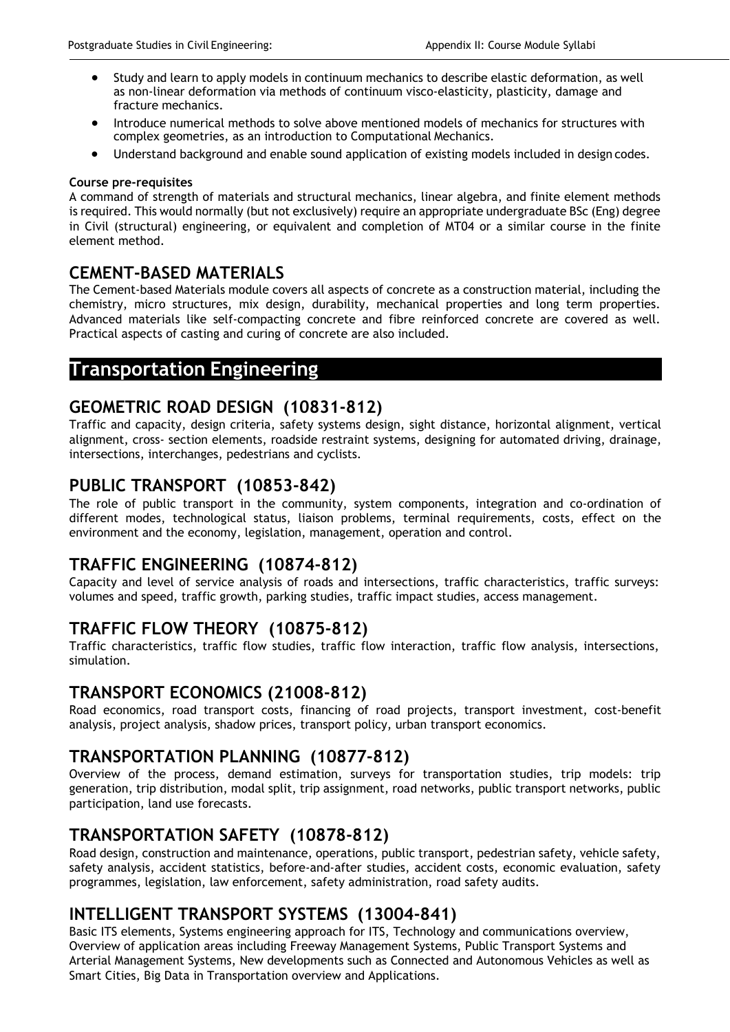- Study and learn to apply models in continuum mechanics to describe elastic deformation, as well as non-linear deformation via methods of continuum visco-elasticity, plasticity, damage and fracture mechanics.
- Introduce numerical methods to solve above mentioned models of mechanics for structures with complex geometries, as an introduction to Computational Mechanics.
- Understand background and enable sound application of existing models included in design codes.

**Course pre-requisites**

A command of strength of materials and structural mechanics, linear algebra, and finite element methods is required. This would normally (but not exclusively) require an appropriate undergraduate BSc (Eng) degree in Civil (structural) engineering, or equivalent and completion of MT04 or a similar course in the finite element method.

## CEMENT-BASED MATERIALS

The Cement-based Materials module covers all aspects of concrete as a construction material, including the chemistry, micro structures, mix design, durability, mechanical properties and long term properties. Advanced materials like self-compacting concrete and fibre reinforced concrete are covered as well. Practical aspects of casting and curing of concrete are also included.

# Transportation Engineering

## GEOMETRIC ROAD DESIGN (10831-812)

Traffic and capacity, design criteria, safety systems design, sight distance, horizontal alignment, vertical alignment, cross- section elements, roadside restraint systems, designing for automated driving, drainage, intersections, interchanges, pedestrians and cyclists.

## PUBLIC TRANSPORT (10853-842)

The role of public transport in the community, system components, integration and co-ordination of different modes, technological status, liaison problems, terminal requirements, costs, effect on the environment and the economy, legislation, management, operation and control.

## TRAFFIC ENGINEERING (10874-812)

Capacity and level of service analysis of roads and intersections, traffic characteristics, traffic surveys: volumes and speed, traffic growth, parking studies, traffic impact studies, access management.

## TRAFFIC FLOW THEORY (10875-812)

Traffic characteristics, traffic flow studies, traffic flow interaction, traffic flow analysis, intersections, simulation.

## TRANSPORT ECONOMICS (21008-812)

Road economics, road transport costs, financing of road projects, transport investment, cost-benefit analysis, project analysis, shadow prices, transport policy, urban transport economics.

## TRANSPORTATION PLANNING (10877-812)

Overview of the process, demand estimation, surveys for transportation studies, trip models: trip generation, trip distribution, modal split, trip assignment, road networks, public transport networks, public participation, land use forecasts.

## TRANSPORTATION SAFETY (10878-812)

Road design, construction and maintenance, operations, public transport, pedestrian safety, vehicle safety, safety analysis, accident statistics, before-and-after studies, accident costs, economic evaluation, safety programmes, legislation, law enforcement, safety administration, road safety audits.

## INTELLIGENT TRANSPORT SYSTEMS (13004-841)

Basic ITS elements, Systems engineering approach for ITS, Technology and communications overview, Overview of application areas including Freeway Management Systems, Public Transport Systems and Arterial Management Systems, New developments such as Connected and Autonomous Vehicles as well as Smart Cities, Big Data in Transportation overview and Applications.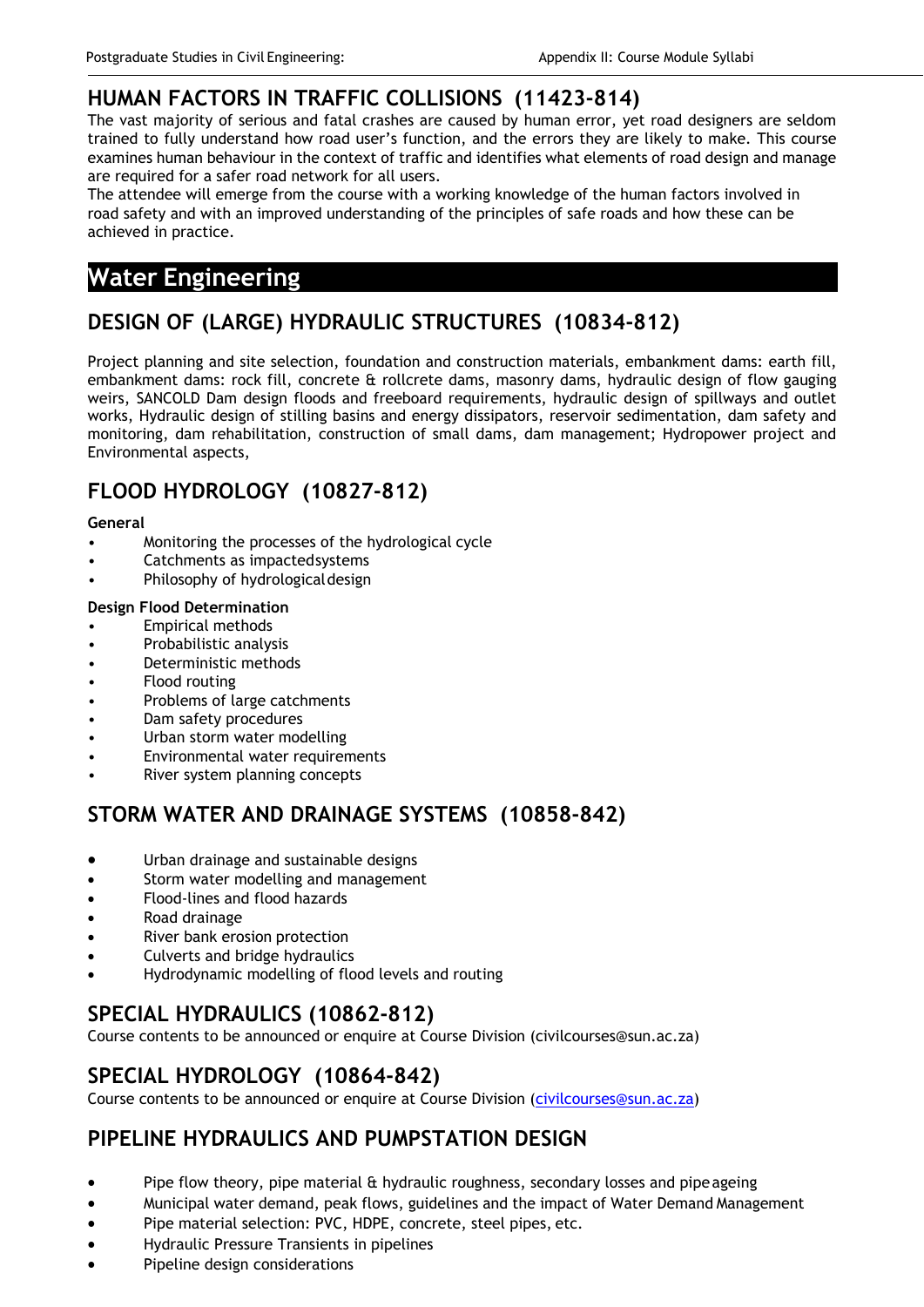## HUMAN FACTORS IN TRAFFIC COLLISIONS (11423-814)

The vast majority of serious and fatal crashes are caused by human error, yet road designers are seldom trained to fully understand how road user's function, and the errors they are likely to make. This course examines human behaviour in the context of traffic and identifies what elements of road design and manage are required for a safer road network for all users.
The attendee will emerge from the course with a working knowledge of the human factors involved in road safety and with an improved understanding of the principles of safe roads and how these can be achieved in practice.

# Water Engineering

## DESIGN OF (LARGE) HYDRAULIC STRUCTURES (10834-812)

Project planning and site selection, foundation and construction materials, embankment dams: earth fill, embankment dams: rock fill, concrete & rollcrete dams, masonry dams, hydraulic design of flow gauging weirs, SANCOLD Dam design floods and freeboard requirements, hydraulic design of spillways and outlet works, Hydraulic design of stilling basins and energy dissipators, reservoir sedimentation, dam safety and monitoring, dam rehabilitation, construction of small dams, dam management; Hydropower project and Environmental aspects,

## FLOOD HYDROLOGY (10827-812)

**General**

- Monitoring the processes of the hydrological cycle
- Catchments as impactedsystems
- Philosophy of hydrologicaldesign

**Design Flood Determination**

- Empirical methods
- Probabilistic analysis
- Deterministic methods
- Flood routing
- Problems of large catchments
- Dam safety procedures
- Urban storm water modelling
- Environmental water requirements
- River system planning concepts

## STORM WATER AND DRAINAGE SYSTEMS (10858-842)

- Urban drainage and sustainable designs
- Storm water modelling and management
- Flood-lines and flood hazards
- Road drainage
- River bank erosion protection
- Culverts and bridge hydraulics
- Hydrodynamic modelling of flood levels and routing

## SPECIAL HYDRAULICS (10862-812)

Course contents to be announced or enquire at Course Division (civilcourses@sun.ac.za)

## SPECIAL HYDROLOGY (10864-842)

Course contents to be announced or enquire at Course Division (civilcourses@sun.ac.za)

## PIPELINE HYDRAULICS AND PUMPSTATION DESIGN

- Pipe flow theory, pipe material & hydraulic roughness, secondary losses and pipe ageing
- Municipal water demand, peak flows, guidelines and the impact of Water Demand Management
- Pipe material selection: PVC, HDPE, concrete, steel pipes, etc.
- Hydraulic Pressure Transients in pipelines
- Pipeline design considerations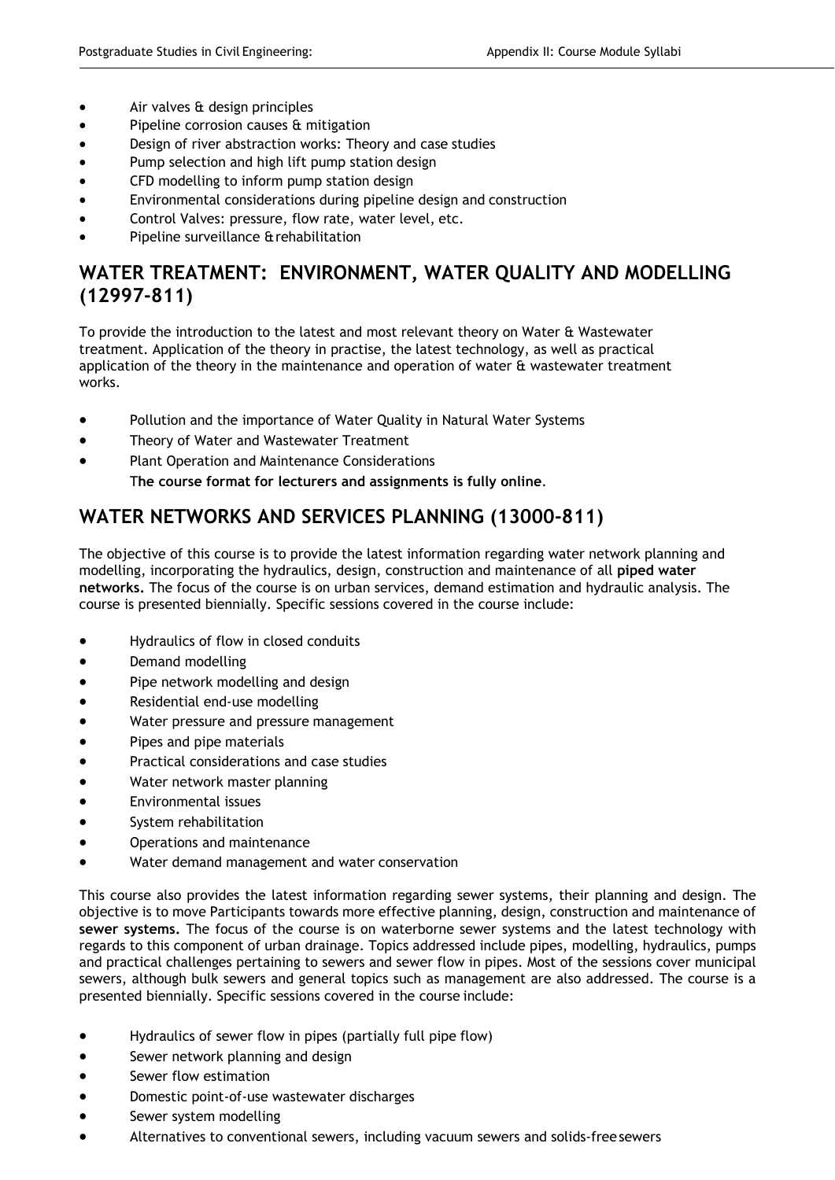- Air valves & design principles
- Pipeline corrosion causes & mitigation
- Design of river abstraction works: Theory and case studies
- Pump selection and high lift pump station design
- CFD modelling to inform pump station design
- Environmental considerations during pipeline design and construction
- Control Valves: pressure, flow rate, water level, etc.
- Pipeline surveillance & rehabilitation

## WATER TREATMENT: ENVIRONMENT, WATER QUALITY AND MODELLING (12997-811)

To provide the introduction to the latest and most relevant theory on Water & Wastewater treatment. Application of the theory in practise, the latest technology, as well as practical application of the theory in the maintenance and operation of water & wastewater treatment works.

- Pollution and the importance of Water Quality in Natural Water Systems
- Theory of Water and Wastewater Treatment
- Plant Operation and Maintenance Considerations

  T**he course format for lecturers and assignments is fully online**.

## WATER NETWORKS AND SERVICES PLANNING (13000-811)

The objective of this course is to provide the latest information regarding water network planning and modelling, incorporating the hydraulics, design, construction and maintenance of all **piped water networks.** The focus of the course is on urban services, demand estimation and hydraulic analysis. The course is presented biennially. Specific sessions covered in the course include:

- Hydraulics of flow in closed conduits
- Demand modelling
- Pipe network modelling and design
- Residential end-use modelling
- Water pressure and pressure management
- Pipes and pipe materials
- Practical considerations and case studies
- Water network master planning
- Environmental issues
- System rehabilitation
- Operations and maintenance
- Water demand management and water conservation

This course also provides the latest information regarding sewer systems, their planning and design. The objective is to move Participants towards more effective planning, design, construction and maintenance of **sewer systems.** The focus of the course is on waterborne sewer systems and the latest technology with regards to this component of urban drainage. Topics addressed include pipes, modelling, hydraulics, pumps and practical challenges pertaining to sewers and sewer flow in pipes. Most of the sessions cover municipal sewers, although bulk sewers and general topics such as management are also addressed. The course is a presented biennially. Specific sessions covered in the course include:

- Hydraulics of sewer flow in pipes (partially full pipe flow)
- Sewer network planning and design
- Sewer flow estimation
- Domestic point-of-use wastewater discharges
- Sewer system modelling
- Alternatives to conventional sewers, including vacuum sewers and solids-free sewers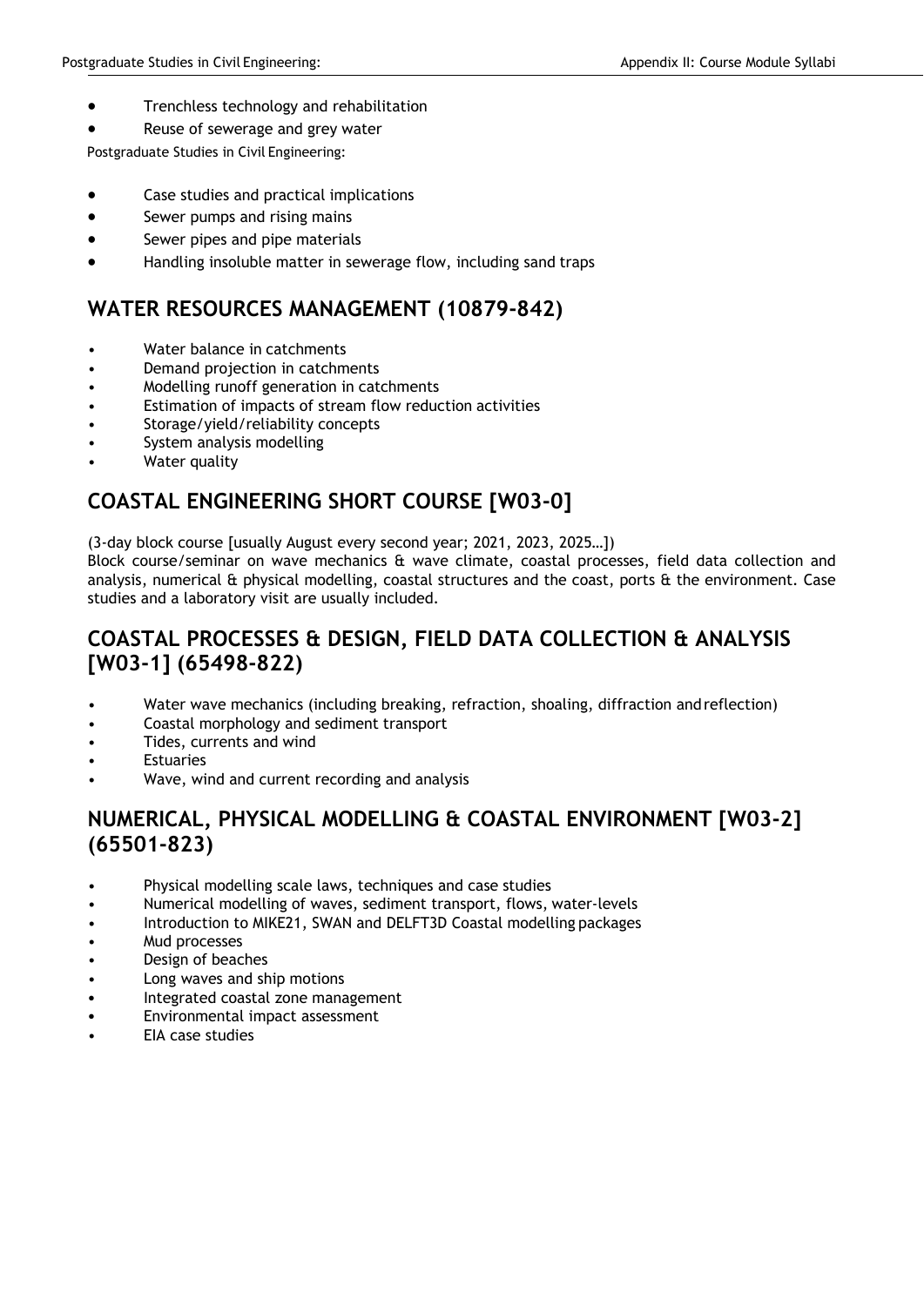- Trenchless technology and rehabilitation
- Reuse of sewerage and grey water

Postgraduate Studies in Civil Engineering:

- Case studies and practical implications
- Sewer pumps and rising mains
- Sewer pipes and pipe materials
- Handling insoluble matter in sewerage flow, including sand traps

## WATER RESOURCES MANAGEMENT (10879-842)

- Water balance in catchments
- Demand projection in catchments
- Modelling runoff generation in catchments
- Estimation of impacts of stream flow reduction activities
- Storage/yield/reliability concepts
- System analysis modelling
- Water quality

## COASTAL ENGINEERING SHORT COURSE [W03-0]

(3-day block course [usually August every second year; 2021, 2023, 2025…])
Block course/seminar on wave mechanics & wave climate, coastal processes, field data collection and analysis, numerical & physical modelling, coastal structures and the coast, ports & the environment. Case studies and a laboratory visit are usually included.

## COASTAL PROCESSES & DESIGN, FIELD DATA COLLECTION & ANALYSIS [W03-1] (65498-822)

- Water wave mechanics (including breaking, refraction, shoaling, diffraction and reflection)
- Coastal morphology and sediment transport
- Tides, currents and wind
- Estuaries
- Wave, wind and current recording and analysis

## NUMERICAL, PHYSICAL MODELLING & COASTAL ENVIRONMENT [W03-2] (65501-823)

- Physical modelling scale laws, techniques and case studies
- Numerical modelling of waves, sediment transport, flows, water-levels
- Introduction to MIKE21, SWAN and DELFT3D Coastal modelling packages
- Mud processes
- Design of beaches
- Long waves and ship motions
- Integrated coastal zone management
- Environmental impact assessment
- EIA case studies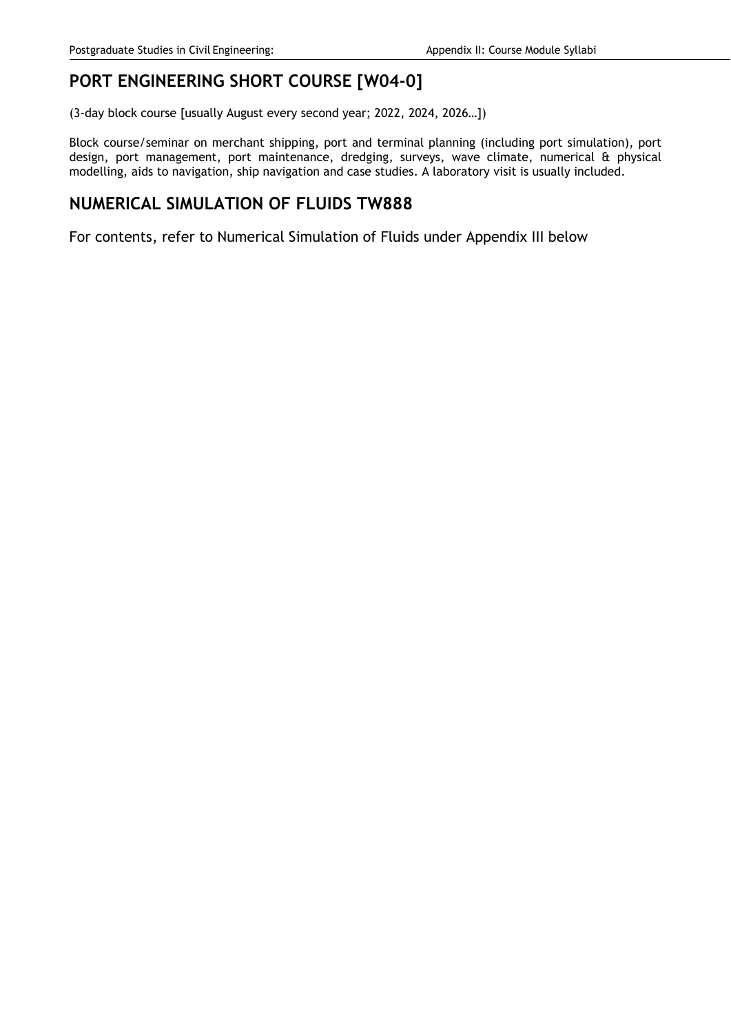## PORT ENGINEERING SHORT COURSE [W04-0]

(3-day block course [usually August every second year; 2022, 2024, 2026…])

Block course/seminar on merchant shipping, port and terminal planning (including port simulation), port design, port management, port maintenance, dredging, surveys, wave climate, numerical & physical modelling, aids to navigation, ship navigation and case studies. A laboratory visit is usually included.

## NUMERICAL SIMULATION OF FLUIDS TW888

For contents, refer to Numerical Simulation of Fluids under Appendix III below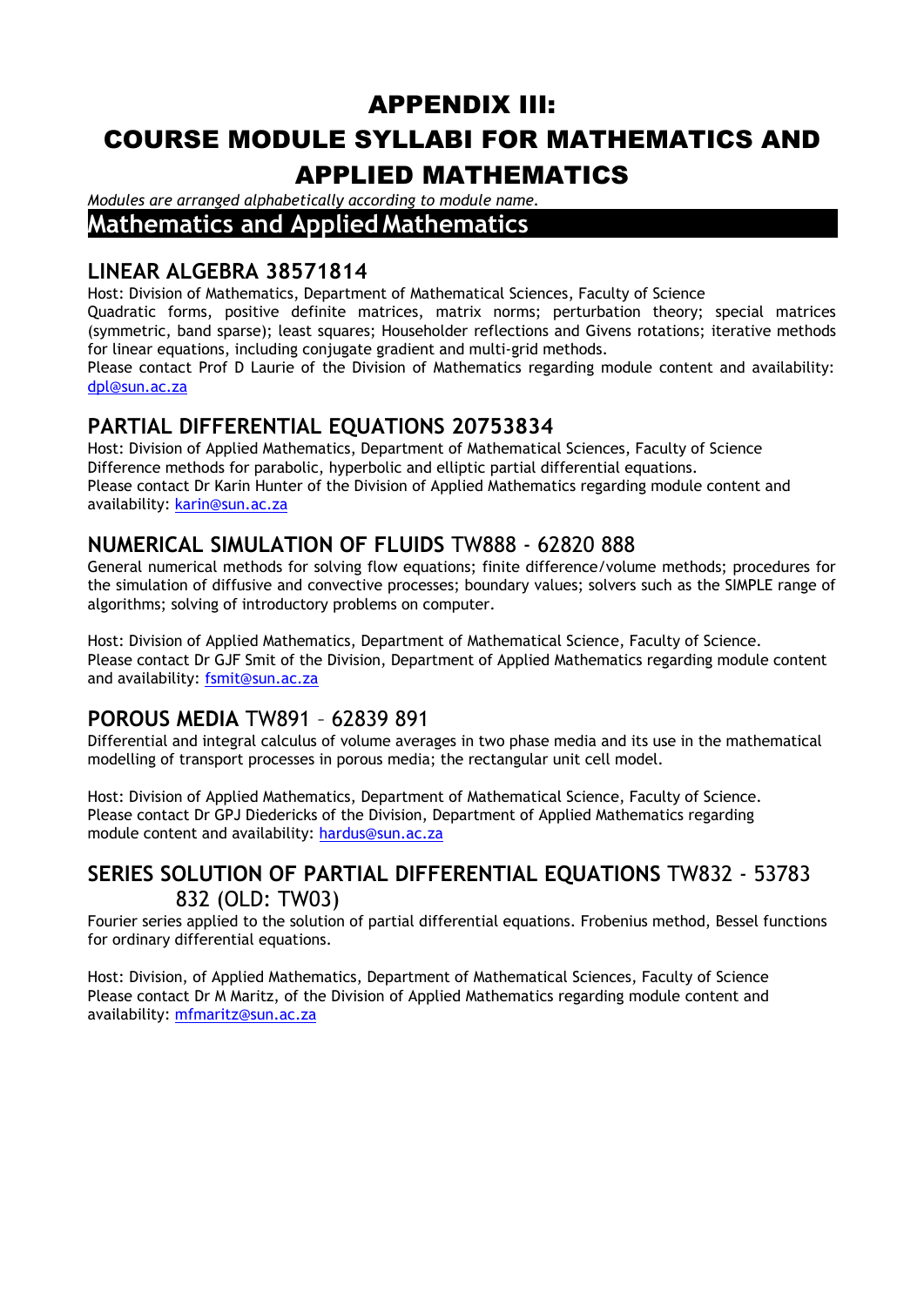# APPENDIX III:

# COURSE MODULE SYLLABI FOR MATHEMATICS AND APPLIED MATHEMATICS

*Modules are arranged alphabetically according to module name.*

## Mathematics and Applied Mathematics

### LINEAR ALGEBRA 38571814

Host: Division of Mathematics, Department of Mathematical Sciences, Faculty of Science

Quadratic forms, positive definite matrices, matrix norms; perturbation theory; special matrices (symmetric, band sparse); least squares; Householder reflections and Givens rotations; iterative methods for linear equations, including conjugate gradient and multi-grid methods.

Please contact Prof D Laurie of the Division of Mathematics regarding module content and availability: dpl@sun.ac.za

### PARTIAL DIFFERENTIAL EQUATIONS 20753834

Host: Division of Applied Mathematics, Department of Mathematical Sciences, Faculty of Science

Difference methods for parabolic, hyperbolic and elliptic partial differential equations.

Please contact Dr Karin Hunter of the Division of Applied Mathematics regarding module content and availability: karin@sun.ac.za

### NUMERICAL SIMULATION OF FLUIDS TW888 - 62820 888

General numerical methods for solving flow equations; finite difference/volume methods; procedures for the simulation of diffusive and convective processes; boundary values; solvers such as the SIMPLE range of algorithms; solving of introductory problems on computer.

Host: Division of Applied Mathematics, Department of Mathematical Science, Faculty of Science.

Please contact Dr GJF Smit of the Division, Department of Applied Mathematics regarding module content and availability: fsmit@sun.ac.za

### POROUS MEDIA TW891 – 62839 891

Differential and integral calculus of volume averages in two phase media and its use in the mathematical modelling of transport processes in porous media; the rectangular unit cell model.

Host: Division of Applied Mathematics, Department of Mathematical Science, Faculty of Science.

Please contact Dr GPJ Diedericks of the Division, Department of Applied Mathematics regarding module content and availability: hardus@sun.ac.za

### SERIES SOLUTION OF PARTIAL DIFFERENTIAL EQUATIONS TW832 - 53783 832 (OLD: TW03)

Fourier series applied to the solution of partial differential equations. Frobenius method, Bessel functions for ordinary differential equations.

Host: Division, of Applied Mathematics, Department of Mathematical Sciences, Faculty of Science

Please contact Dr M Maritz, of the Division of Applied Mathematics regarding module content and availability: mfmaritz@sun.ac.za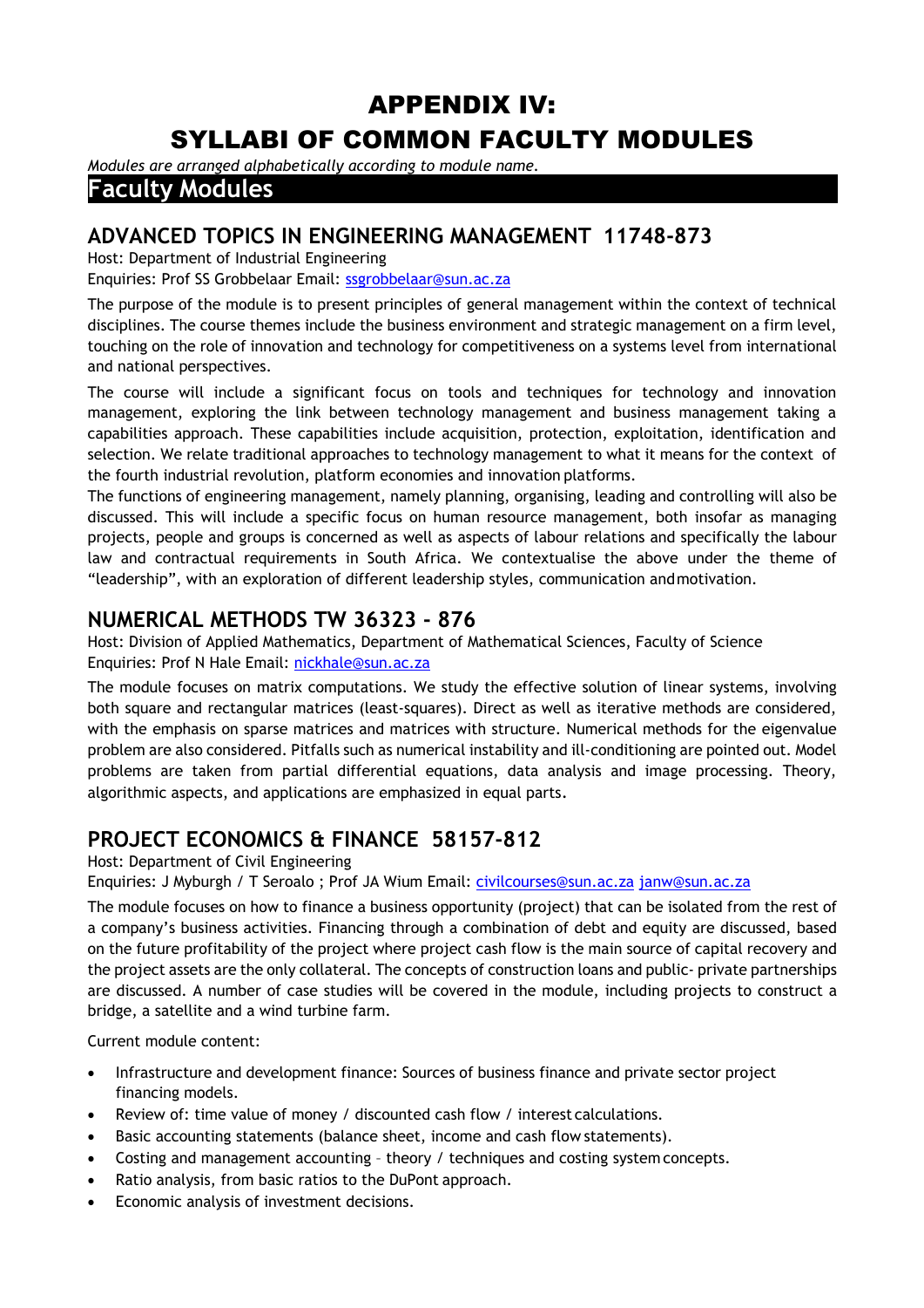# APPENDIX IV:
# SYLLABI OF COMMON FACULTY MODULES

*Modules are arranged alphabetically according to module name.*

## Faculty Modules

### ADVANCED TOPICS IN ENGINEERING MANAGEMENT 11748-873

Host: Department of Industrial Engineering
Enquiries: Prof SS Grobbelaar Email: ssgrobbelaar@sun.ac.za

The purpose of the module is to present principles of general management within the context of technical disciplines. The course themes include the business environment and strategic management on a firm level, touching on the role of innovation and technology for competitiveness on a systems level from international and national perspectives.

The course will include a significant focus on tools and techniques for technology and innovation management, exploring the link between technology management and business management taking a capabilities approach. These capabilities include acquisition, protection, exploitation, identification and selection. We relate traditional approaches to technology management to what it means for the context of the fourth industrial revolution, platform economies and innovation platforms.

The functions of engineering management, namely planning, organising, leading and controlling will also be discussed. This will include a specific focus on human resource management, both insofar as managing projects, people and groups is concerned as well as aspects of labour relations and specifically the labour law and contractual requirements in South Africa. We contextualise the above under the theme of "leadership", with an exploration of different leadership styles, communication and motivation.

### NUMERICAL METHODS TW 36323 - 876

Host: Division of Applied Mathematics, Department of Mathematical Sciences, Faculty of Science
Enquiries: Prof N Hale Email: nickhale@sun.ac.za

The module focuses on matrix computations. We study the effective solution of linear systems, involving both square and rectangular matrices (least-squares). Direct as well as iterative methods are considered, with the emphasis on sparse matrices and matrices with structure. Numerical methods for the eigenvalue problem are also considered. Pitfalls such as numerical instability and ill-conditioning are pointed out. Model problems are taken from partial differential equations, data analysis and image processing. Theory, algorithmic aspects, and applications are emphasized in equal parts.

### PROJECT ECONOMICS & FINANCE 58157-812

Host: Department of Civil Engineering
Enquiries: J Myburgh / T Seroalo ; Prof JA Wium Email: civilcourses@sun.ac.za janw@sun.ac.za

The module focuses on how to finance a business opportunity (project) that can be isolated from the rest of a company's business activities. Financing through a combination of debt and equity are discussed, based on the future profitability of the project where project cash flow is the main source of capital recovery and the project assets are the only collateral. The concepts of construction loans and public- private partnerships are discussed. A number of case studies will be covered in the module, including projects to construct a bridge, a satellite and a wind turbine farm.

Current module content:

- Infrastructure and development finance: Sources of business finance and private sector project financing models.
- Review of: time value of money / discounted cash flow / interest calculations.
- Basic accounting statements (balance sheet, income and cash flow statements).
- Costing and management accounting – theory / techniques and costing system concepts.
- Ratio analysis, from basic ratios to the DuPont approach.
- Economic analysis of investment decisions.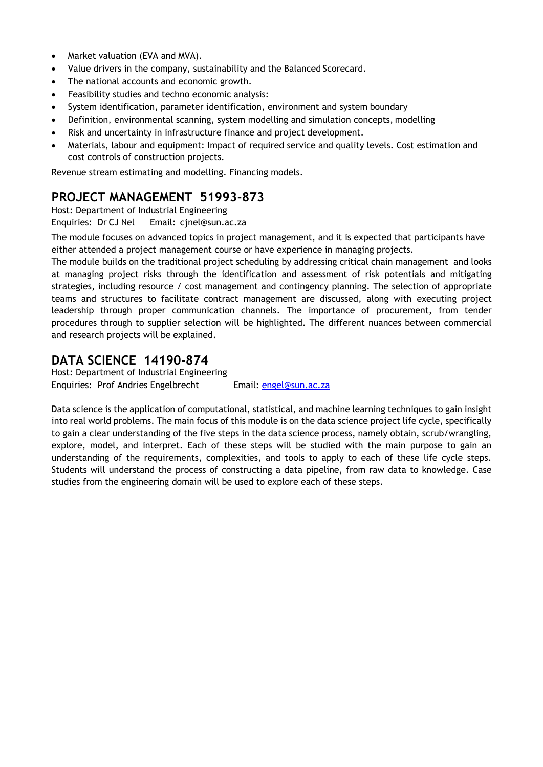- Market valuation (EVA and MVA).
- Value drivers in the company, sustainability and the Balanced Scorecard.
- The national accounts and economic growth.
- Feasibility studies and techno economic analysis:
- System identification, parameter identification, environment and system boundary
- Definition, environmental scanning, system modelling and simulation concepts, modelling
- Risk and uncertainty in infrastructure finance and project development.
- Materials, labour and equipment: Impact of required service and quality levels. Cost estimation and cost controls of construction projects.

Revenue stream estimating and modelling. Financing models.

## PROJECT MANAGEMENT 51993-873

Host: Department of Industrial Engineering

Enquiries: Dr CJ Nel Email: cjnel@sun.ac.za

The module focuses on advanced topics in project management, and it is expected that participants have either attended a project management course or have experience in managing projects.

The module builds on the traditional project scheduling by addressing critical chain management and looks at managing project risks through the identification and assessment of risk potentials and mitigating strategies, including resource / cost management and contingency planning. The selection of appropriate teams and structures to facilitate contract management are discussed, along with executing project leadership through proper communication channels. The importance of procurement, from tender procedures through to supplier selection will be highlighted. The different nuances between commercial and research projects will be explained.

## DATA SCIENCE 14190-874

Host: Department of Industrial Engineering

Enquiries: Prof Andries Engelbrecht Email: engel@sun.ac.za

Data science is the application of computational, statistical, and machine learning techniques to gain insight into real world problems. The main focus of this module is on the data science project life cycle, specifically to gain a clear understanding of the five steps in the data science process, namely obtain, scrub/wrangling, explore, model, and interpret. Each of these steps will be studied with the main purpose to gain an understanding of the requirements, complexities, and tools to apply to each of these life cycle steps. Students will understand the process of constructing a data pipeline, from raw data to knowledge. Case studies from the engineering domain will be used to explore each of these steps.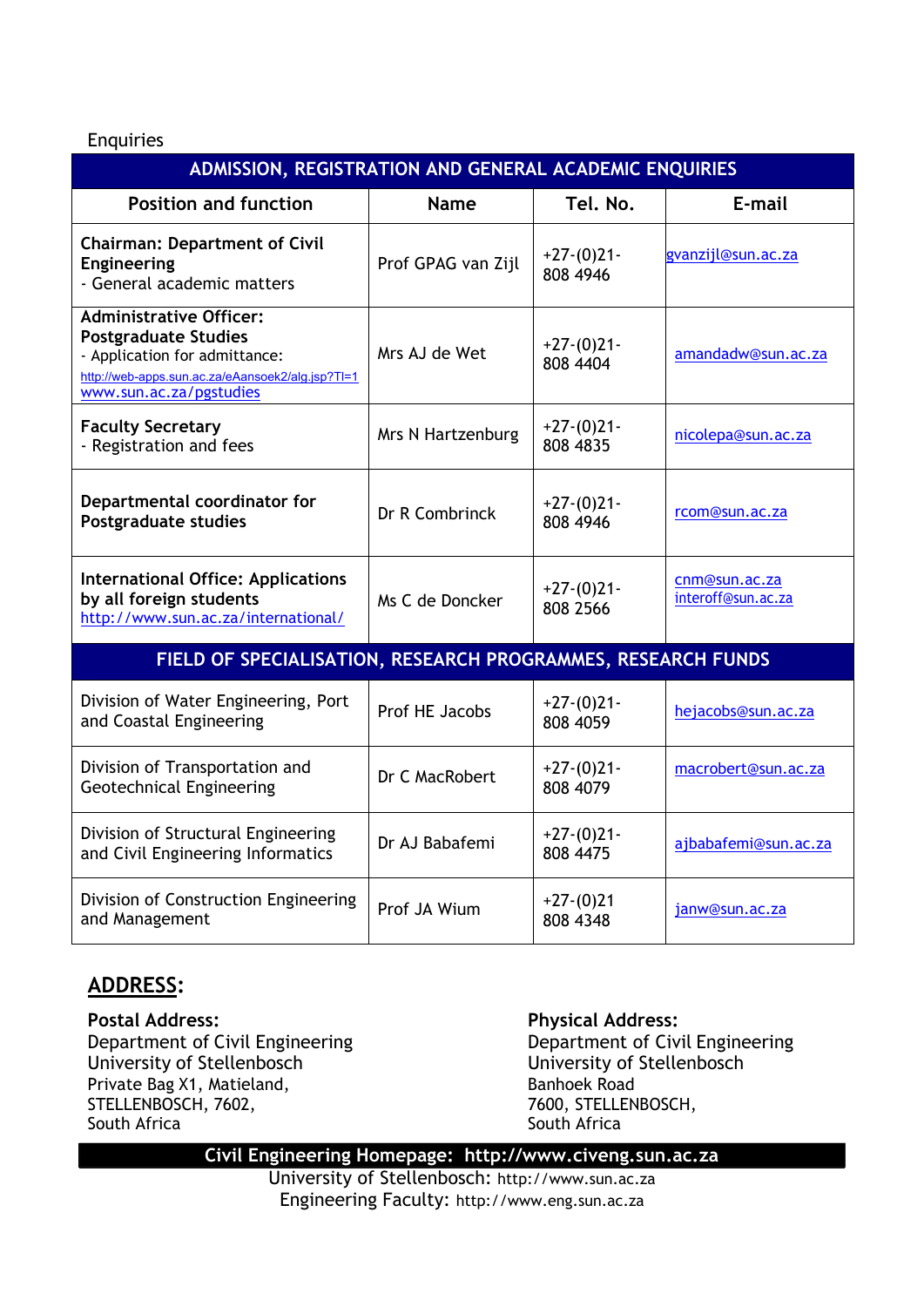Enquiries

| ADMISSION, REGISTRATION AND GENERAL ACADEMIC ENQUIRIES | | | |
|---|---|---|---|
| **Position and function** | **Name** | **Tel. No.** | **E-mail** |
| **Chairman: Department of Civil Engineering**<br>- General academic matters | Prof GPAG van Zijl | +27-(0)21-808 4946 | gvanzijl@sun.ac.za |
| **Administrative Officer: Postgraduate Studies**<br>- Application for admittance: http://web-apps.sun.ac.za/eAansoek2/alg.jsp?Tl=1 www.sun.ac.za/pgstudies | Mrs AJ de Wet | +27-(0)21-808 4404 | amandadw@sun.ac.za |
| **Faculty Secretary**<br>- Registration and fees | Mrs N Hartzenburg | +27-(0)21-808 4835 | nicolepa@sun.ac.za |
| **Departmental coordinator for Postgraduate studies** | Dr R Combrinck | +27-(0)21-808 4946 | rcom@sun.ac.za |
| **International Office: Applications by all foreign students**<br>http://www.sun.ac.za/international/ | Ms C de Doncker | +27-(0)21-808 2566 | cnm@sun.ac.za<br>interoff@sun.ac.za |
| **FIELD OF SPECIALISATION, RESEARCH PROGRAMMES, RESEARCH FUNDS** | | | |
| Division of Water Engineering, Port and Coastal Engineering | Prof HE Jacobs | +27-(0)21-808 4059 | hejacobs@sun.ac.za |
| Division of Transportation and Geotechnical Engineering | Dr C MacRobert | +27-(0)21-808 4079 | macrobert@sun.ac.za |
| Division of Structural Engineering and Civil Engineering Informatics | Dr AJ Babafemi | +27-(0)21-808 4475 | ajbabafemi@sun.ac.za |
| Division of Construction Engineering and Management | Prof JA Wium | +27-(0)21 808 4348 | janw@sun.ac.za |

## ADDRESS:

**Postal Address:**
Department of Civil Engineering
University of Stellenbosch
Private Bag X1, Matieland,
STELLENBOSCH, 7602,
South Africa

**Physical Address:**
Department of Civil Engineering
University of Stellenbosch
Banhoek Road
7600, STELLENBOSCH,
South Africa

**Civil Engineering Homepage: http://www.civeng.sun.ac.za**

University of Stellenbosch: http://www.sun.ac.za

Engineering Faculty: http://www.eng.sun.ac.za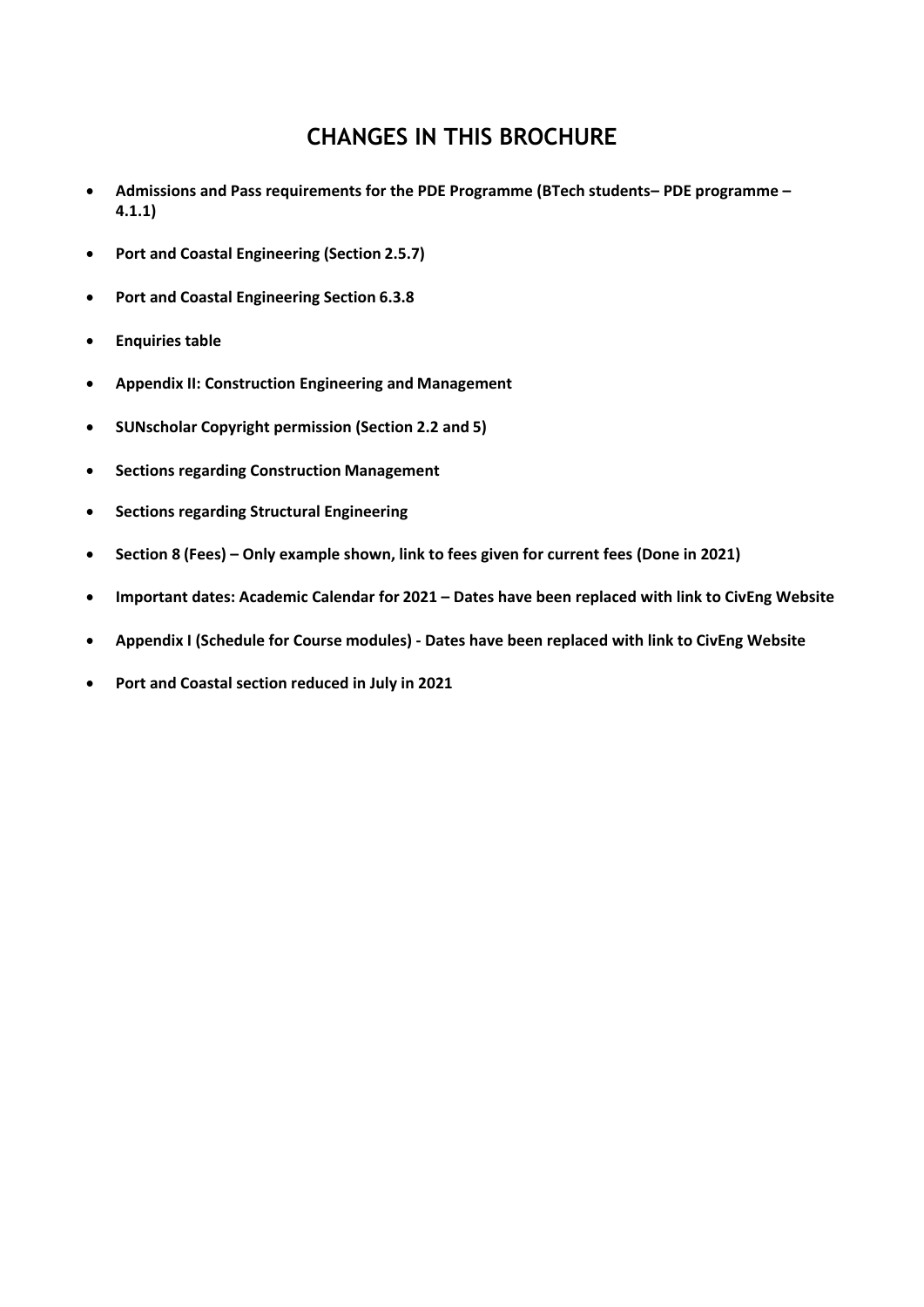# CHANGES IN THIS BROCHURE

- **Admissions and Pass requirements for the PDE Programme (BTech students– PDE programme – 4.1.1)**
- **Port and Coastal Engineering (Section 2.5.7)**
- **Port and Coastal Engineering Section 6.3.8**
- **Enquiries table**
- **Appendix II: Construction Engineering and Management**
- **SUNscholar Copyright permission (Section 2.2 and 5)**
- **Sections regarding Construction Management**
- **Sections regarding Structural Engineering**
- **Section 8 (Fees) – Only example shown, link to fees given for current fees (Done in 2021)**
- **Important dates: Academic Calendar for 2021 – Dates have been replaced with link to CivEng Website**
- **Appendix I (Schedule for Course modules) - Dates have been replaced with link to CivEng Website**
- **Port and Coastal section reduced in July in 2021**